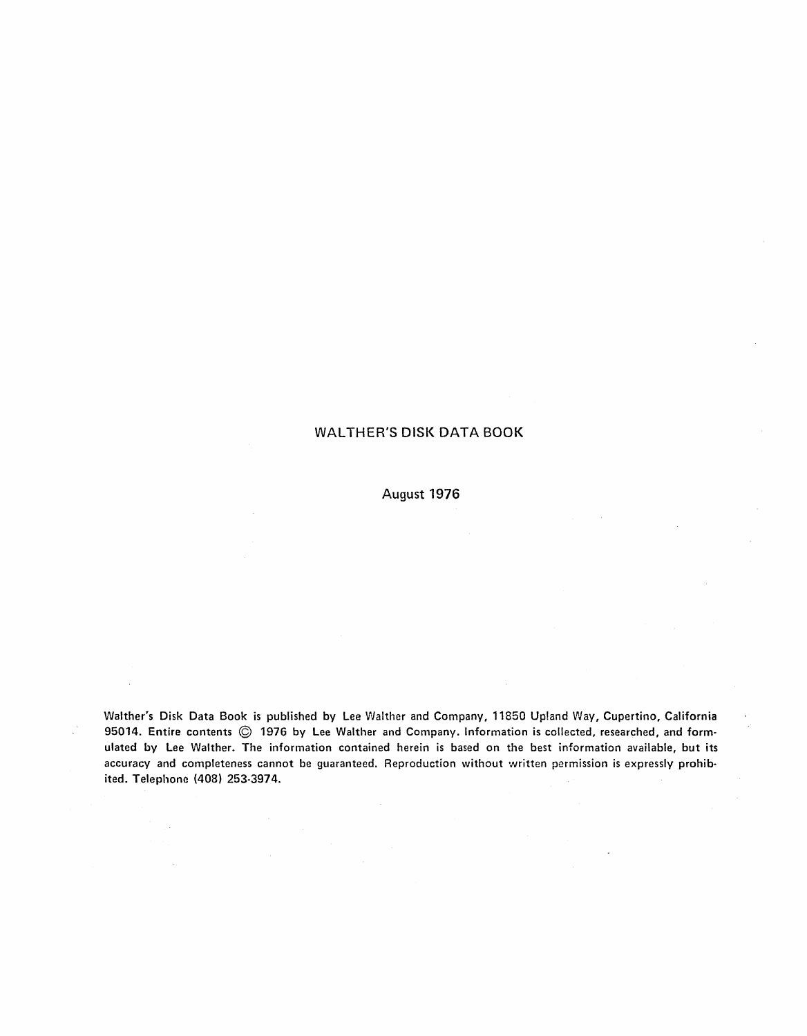# WALTHER'S DISK DATA BOOK

August 1976

Walther's Disk Data Book is published by Lee Walther and Company, 11850 Upland Way, Cupertino, California 95014. Entire contents © 1976 by Lee Walther and Company. Information is collected, researched, and formulated by Lee Walther. The information contained herein is based on the best information available, but its accuracy and completeness cannot be guaranteed. Reproduction without written permission is expressly prohibited. Telephone (408) 253-3974.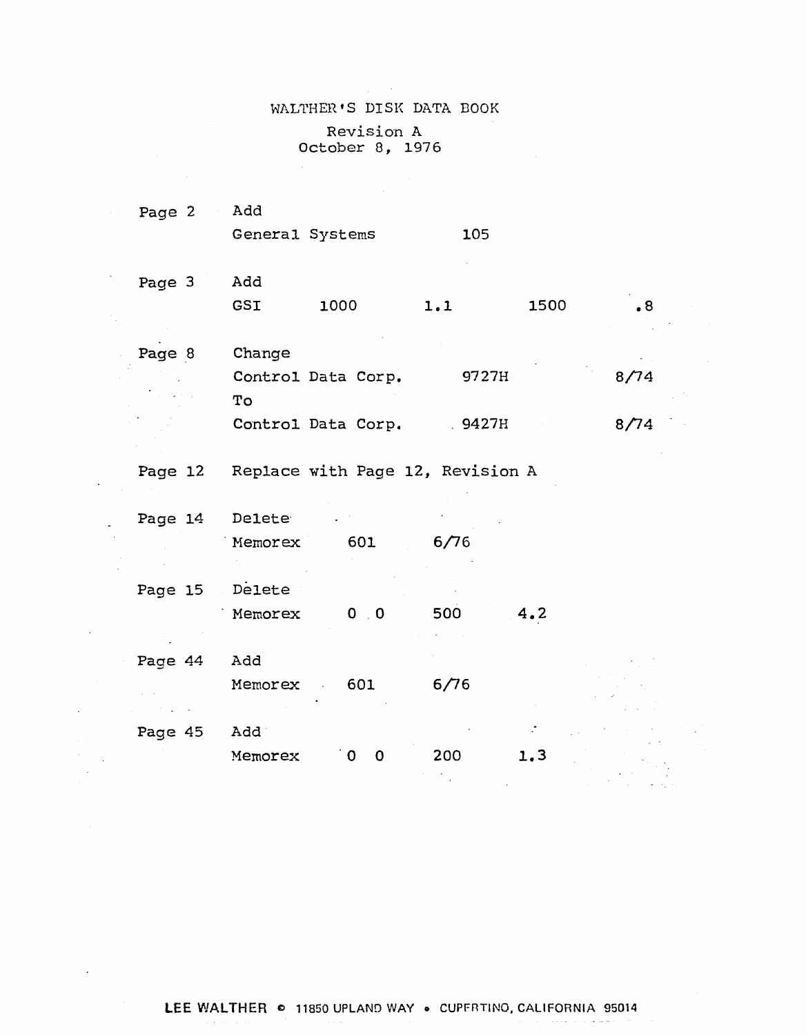# WALTHER'S DISK DATA BOOK

Revision A
October 8, 1976

| | | | | | |
|---|---|---|---|---|---|
| Page 2 | Add | | | | |
| | General Systems | | 105 | | |
| Page 3 | Add | | | | |
| | GSI | 1000 | 1.1 | 1500 | .8 |
| Page 8 | Change | | | | |
| | Control Data Corp. | | 9727H | | 8/74 |
| | To | | | | |
| | Control Data Corp. | | 9427H | | 8/74 |
| Page 12 | Replace with Page 12, Revision A | | | | |
| Page 14 | Delete | | | | |
| | Memorex | 601 | 6/76 | | |
| Page 15 | Delete | | | | |
| | Memorex | 0 0 | 500 | 4.2 | |
| Page 44 | Add | | | | |
| | Memorex | 601 | 6/76 | | |
| Page 45 | Add | | | | |
| | Memorex | 0 0 | 200 | 1.3 | |

LEE WALTHER © 11850 UPLAND WAY • CUPERTINO, CALIFORNIA 95014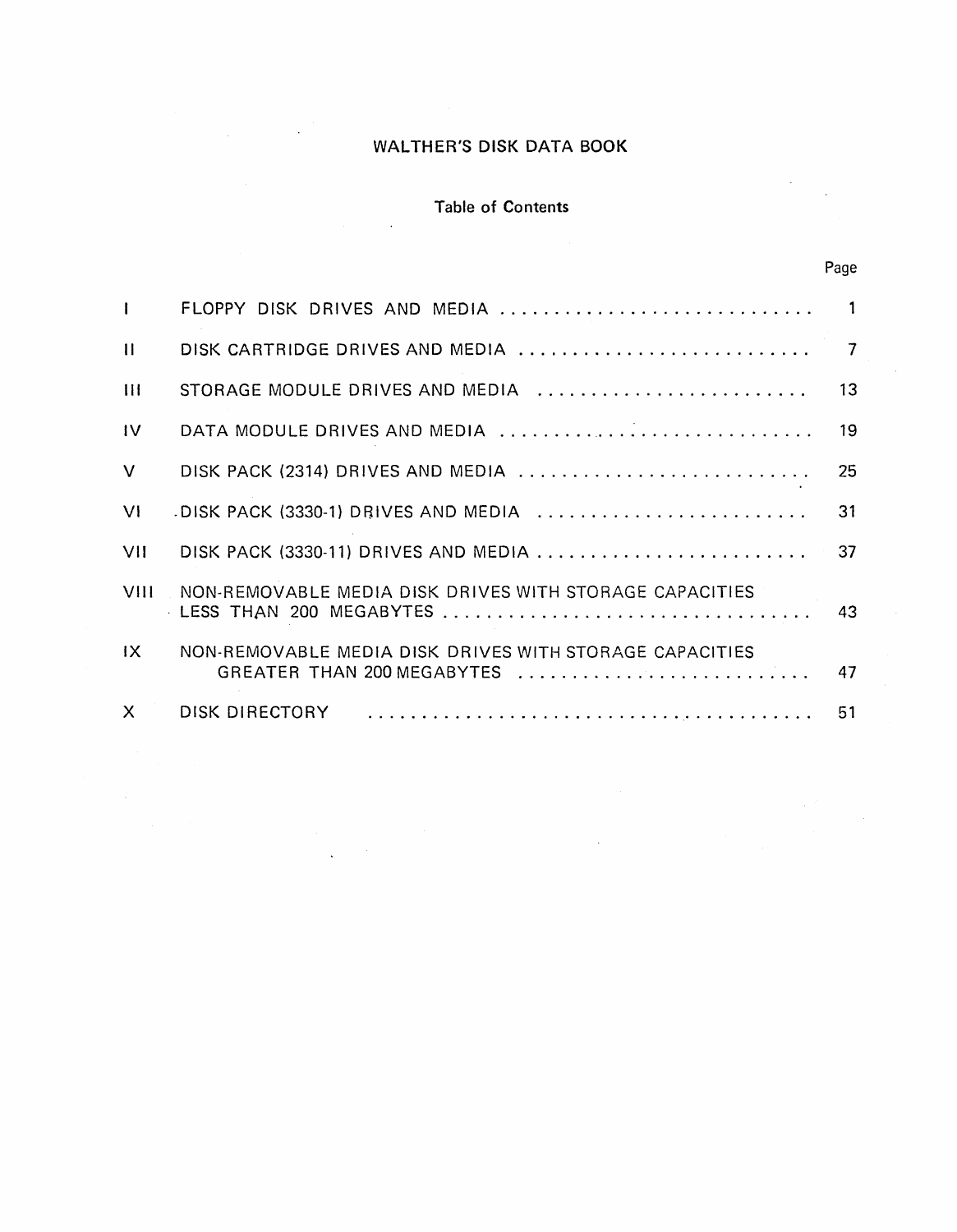# WALTHER'S DISK DATA BOOK

## Table of Contents

| | | Page |
|---|---|---|
| I | FLOPPY DISK DRIVES AND MEDIA | 1 |
| II | DISK CARTRIDGE DRIVES AND MEDIA | 7 |
| III | STORAGE MODULE DRIVES AND MEDIA | 13 |
| IV | DATA MODULE DRIVES AND MEDIA | 19 |
| V | DISK PACK (2314) DRIVES AND MEDIA | 25 |
| VI | DISK PACK (3330-1) DRIVES AND MEDIA | 31 |
| VII | DISK PACK (3330-11) DRIVES AND MEDIA | 37 |
| VIII | NON-REMOVABLE MEDIA DISK DRIVES WITH STORAGE CAPACITIES LESS THAN 200 MEGABYTES | 43 |
| IX | NON-REMOVABLE MEDIA DISK DRIVES WITH STORAGE CAPACITIES GREATER THAN 200 MEGABYTES | 47 |
| X | DISK DIRECTORY | 51 |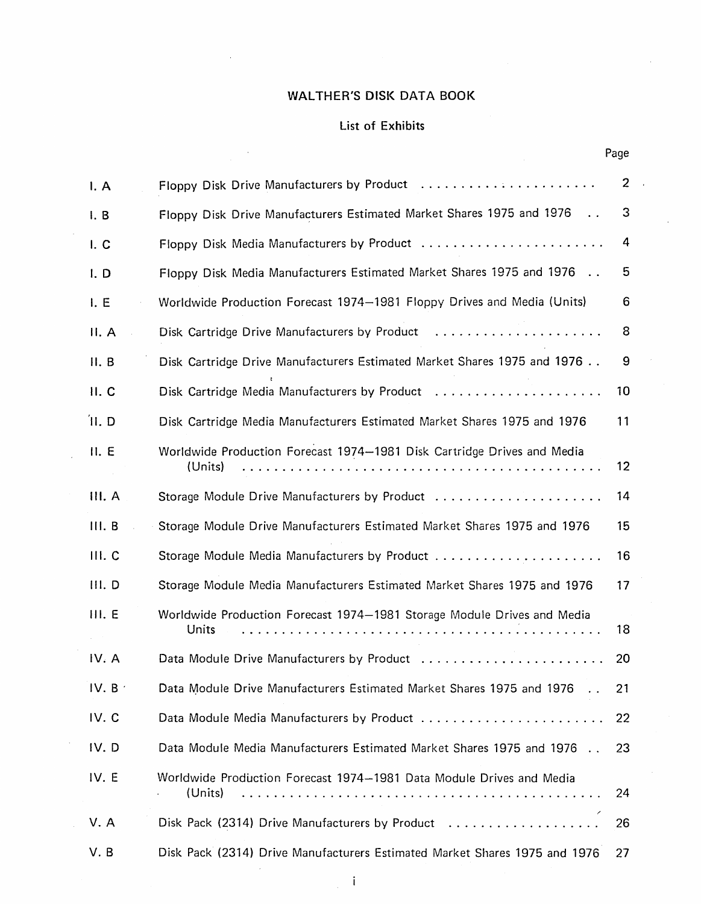# WALTHER'S DISK DATA BOOK

## List of Exhibits

| | | Page |
|---|---|---|
| I. A | Floppy Disk Drive Manufacturers by Product | 2 |
| I. B | Floppy Disk Drive Manufacturers Estimated Market Shares 1975 and 1976 | 3 |
| I. C | Floppy Disk Media Manufacturers by Product | 4 |
| I. D | Floppy Disk Media Manufacturers Estimated Market Shares 1975 and 1976 | 5 |
| I. E | Worldwide Production Forecast 1974–1981 Floppy Drives and Media (Units) | 6 |
| II. A | Disk Cartridge Drive Manufacturers by Product | 8 |
| II. B | Disk Cartridge Drive Manufacturers Estimated Market Shares 1975 and 1976 | 9 |
| II. C | Disk Cartridge Media Manufacturers by Product | 10 |
| II. D | Disk Cartridge Media Manufacturers Estimated Market Shares 1975 and 1976 | 11 |
| II. E | Worldwide Production Forecast 1974–1981 Disk Cartridge Drives and Media (Units) | 12 |
| III. A | Storage Module Drive Manufacturers by Product | 14 |
| III. B | Storage Module Drive Manufacturers Estimated Market Shares 1975 and 1976 | 15 |
| III. C | Storage Module Media Manufacturers by Product | 16 |
| III. D | Storage Module Media Manufacturers Estimated Market Shares 1975 and 1976 | 17 |
| III. E | Worldwide Production Forecast 1974–1981 Storage Module Drives and Media Units | 18 |
| IV. A | Data Module Drive Manufacturers by Product | 20 |
| IV. B | Data Module Drive Manufacturers Estimated Market Shares 1975 and 1976 | 21 |
| IV. C | Data Module Media Manufacturers by Product | 22 |
| IV. D | Data Module Media Manufacturers Estimated Market Shares 1975 and 1976 | 23 |
| IV. E | Worldwide Production Forecast 1974–1981 Data Module Drives and Media (Units) | 24 |
| V. A | Disk Pack (2314) Drive Manufacturers by Product | 26 |
| V. B | Disk Pack (2314) Drive Manufacturers Estimated Market Shares 1975 and 1976 | 27 |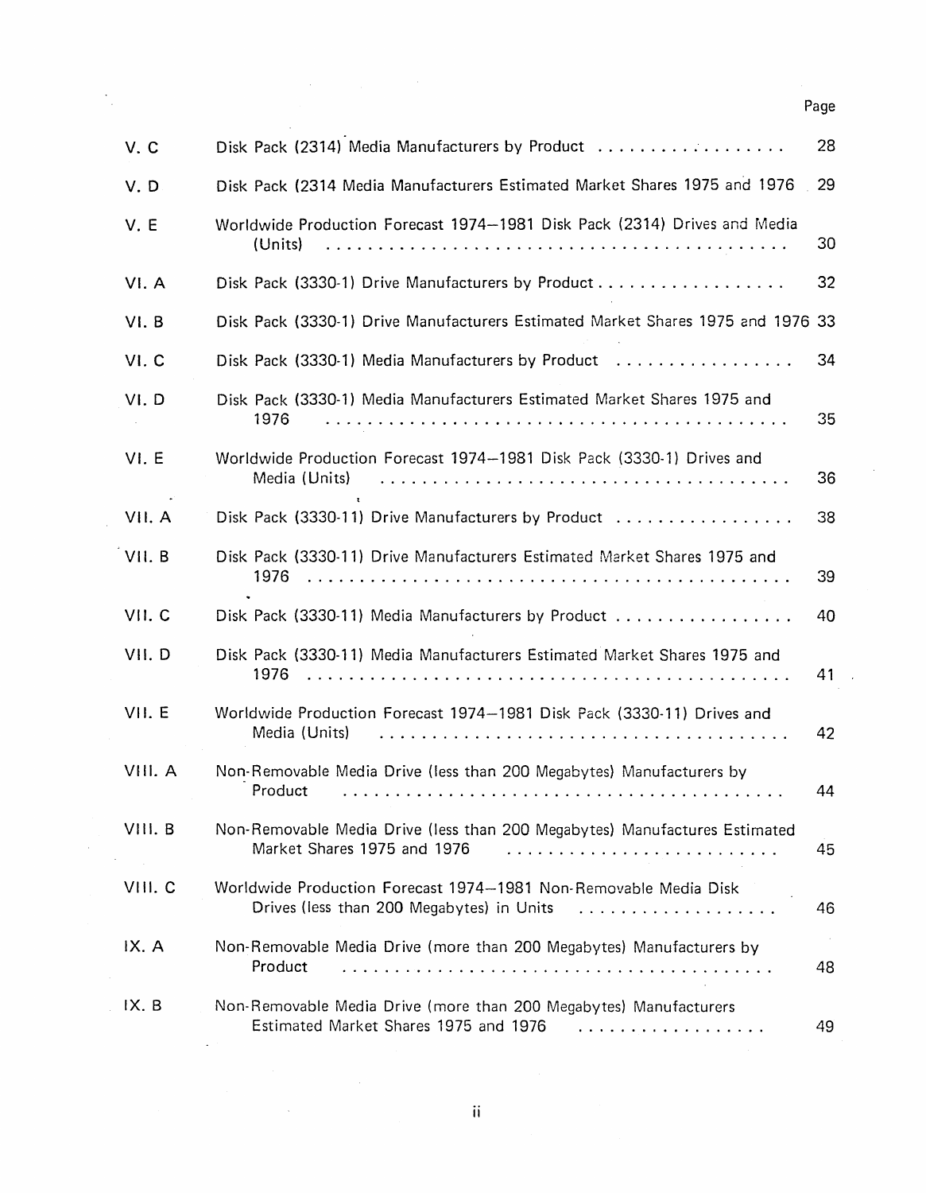| | | Page |
|---|---|---|
| V. C | Disk Pack (2314) Media Manufacturers by Product | 28 |
| V. D | Disk Pack (2314 Media Manufacturers Estimated Market Shares 1975 and 1976 | 29 |
| V. E | Worldwide Production Forecast 1974—1981 Disk Pack (2314) Drives and Media (Units) | 30 |
| VI. A | Disk Pack (3330-1) Drive Manufacturers by Product | 32 |
| VI. B | Disk Pack (3330-1) Drive Manufacturers Estimated Market Shares 1975 and 1976 | 33 |
| VI. C | Disk Pack (3330-1) Media Manufacturers by Product | 34 |
| VI. D | Disk Pack (3330-1) Media Manufacturers Estimated Market Shares 1975 and 1976 | 35 |
| VI. E | Worldwide Production Forecast 1974—1981 Disk Pack (3330-1) Drives and Media (Units) | 36 |
| VII. A | Disk Pack (3330-11) Drive Manufacturers by Product | 38 |
| VII. B | Disk Pack (3330-11) Drive Manufacturers Estimated Market Shares 1975 and 1976 | 39 |
| VII. C | Disk Pack (3330-11) Media Manufacturers by Product | 40 |
| VII. D | Disk Pack (3330-11) Media Manufacturers Estimated Market Shares 1975 and 1976 | 41 |
| VII. E | Worldwide Production Forecast 1974—1981 Disk Pack (3330-11) Drives and Media (Units) | 42 |
| VIII. A | Non-Removable Media Drive (less than 200 Megabytes) Manufacturers by Product | 44 |
| VIII. B | Non-Removable Media Drive (less than 200 Megabytes) Manufactures Estimated Market Shares 1975 and 1976 | 45 |
| VIII. C | Worldwide Production Forecast 1974—1981 Non-Removable Media Disk Drives (less than 200 Megabytes) in Units | 46 |
| IX. A | Non-Removable Media Drive (more than 200 Megabytes) Manufacturers by Product | 48 |
| IX. B | Non-Removable Media Drive (more than 200 Megabytes) Manufacturers Estimated Market Shares 1975 and 1976 | 49 |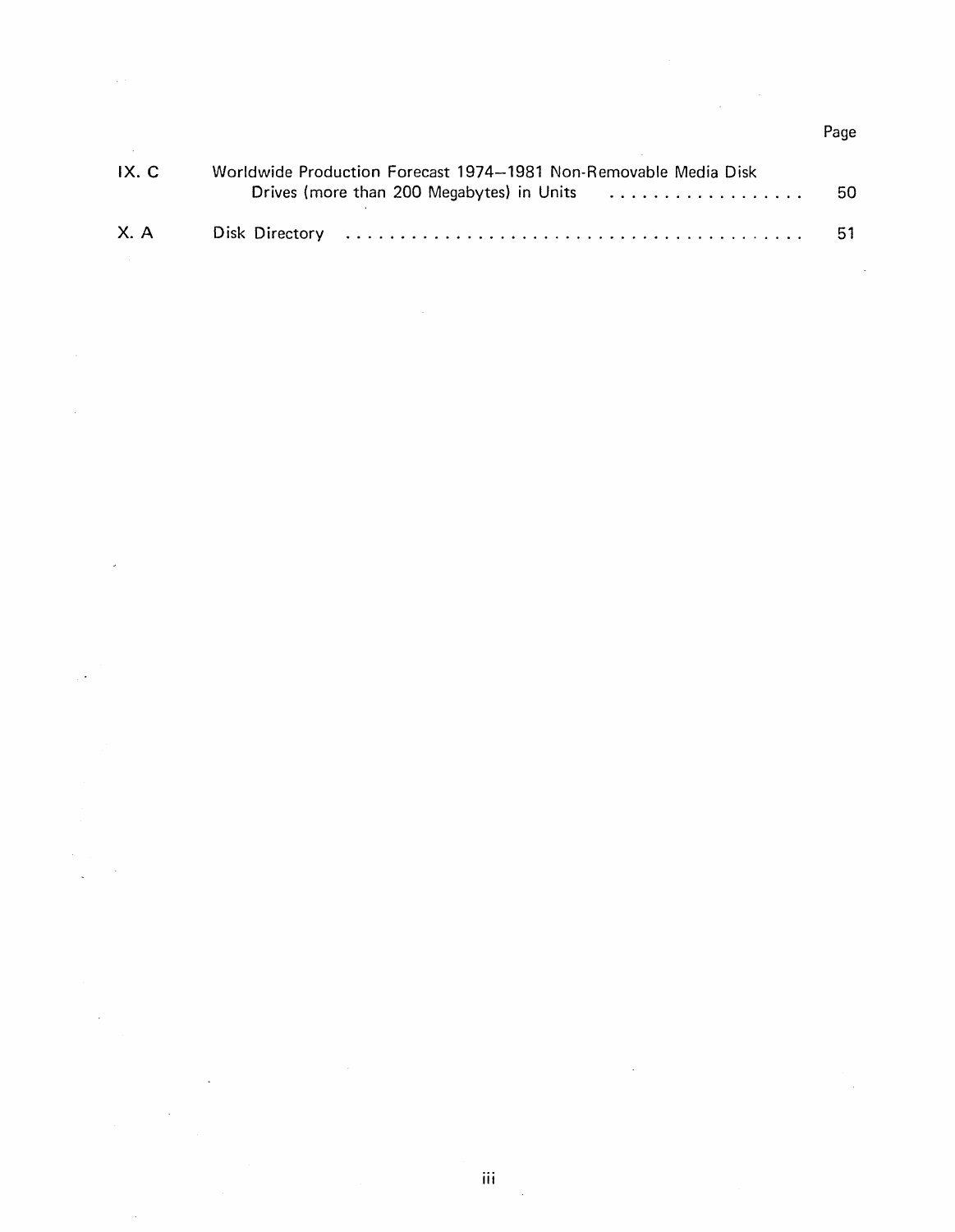| | | Page |
|---|---|---|
| IX. C | Worldwide Production Forecast 1974–1981 Non-Removable Media Disk Drives (more than 200 Megabytes) in Units | 50 |
| X. A | Disk Directory | 51 |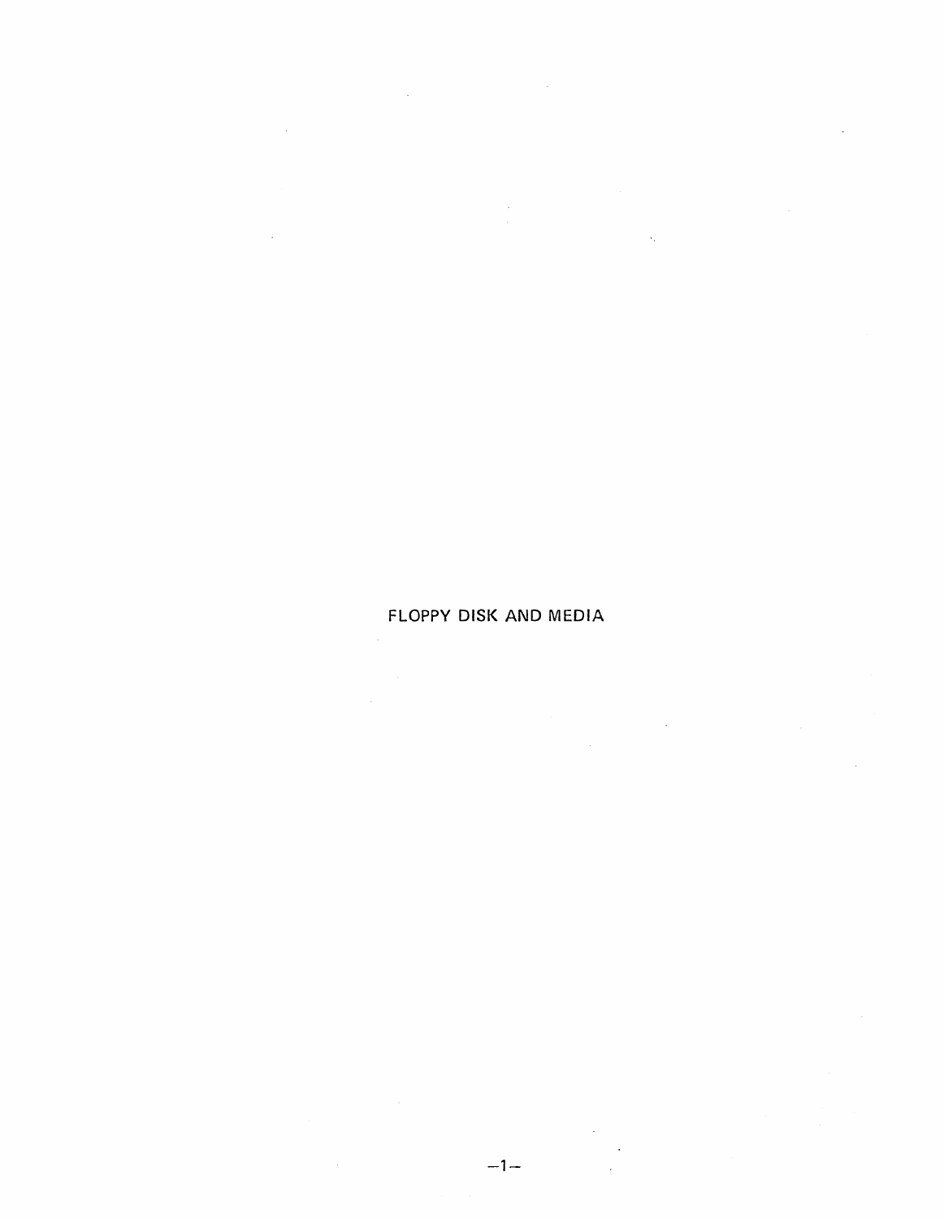# FLOPPY DISK AND MEDIA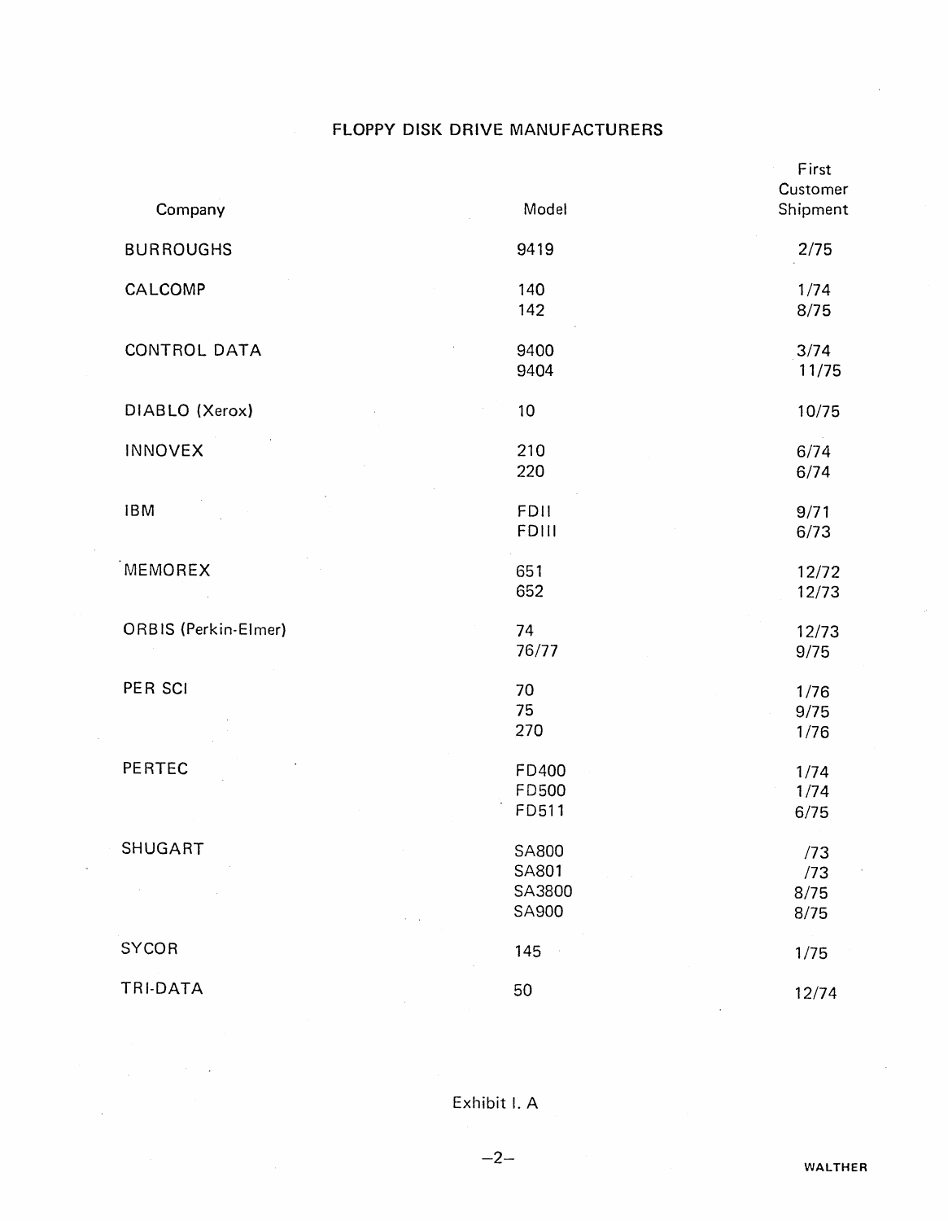## FLOPPY DISK DRIVE MANUFACTURERS

| Company | Model | First Customer Shipment |
|---|---|---|
| BURROUGHS | 9419 | 2/75 |
| CALCOMP | 140 | 1/74 |
| | 142 | 8/75 |
| CONTROL DATA | 9400 | 3/74 |
| | 9404 | 11/75 |
| DIABLO (Xerox) | 10 | 10/75 |
| INNOVEX | 210 | 6/74 |
| | 220 | 6/74 |
| IBM | FDII | 9/71 |
| | FDIII | 6/73 |
| MEMOREX | 651 | 12/72 |
| | 652 | 12/73 |
| ORBIS (Perkin-Elmer) | 74 | 12/73 |
| | 76/77 | 9/75 |
| PER SCI | 70 | 1/76 |
| | 75 | 9/75 |
| | 270 | 1/76 |
| PERTEC | FD400 | 1/74 |
| | FD500 | 1/74 |
| | FD511 | 6/75 |
| SHUGART | SA800 | /73 |
| | SA801 | /73 |
| | SA3800 | 8/75 |
| | SA900 | 8/75 |
| SYCOR | 145 | 1/75 |
| TRI-DATA | 50 | 12/74 |

Exhibit I. A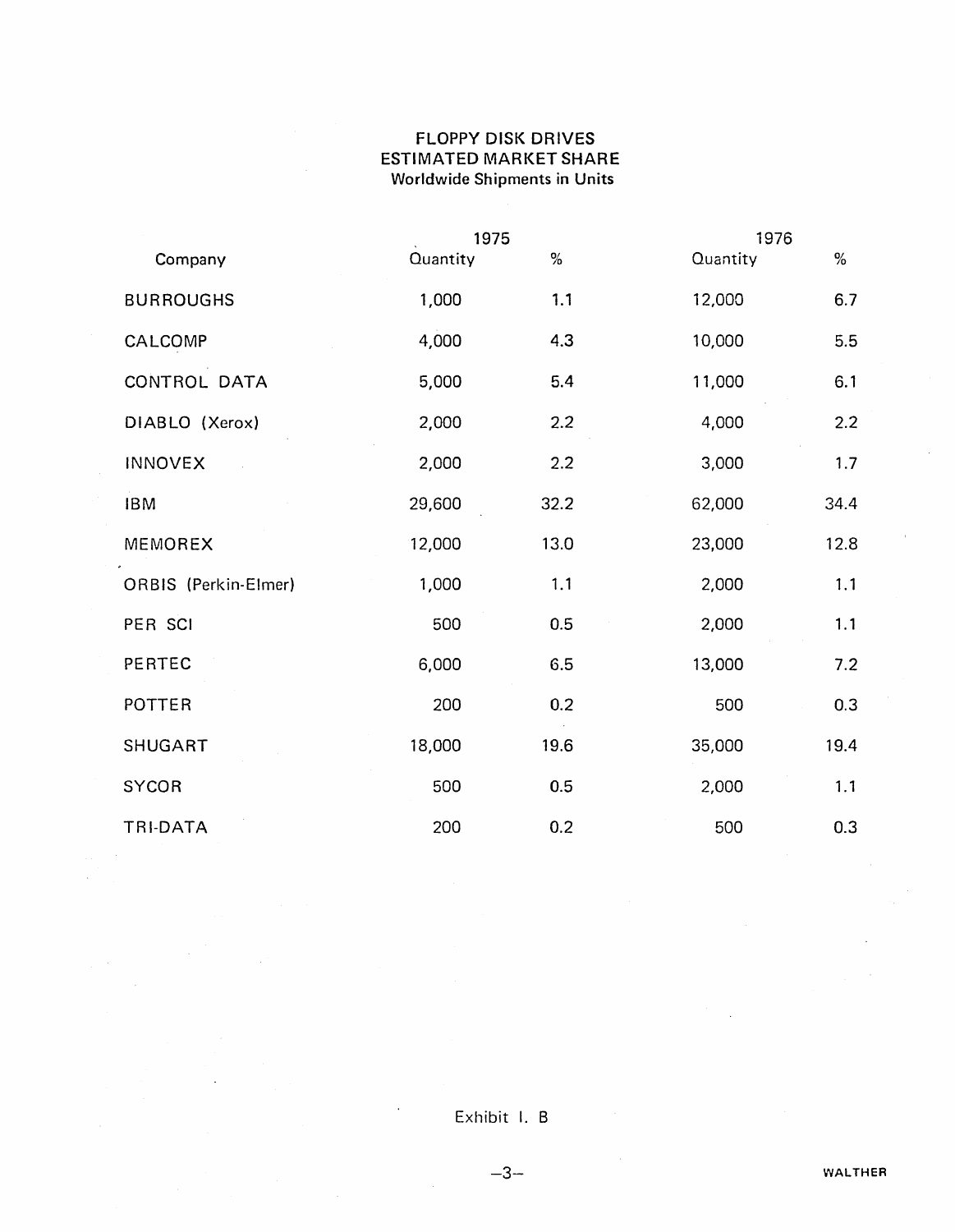# FLOPPY DISK DRIVES
## ESTIMATED MARKET SHARE
### Worldwide Shipments in Units

| Company | 1975 Quantity | 1975 % | 1976 Quantity | 1976 % |
|---|---|---|---|---|
| BURROUGHS | 1,000 | 1.1 | 12,000 | 6.7 |
| CALCOMP | 4,000 | 4.3 | 10,000 | 5.5 |
| CONTROL DATA | 5,000 | 5.4 | 11,000 | 6.1 |
| DIABLO (Xerox) | 2,000 | 2.2 | 4,000 | 2.2 |
| INNOVEX | 2,000 | 2.2 | 3,000 | 1.7 |
| IBM | 29,600 | 32.2 | 62,000 | 34.4 |
| MEMOREX | 12,000 | 13.0 | 23,000 | 12.8 |
| ORBIS (Perkin-Elmer) | 1,000 | 1.1 | 2,000 | 1.1 |
| PER SCI | 500 | 0.5 | 2,000 | 1.1 |
| PERTEC | 6,000 | 6.5 | 13,000 | 7.2 |
| POTTER | 200 | 0.2 | 500 | 0.3 |
| SHUGART | 18,000 | 19.6 | 35,000 | 19.4 |
| SYCOR | 500 | 0.5 | 2,000 | 1.1 |
| TRI-DATA | 200 | 0.2 | 500 | 0.3 |

Exhibit I. B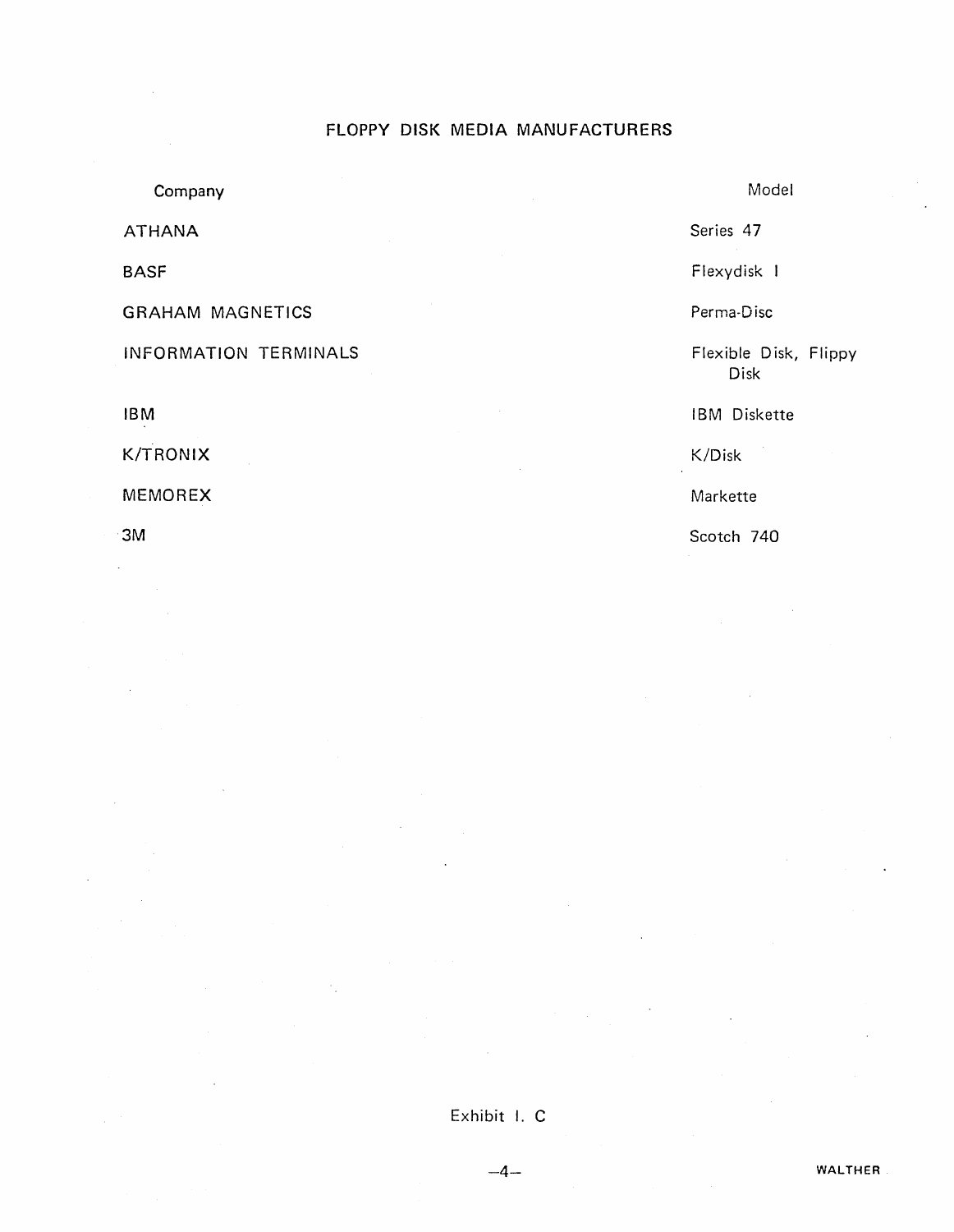## FLOPPY DISK MEDIA MANUFACTURERS

| Company | Model |
| --- | --- |
| ATHANA | Series 47 |
| BASF | Flexydisk I |
| GRAHAM MAGNETICS | Perma-Disc |
| INFORMATION TERMINALS | Flexible Disk, Flippy Disk |
| IBM | IBM Diskette |
| K/TRONIX | K/Disk |
| MEMOREX | Markette |
| 3M | Scotch 740 |

Exhibit I. C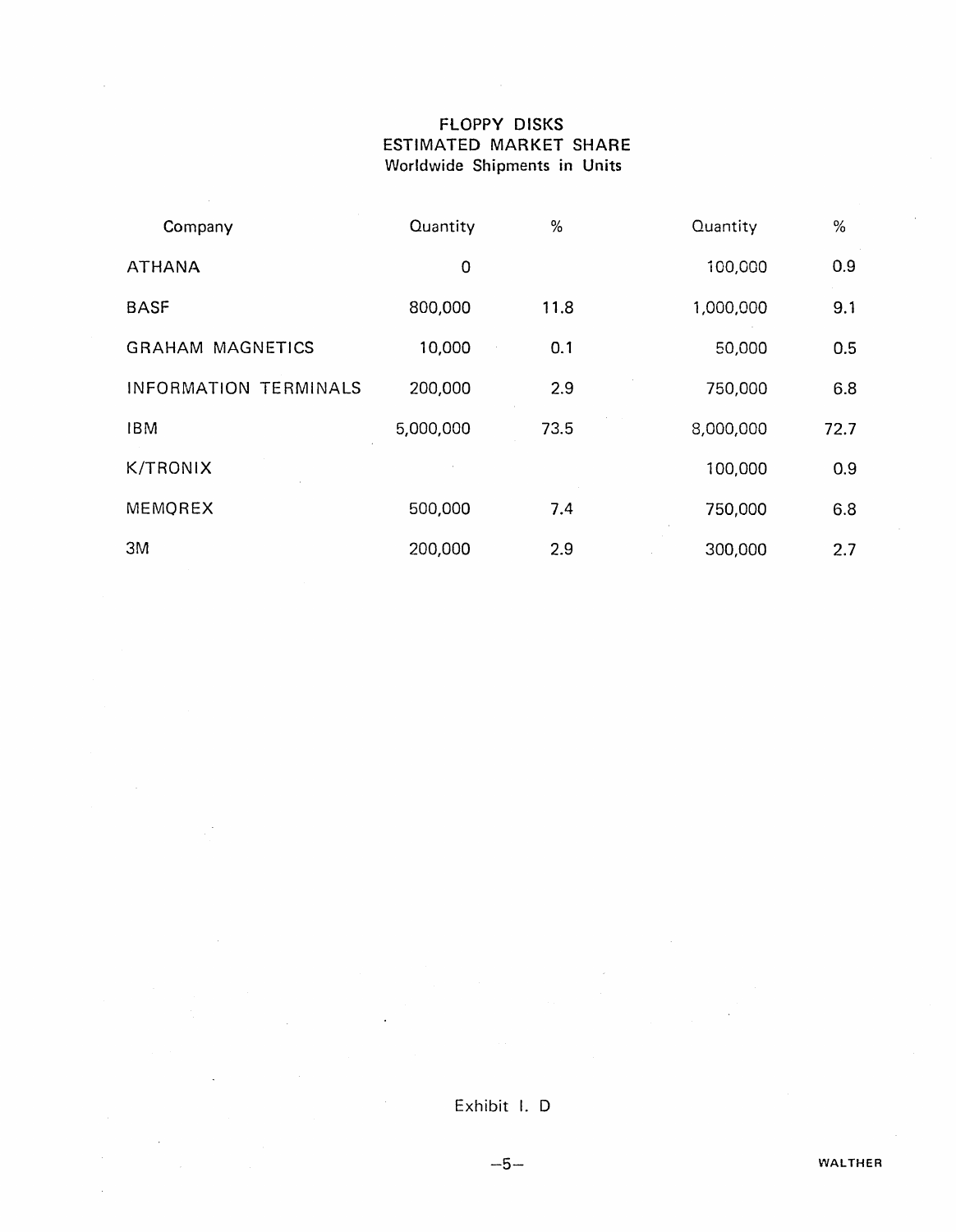# FLOPPY DISKS
## ESTIMATED MARKET SHARE
### Worldwide Shipments in Units

| Company | Quantity | % | Quantity | % |
|---|---|---|---|---|
| ATHANA | 0 | | 100,000 | 0.9 |
| BASF | 800,000 | 11.8 | 1,000,000 | 9.1 |
| GRAHAM MAGNETICS | 10,000 | 0.1 | 50,000 | 0.5 |
| INFORMATION TERMINALS | 200,000 | 2.9 | 750,000 | 6.8 |
| IBM | 5,000,000 | 73.5 | 8,000,000 | 72.7 |
| K/TRONIX | | | 100,000 | 0.9 |
| MEMOREX | 500,000 | 7.4 | 750,000 | 6.8 |
| 3M | 200,000 | 2.9 | 300,000 | 2.7 |

Exhibit I. D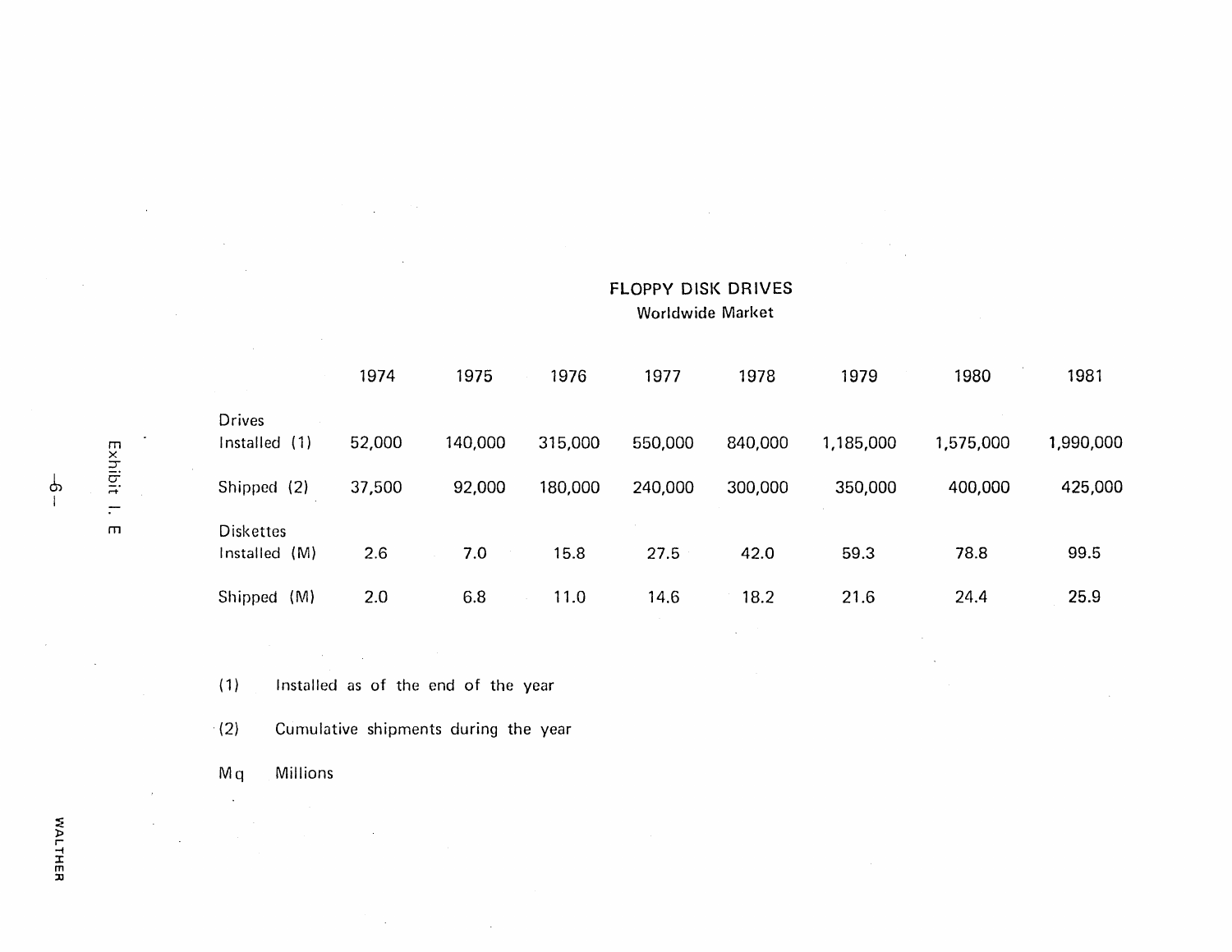Exhibit I. E

## FLOPPY DISK DRIVES

### Worldwide Market

| | 1974 | 1975 | 1976 | 1977 | 1978 | 1979 | 1980 | 1981 |
|---|---|---|---|---|---|---|---|---|
| Drives | | | | | | | | |
| Installed (1) | 52,000 | 140,000 | 315,000 | 550,000 | 840,000 | 1,185,000 | 1,575,000 | 1,990,000 |
| Shipped (2) | 37,500 | 92,000 | 180,000 | 240,000 | 300,000 | 350,000 | 400,000 | 425,000 |
| Diskettes | | | | | | | | |
| Installed (M) | 2.6 | 7.0 | 15.8 | 27.5 | 42.0 | 59.3 | 78.8 | 99.5 |
| Shipped (M) | 2.0 | 6.8 | 11.0 | 14.6 | 18.2 | 21.6 | 24.4 | 25.9 |

(1) Installed as of the end of the year

(2) Cumulative shipments during the year

Mq Millions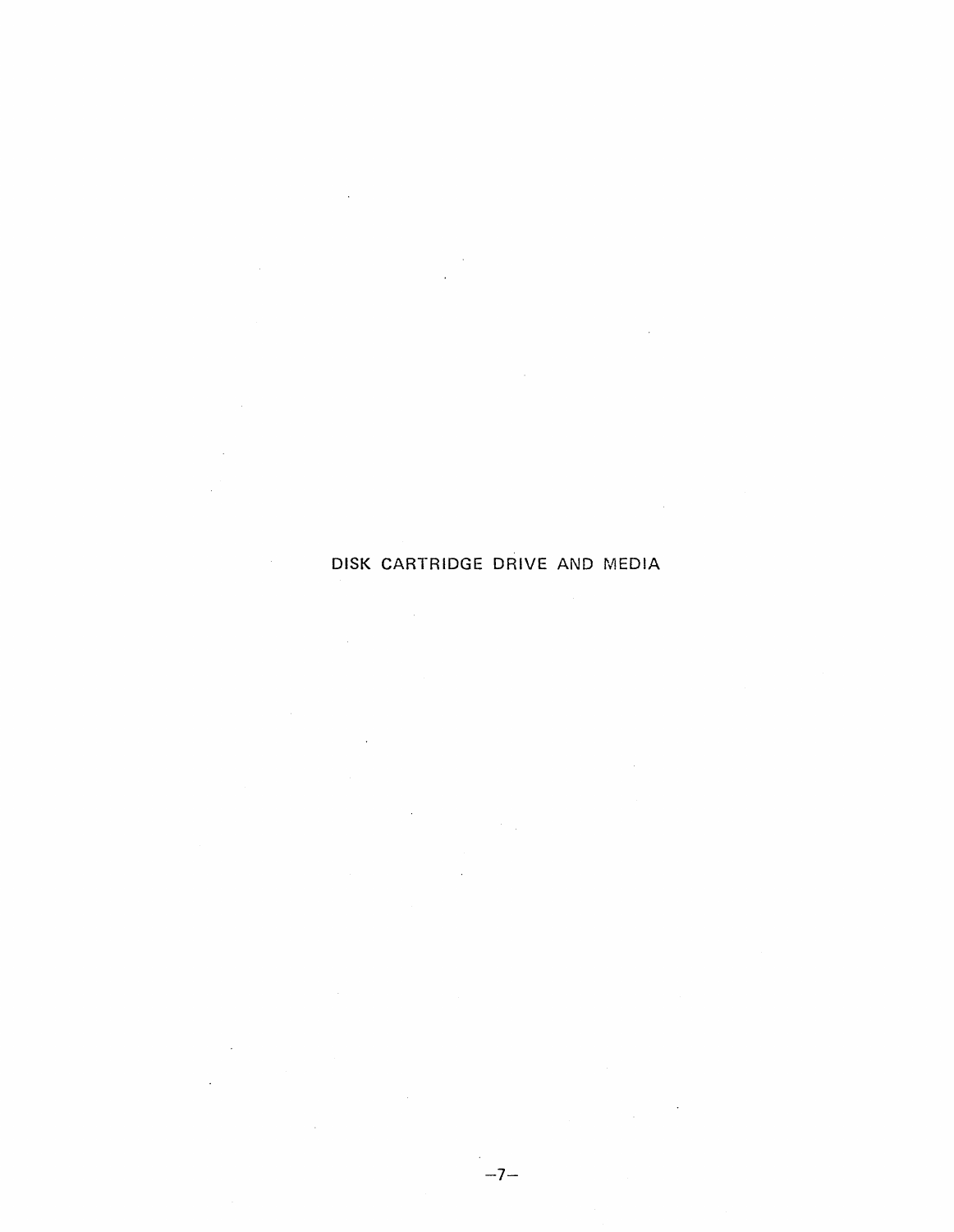# DISK CARTRIDGE DRIVE AND MEDIA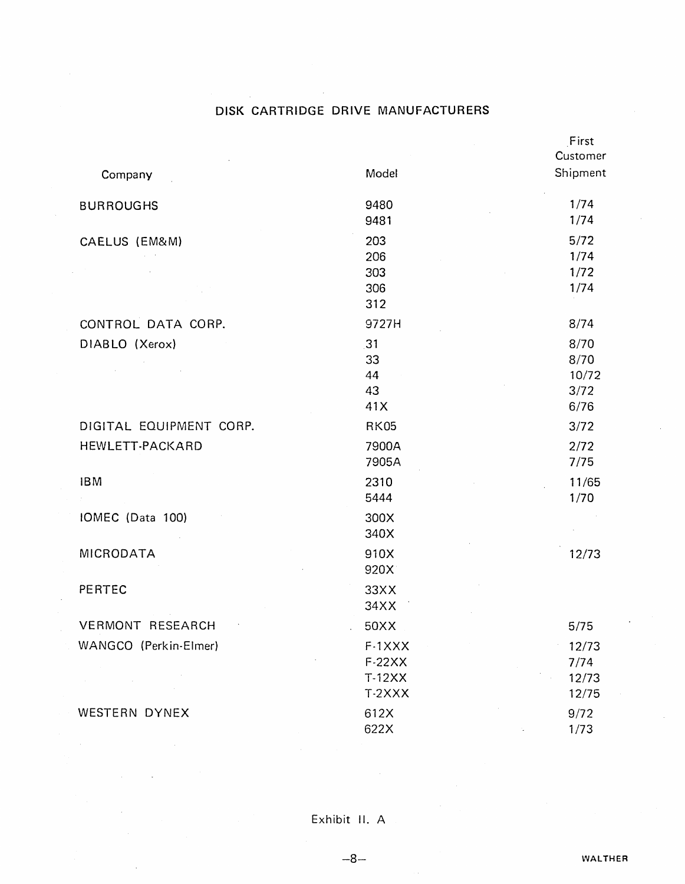## DISK CARTRIDGE DRIVE MANUFACTURERS

| Company | Model | First Customer Shipment |
|---|---|---|
| BURROUGHS | 9480 | 1/74 |
| | 9481 | 1/74 |
| CAELUS (EM&M) | 203 | 5/72 |
| | 206 | 1/74 |
| | 303 | 1/72 |
| | 306 | 1/74 |
| | 312 | |
| CONTROL DATA CORP. | 9727H | 8/74 |
| DIABLO (Xerox) | 31 | 8/70 |
| | 33 | 8/70 |
| | 44 | 10/72 |
| | 43 | 3/72 |
| | 41X | 6/76 |
| DIGITAL EQUIPMENT CORP. | RK05 | 3/72 |
| HEWLETT-PACKARD | 7900A | 2/72 |
| | 7905A | 7/75 |
| IBM | 2310 | 11/65 |
| | 5444 | 1/70 |
| IOMEC (Data 100) | 300X | |
| | 340X | |
| MICRODATA | 910X | 12/73 |
| | 920X | |
| PERTEC | 33XX | |
| | 34XX | |
| VERMONT RESEARCH | 50XX | 5/75 |
| WANGCO (Perkin-Elmer) | F-1XXX | 12/73 |
| | F-22XX | 7/74 |
| | T-12XX | 12/73 |
| | T-2XXX | 12/75 |
| WESTERN DYNEX | 612X | 9/72 |
| | 622X | 1/73 |

Exhibit II. A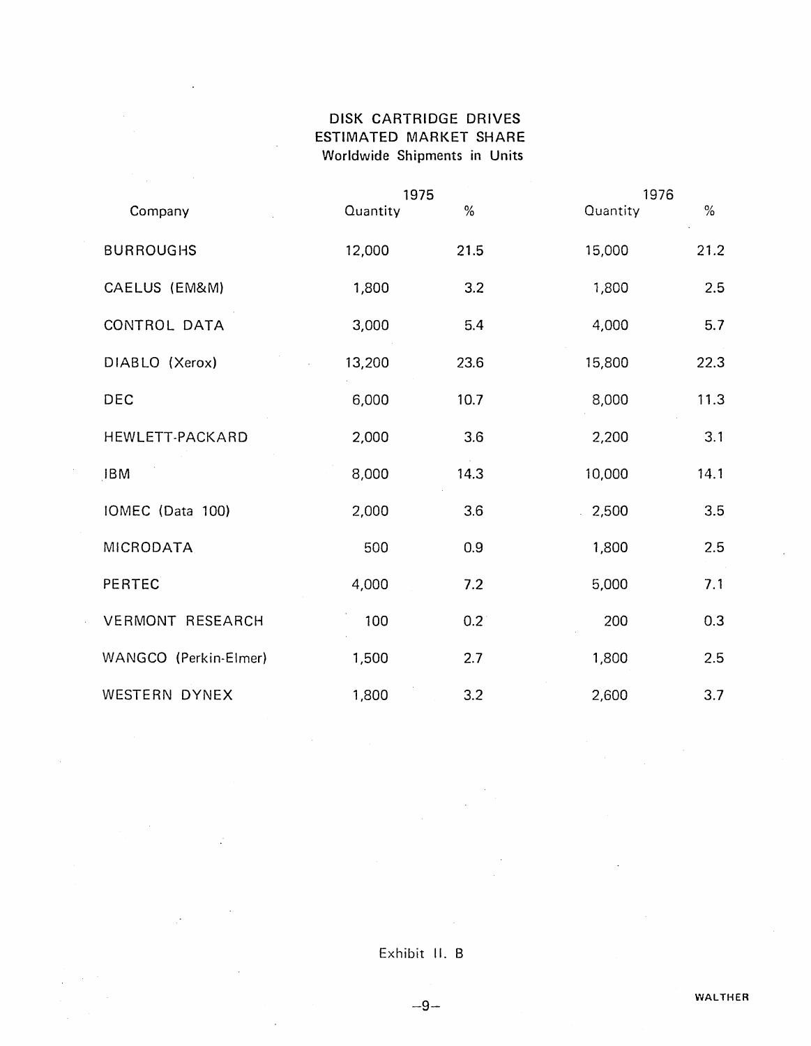# DISK CARTRIDGE DRIVES
## ESTIMATED MARKET SHARE
### Worldwide Shipments in Units

| Company | 1975 | | 1976 | |
|---|---|---|---|---|
| | Quantity | % | Quantity | % |
| BURROUGHS | 12,000 | 21.5 | 15,000 | 21.2 |
| CAELUS (EM&M) | 1,800 | 3.2 | 1,800 | 2.5 |
| CONTROL DATA | 3,000 | 5.4 | 4,000 | 5.7 |
| DIABLO (Xerox) | 13,200 | 23.6 | 15,800 | 22.3 |
| DEC | 6,000 | 10.7 | 8,000 | 11.3 |
| HEWLETT-PACKARD | 2,000 | 3.6 | 2,200 | 3.1 |
| IBM | 8,000 | 14.3 | 10,000 | 14.1 |
| IOMEC (Data 100) | 2,000 | 3.6 | 2,500 | 3.5 |
| MICRODATA | 500 | 0.9 | 1,800 | 2.5 |
| PERTEC | 4,000 | 7.2 | 5,000 | 7.1 |
| VERMONT RESEARCH | 100 | 0.2 | 200 | 0.3 |
| WANGCO (Perkin-Elmer) | 1,500 | 2.7 | 1,800 | 2.5 |
| WESTERN DYNEX | 1,800 | 3.2 | 2,600 | 3.7 |

Exhibit II. B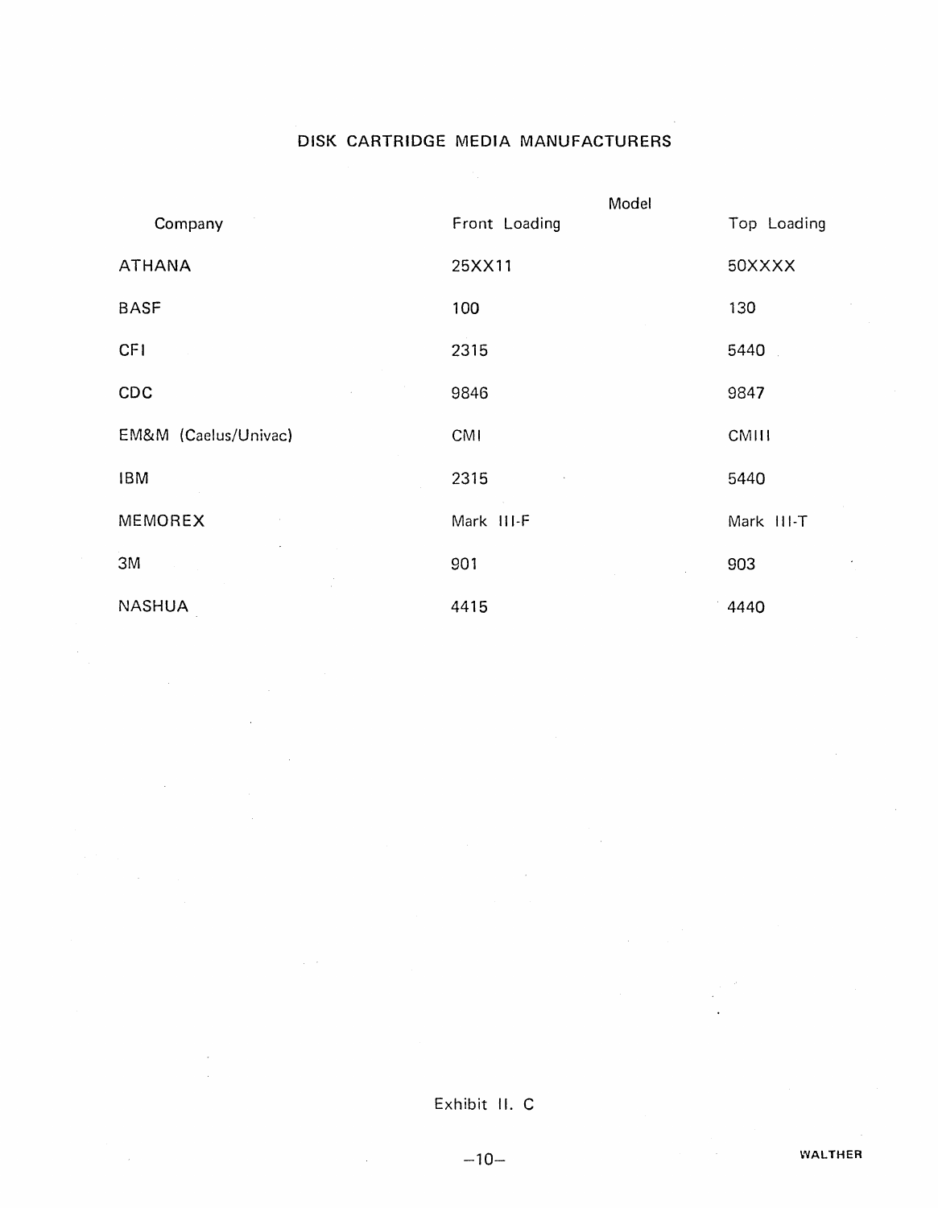## DISK CARTRIDGE MEDIA MANUFACTURERS

| Company | Model | |
|---|---|---|
| | Front Loading | Top Loading |
| ATHANA | 25XX11 | 50XXXX |
| BASF | 100 | 130 |
| CFI | 2315 | 5440 |
| CDC | 9846 | 9847 |
| EM&M (Caelus/Univac) | CMI | CMIII |
| IBM | 2315 | 5440 |
| MEMOREX | Mark III-F | Mark III-T |
| 3M | 901 | 903 |
| NASHUA | 4415 | 4440 |

Exhibit II. C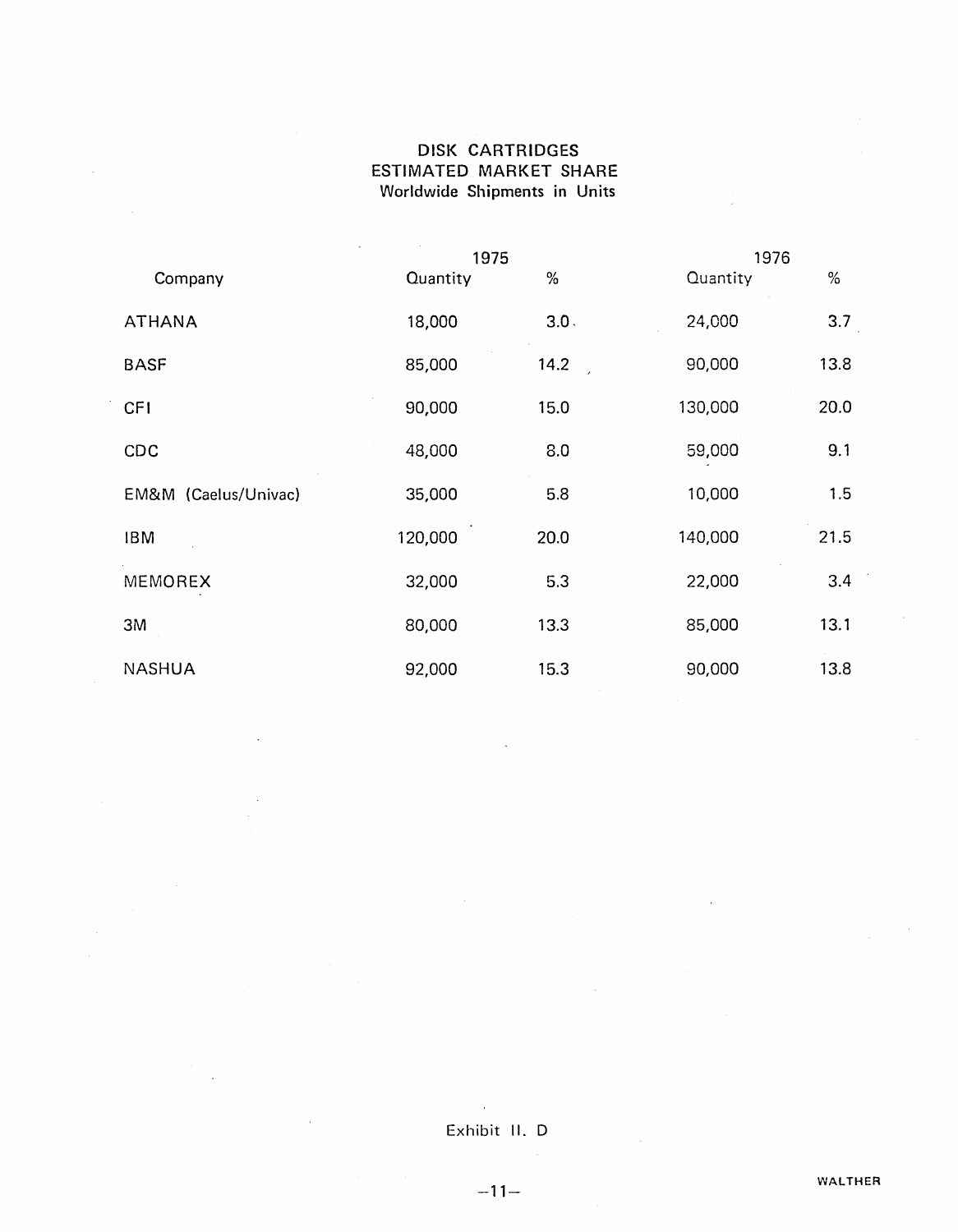# DISK CARTRIDGES
## ESTIMATED MARKET SHARE
### Worldwide Shipments in Units

| Company | 1975 Quantity | 1975 % | 1976 Quantity | 1976 % |
|---|---|---|---|---|
| ATHANA | 18,000 | 3.0 | 24,000 | 3.7 |
| BASF | 85,000 | 14.2 | 90,000 | 13.8 |
| CFI | 90,000 | 15.0 | 130,000 | 20.0 |
| CDC | 48,000 | 8.0 | 59,000 | 9.1 |
| EM&M (Caelus/Univac) | 35,000 | 5.8 | 10,000 | 1.5 |
| IBM | 120,000 | 20.0 | 140,000 | 21.5 |
| MEMOREX | 32,000 | 5.3 | 22,000 | 3.4 |
| 3M | 80,000 | 13.3 | 85,000 | 13.1 |
| NASHUA | 92,000 | 15.3 | 90,000 | 13.8 |

Exhibit II. D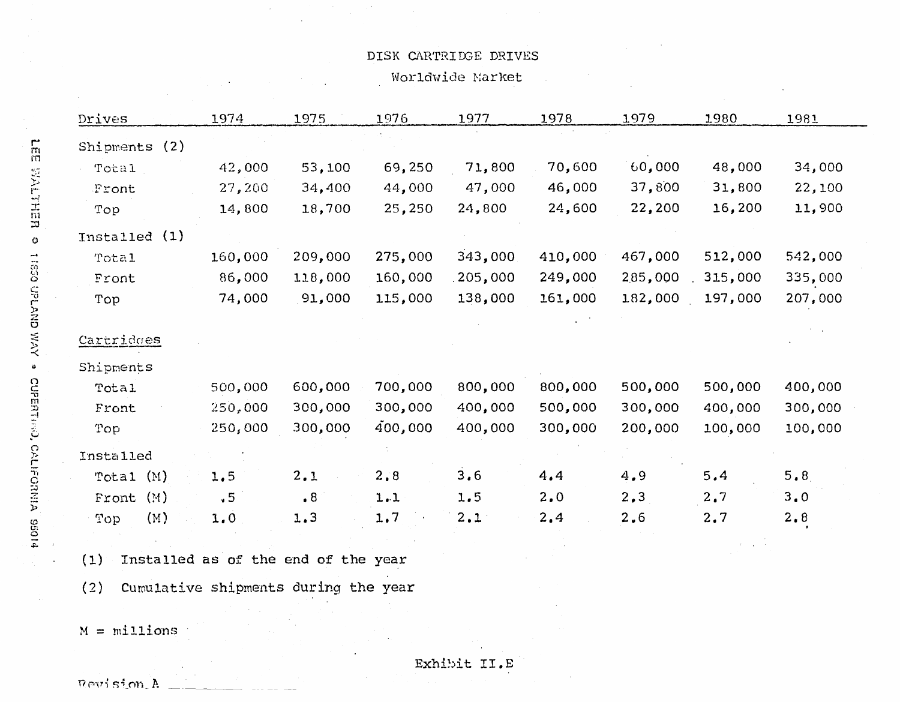# DISK CARTRIDGE DRIVES

Worldwide Market

| Drives | 1974 | 1975 | 1976 | 1977 | 1978 | 1979 | 1980 | 1981 |
|---|---|---|---|---|---|---|---|---|
| Shipments (2) | | | | | | | | |
| Total | 42,000 | 53,100 | 69,250 | 71,800 | 70,600 | 60,000 | 48,000 | 34,000 |
| Front | 27,200 | 34,400 | 44,000 | 47,000 | 46,000 | 37,800 | 31,800 | 22,100 |
| Top | 14,800 | 18,700 | 25,250 | 24,800 | 24,600 | 22,200 | 16,200 | 11,900 |
| Installed (1) | | | | | | | | |
| Total | 160,000 | 209,000 | 275,000 | 343,000 | 410,000 | 467,000 | 512,000 | 542,000 |
| Front | 86,000 | 118,000 | 160,000 | 205,000 | 249,000 | 285,000 | 315,000 | 335,000 |
| Top | 74,000 | 91,000 | 115,000 | 138,000 | 161,000 | 182,000 | 197,000 | 207,000 |
| Cartridges | | | | | | | | |
| Shipments | | | | | | | | |
| Total | 500,000 | 600,000 | 700,000 | 800,000 | 800,000 | 500,000 | 500,000 | 400,000 |
| Front | 250,000 | 300,000 | 300,000 | 400,000 | 500,000 | 300,000 | 400,000 | 300,000 |
| Top | 250,000 | 300,000 | 400,000 | 400,000 | 300,000 | 200,000 | 100,000 | 100,000 |
| Installed | | | | | | | | |
| Total (M) | 1.5 | 2.1 | 2.8 | 3.6 | 4.4 | 4.9 | 5.4 | 5.8 |
| Front (M) | .5 | .8 | 1.1 | 1.5 | 2.0 | 2.3 | 2.7 | 3.0 |
| Top (M) | 1.0 | 1.3 | 1.7 | 2.1 | 2.4 | 2.6 | 2.7 | 2.8 |

(1) Installed as of the end of the year

(2) Cumulative shipments during the year

M = millions

Exhibit II.E

Revision A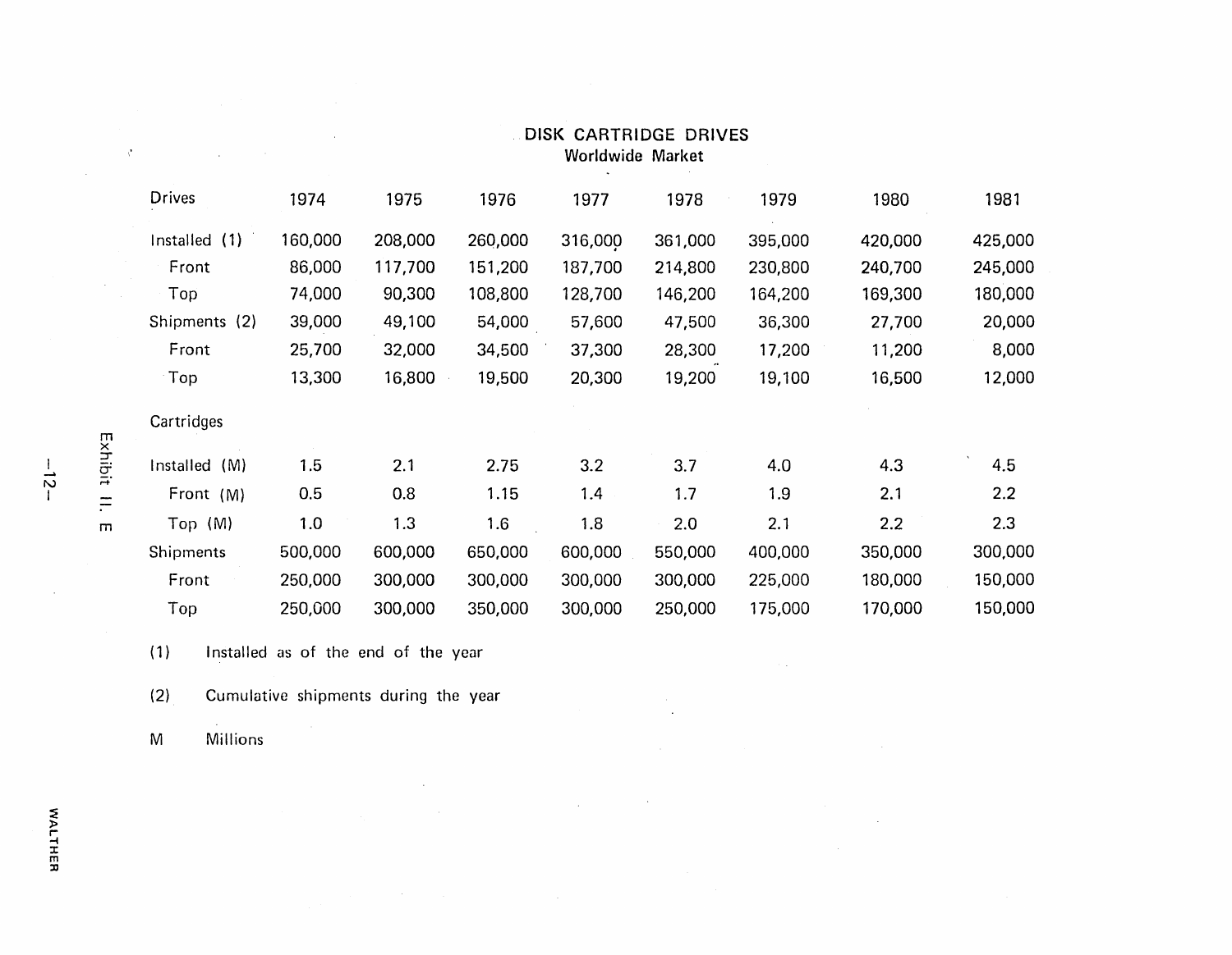## DISK CARTRIDGE DRIVES

### Worldwide Market

| Drives | 1974 | 1975 | 1976 | 1977 | 1978 | 1979 | 1980 | 1981 |
|---|---|---|---|---|---|---|---|---|
| Installed (1) | 160,000 | 208,000 | 260,000 | 316,000 | 361,000 | 395,000 | 420,000 | 425,000 |
| Front | 86,000 | 117,700 | 151,200 | 187,700 | 214,800 | 230,800 | 240,700 | 245,000 |
| Top | 74,000 | 90,300 | 108,800 | 128,700 | 146,200 | 164,200 | 169,300 | 180,000 |
| Shipments (2) | 39,000 | 49,100 | 54,000 | 57,600 | 47,500 | 36,300 | 27,700 | 20,000 |
| Front | 25,700 | 32,000 | 34,500 | 37,300 | 28,300 | 17,200 | 11,200 | 8,000 |
| Top | 13,300 | 16,800 | 19,500 | 20,300 | 19,200 | 19,100 | 16,500 | 12,000 |
| **Cartridges** | | | | | | | | |
| Installed (M) | 1.5 | 2.1 | 2.75 | 3.2 | 3.7 | 4.0 | 4.3 | 4.5 |
| Front (M) | 0.5 | 0.8 | 1.15 | 1.4 | 1.7 | 1.9 | 2.1 | 2.2 |
| Top (M) | 1.0 | 1.3 | 1.6 | 1.8 | 2.0 | 2.1 | 2.2 | 2.3 |
| Shipments | 500,000 | 600,000 | 650,000 | 600,000 | 550,000 | 400,000 | 350,000 | 300,000 |
| Front | 250,000 | 300,000 | 300,000 | 300,000 | 300,000 | 225,000 | 180,000 | 150,000 |
| Top | 250,000 | 300,000 | 350,000 | 300,000 | 250,000 | 175,000 | 170,000 | 150,000 |

(1) Installed as of the end of the year

(2) Cumulative shipments during the year

M Millions

Exhibit II. E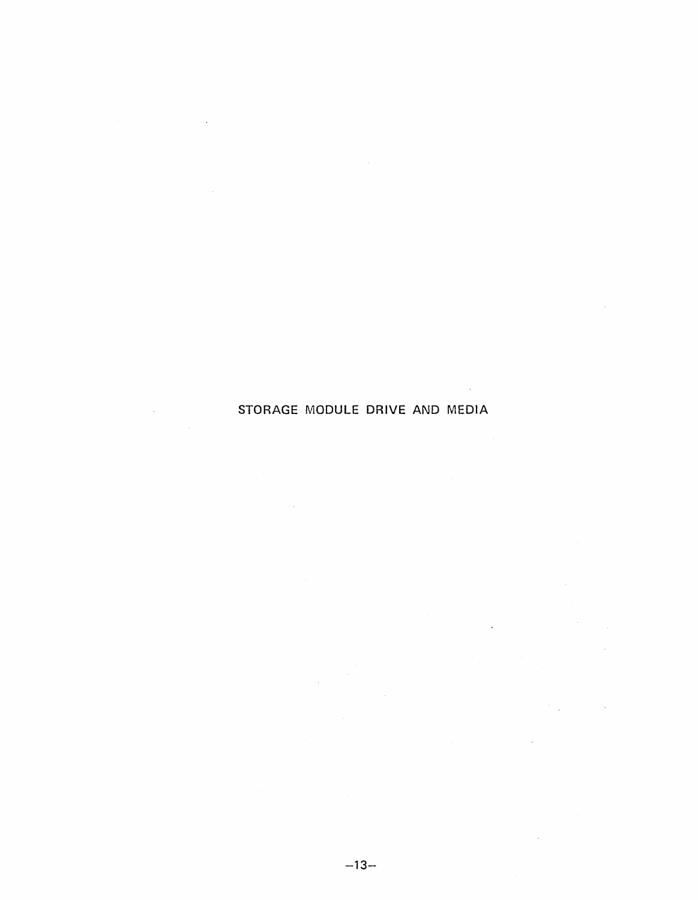# STORAGE MODULE DRIVE AND MEDIA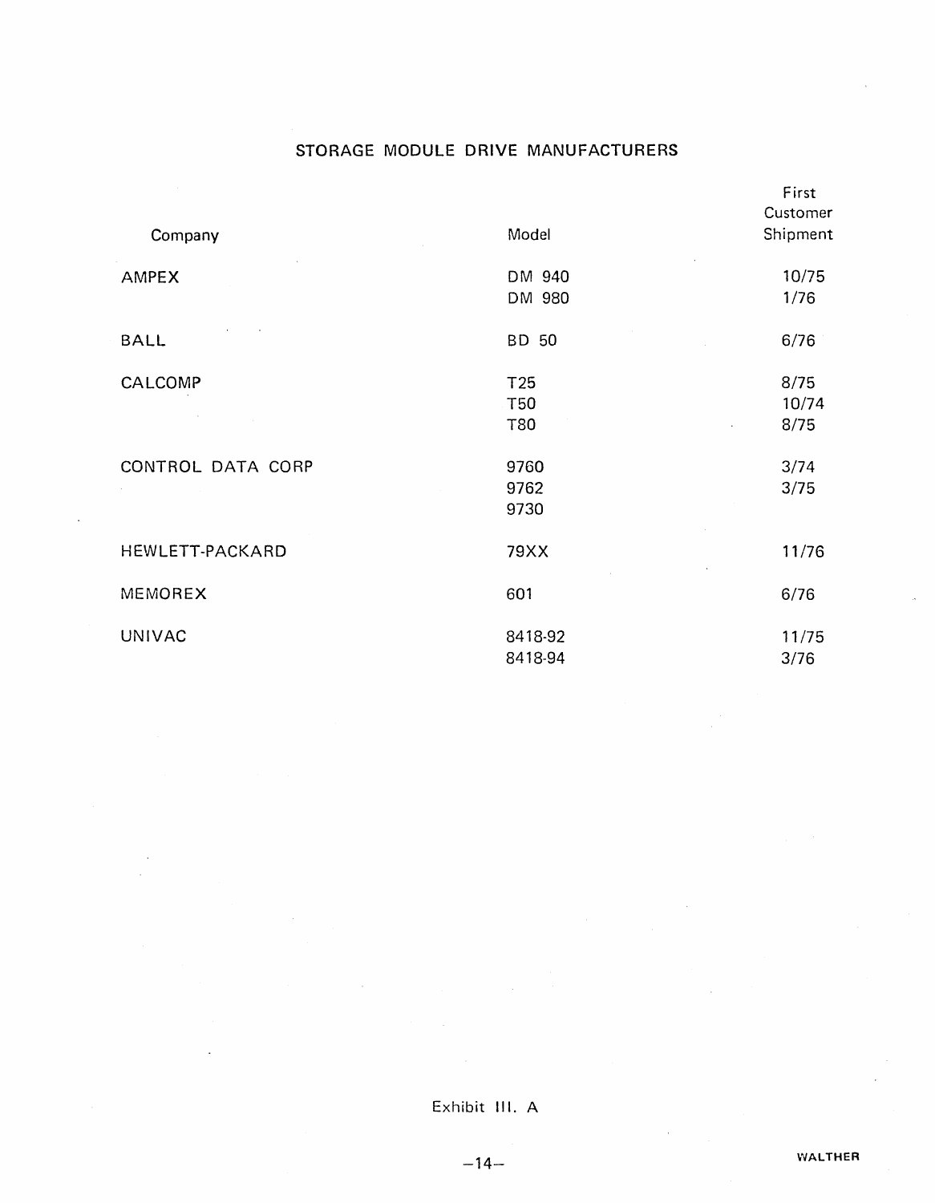## STORAGE MODULE DRIVE MANUFACTURERS

| Company | Model | First Customer Shipment |
|---|---|---|
| AMPEX | DM 940 | 10/75 |
| | DM 980 | 1/76 |
| BALL | BD 50 | 6/76 |
| CALCOMP | T25 | 8/75 |
| | T50 | 10/74 |
| | T80 | 8/75 |
| CONTROL DATA CORP | 9760 | 3/74 |
| | 9762 | 3/75 |
| | 9730 | |
| HEWLETT-PACKARD | 79XX | 11/76 |
| MEMOREX | 601 | 6/76 |
| UNIVAC | 8418-92 | 11/75 |
| | 8418-94 | 3/76 |

Exhibit III. A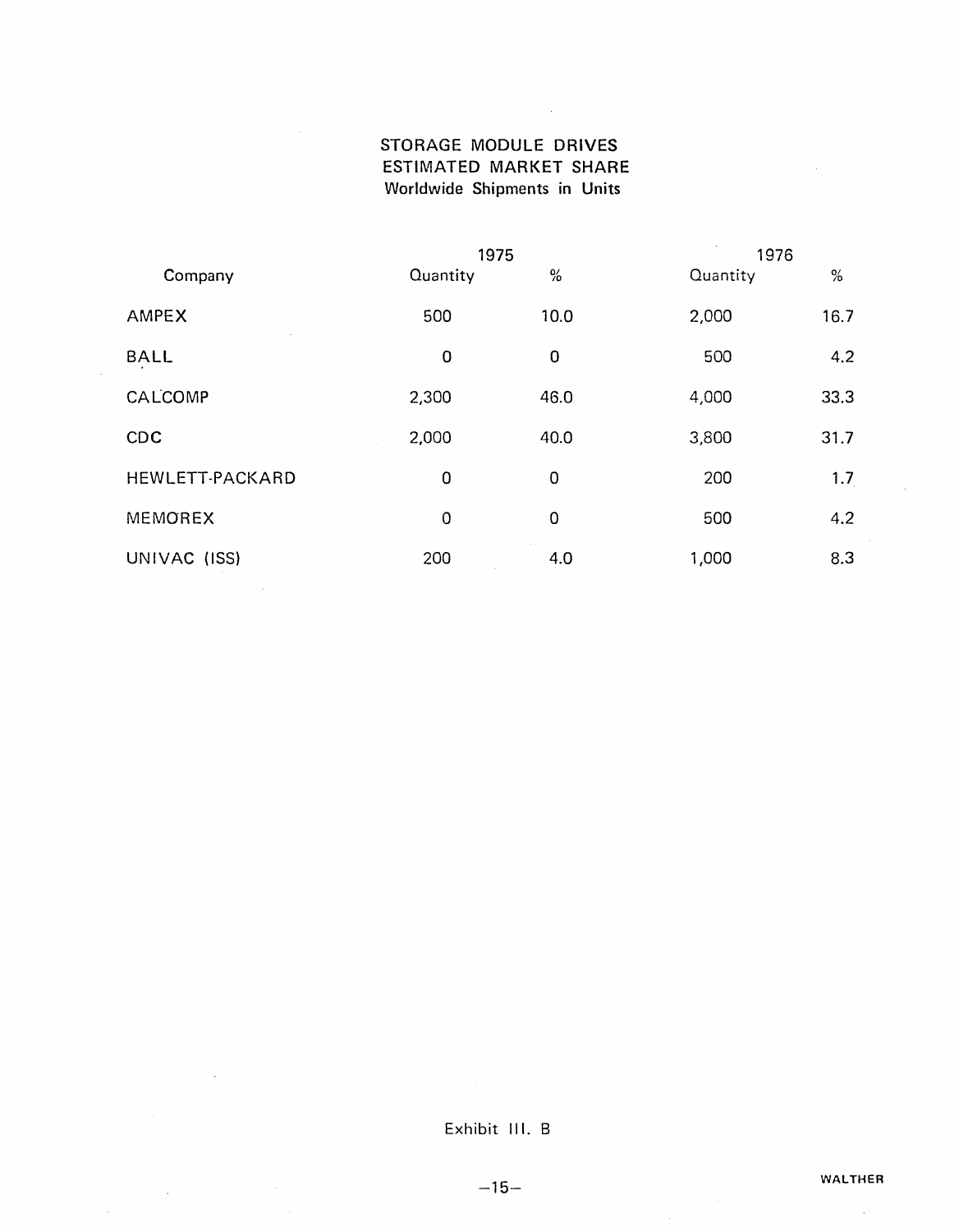# STORAGE MODULE DRIVES
## ESTIMATED MARKET SHARE
### Worldwide Shipments in Units

| Company | 1975 | | 1976 | |
|---|---|---|---|---|
| | Quantity | % | Quantity | % |
| AMPEX | 500 | 10.0 | 2,000 | 16.7 |
| BALL | 0 | 0 | 500 | 4.2 |
| CALCOMP | 2,300 | 46.0 | 4,000 | 33.3 |
| CDC | 2,000 | 40.0 | 3,800 | 31.7 |
| HEWLETT-PACKARD | 0 | 0 | 200 | 1.7 |
| MEMOREX | 0 | 0 | 500 | 4.2 |
| UNIVAC (ISS) | 200 | 4.0 | 1,000 | 8.3 |

Exhibit III. B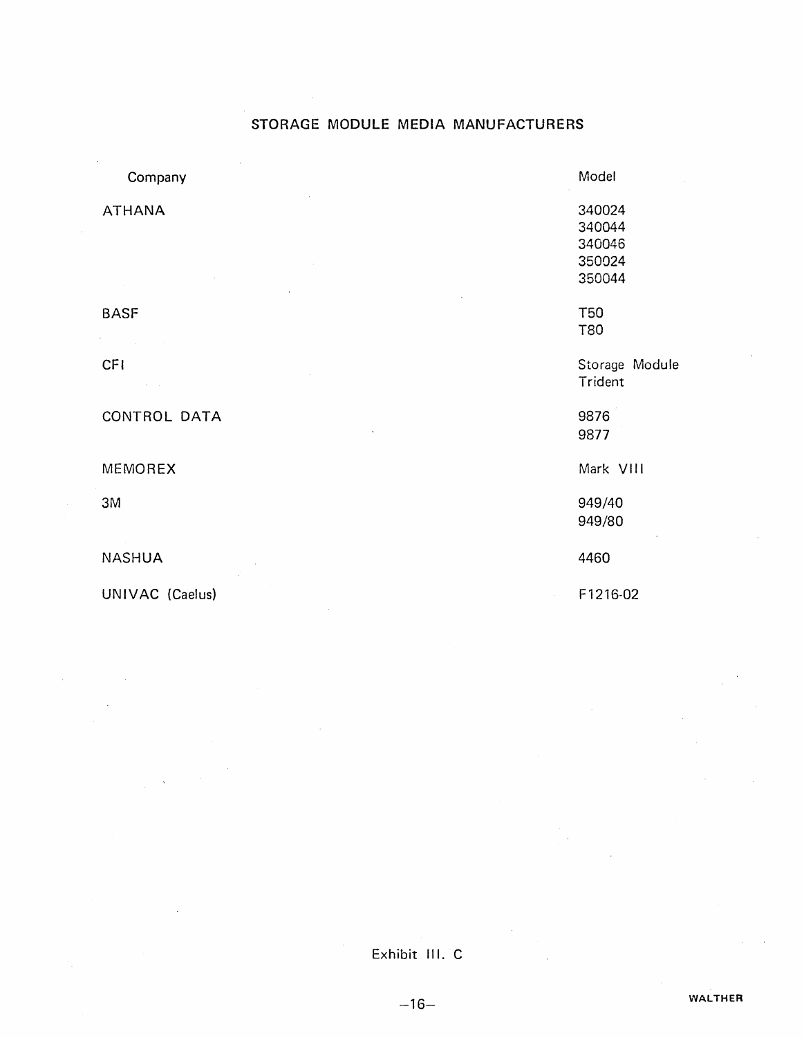## STORAGE MODULE MEDIA MANUFACTURERS

| Company | Model |
|---|---|
| ATHANA | 340024<br>340044<br>340046<br>350024<br>350044 |
| BASF | T50<br>T80 |
| CFI | Storage Module<br>Trident |
| CONTROL DATA | 9876<br>9877 |
| MEMOREX | Mark VIII |
| 3M | 949/40<br>949/80 |
| NASHUA | 4460 |
| UNIVAC (Caelus) | F1216-02 |

Exhibit III. C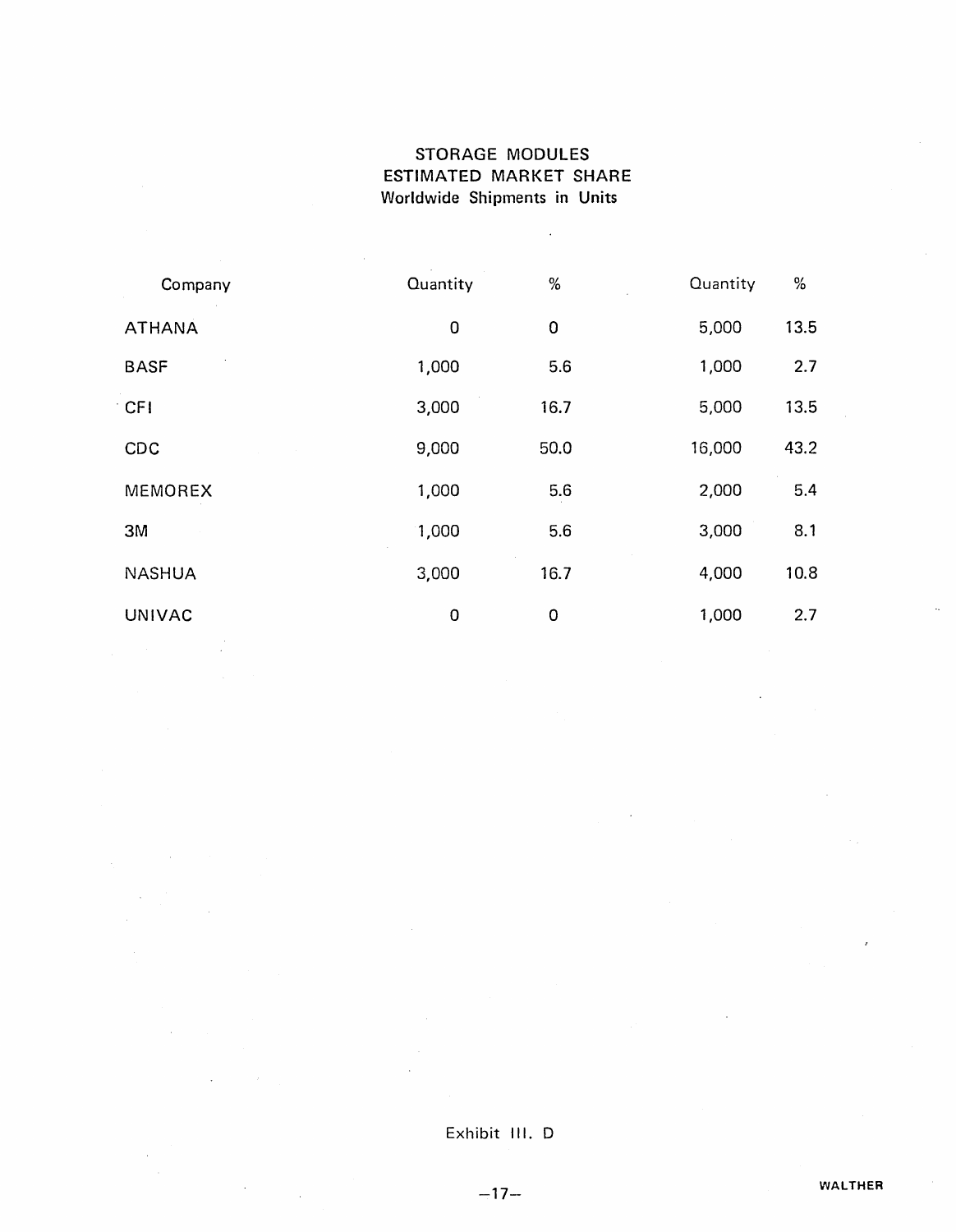## STORAGE MODULES
## ESTIMATED MARKET SHARE
### Worldwide Shipments in Units

| Company | Quantity | % | Quantity | % |
|---|---|---|---|---|
| ATHANA | 0 | 0 | 5,000 | 13.5 |
| BASF | 1,000 | 5.6 | 1,000 | 2.7 |
| CFI | 3,000 | 16.7 | 5,000 | 13.5 |
| CDC | 9,000 | 50.0 | 16,000 | 43.2 |
| MEMOREX | 1,000 | 5.6 | 2,000 | 5.4 |
| 3M | 1,000 | 5.6 | 3,000 | 8.1 |
| NASHUA | 3,000 | 16.7 | 4,000 | 10.8 |
| UNIVAC | 0 | 0 | 1,000 | 2.7 |

Exhibit III. D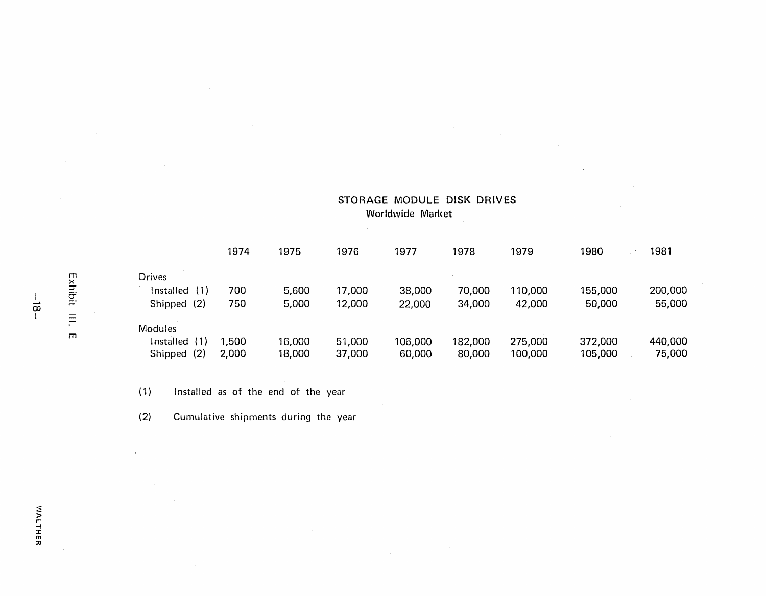## STORAGE MODULE DISK DRIVES

### Worldwide Market

| | 1974 | 1975 | 1976 | 1977 | 1978 | 1979 | 1980 | 1981 |
|---|---|---|---|---|---|---|---|---|
| **Drives** | | | | | | | | |
| Installed (1) | 700 | 5,600 | 17,000 | 38,000 | 70,000 | 110,000 | 155,000 | 200,000 |
| Shipped (2) | 750 | 5,000 | 12,000 | 22,000 | 34,000 | 42,000 | 50,000 | 55,000 |
| **Modules** | | | | | | | | |
| Installed (1) | 1,500 | 16,000 | 51,000 | 106,000 | 182,000 | 275,000 | 372,000 | 440,000 |
| Shipped (2) | 2,000 | 18,000 | 37,000 | 60,000 | 80,000 | 100,000 | 105,000 | 75,000 |

(1) Installed as of the end of the year

(2) Cumulative shipments during the year

Exhibit III. E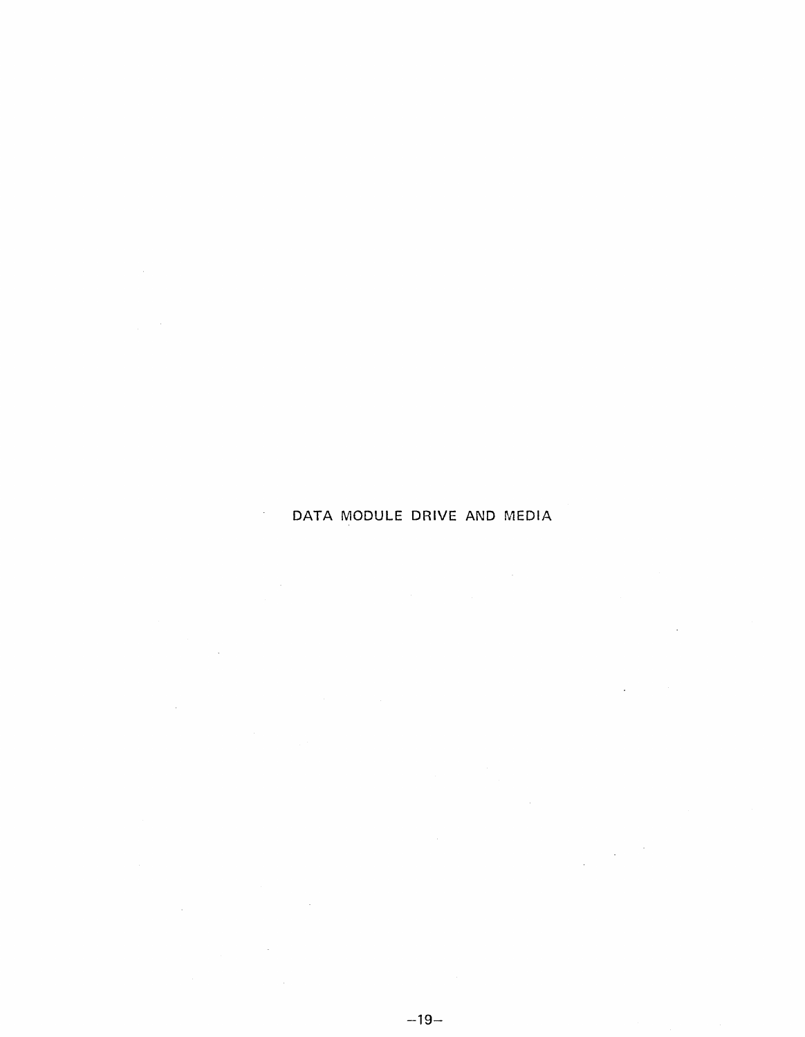# DATA MODULE DRIVE AND MEDIA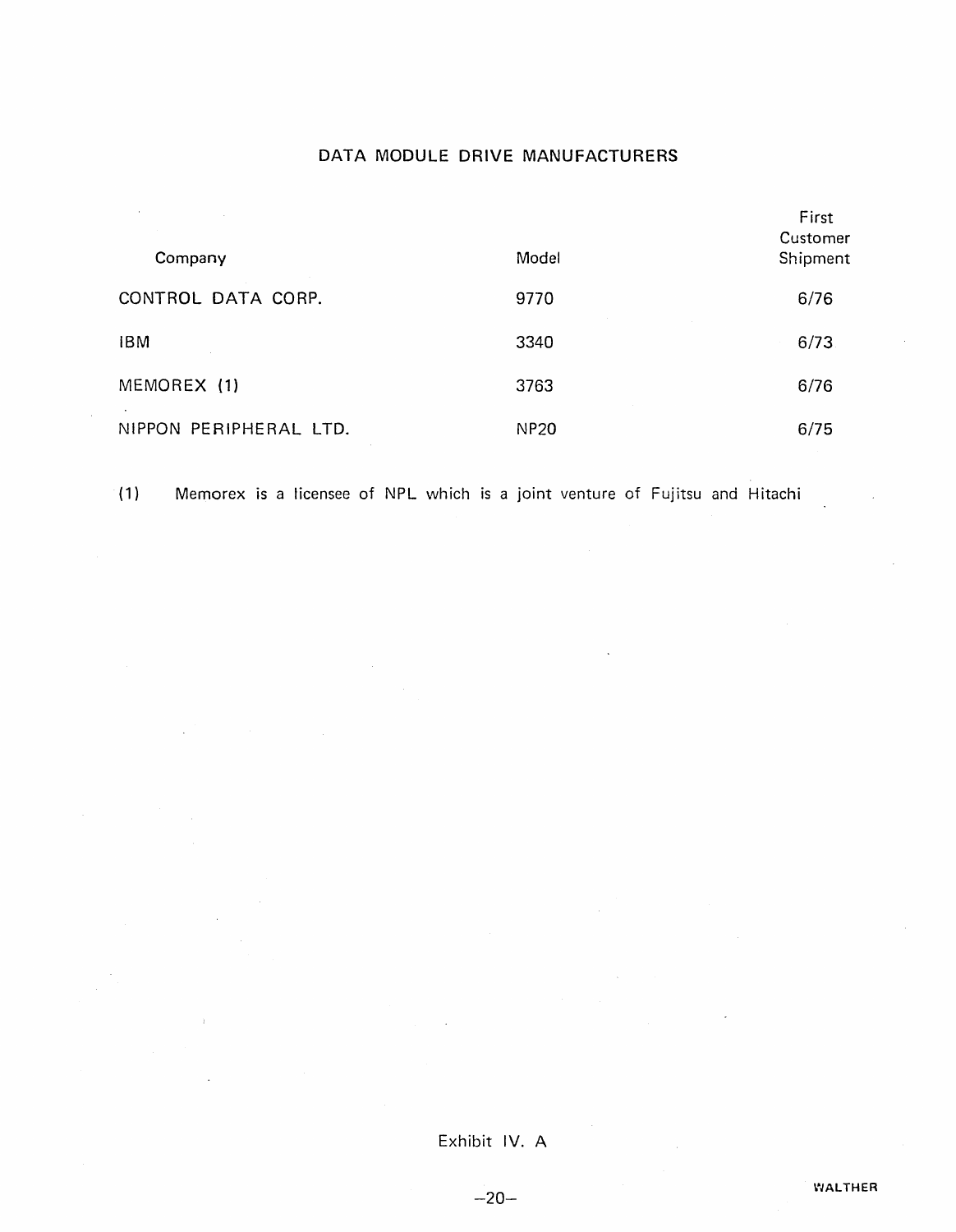# DATA MODULE DRIVE MANUFACTURERS

| Company | Model | First Customer Shipment |
|---|---|---|
| CONTROL DATA CORP. | 9770 | 6/76 |
| IBM | 3340 | 6/73 |
| MEMOREX (1) | 3763 | 6/76 |
| NIPPON PERIPHERAL LTD. | NP20 | 6/75 |

(1) Memorex is a licensee of NPL which is a joint venture of Fujitsu and Hitachi

Exhibit IV. A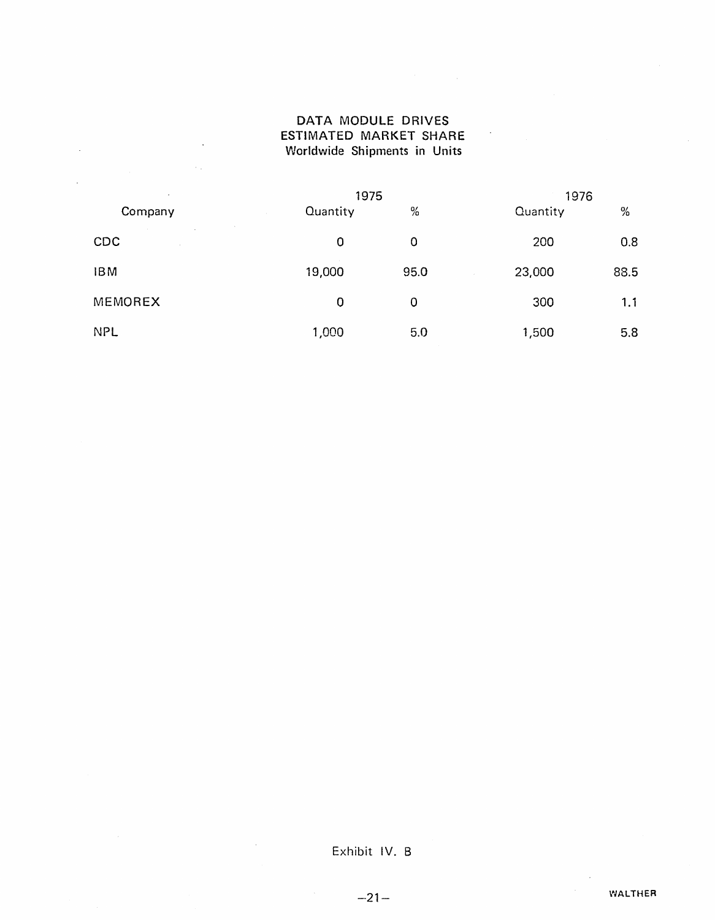DATA MODULE DRIVES
ESTIMATED MARKET SHARE
Worldwide Shipments in Units

| Company | 1975 | | 1976 | |
|---|---|---|---|---|
| | Quantity | % | Quantity | % |
| CDC | 0 | 0 | 200 | 0.8 |
| IBM | 19,000 | 95.0 | 23,000 | 88.5 |
| MEMOREX | 0 | 0 | 300 | 1.1 |
| NPL | 1,000 | 5.0 | 1,500 | 5.8 |

Exhibit IV. B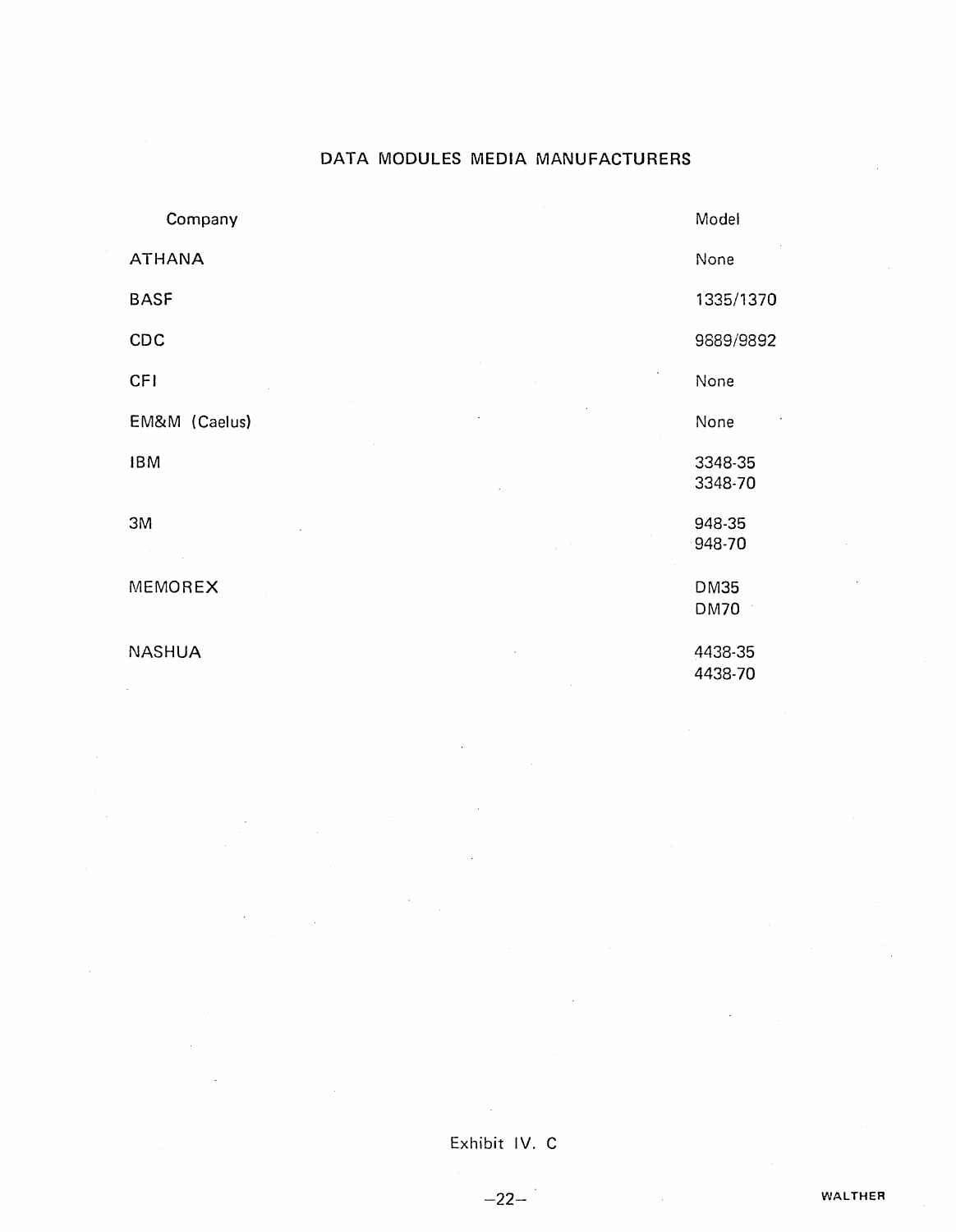## DATA MODULES MEDIA MANUFACTURERS

| Company | Model |
|---|---|
| ATHANA | None |
| BASF | 1335/1370 |
| CDC | 9889/9892 |
| CFI | None |
| EM&M (Caelus) | None |
| IBM | 3348-35<br>3348-70 |
| 3M | 948-35<br>948-70 |
| MEMOREX | DM35<br>DM70 |
| NASHUA | 4438-35<br>4438-70 |

Exhibit IV. C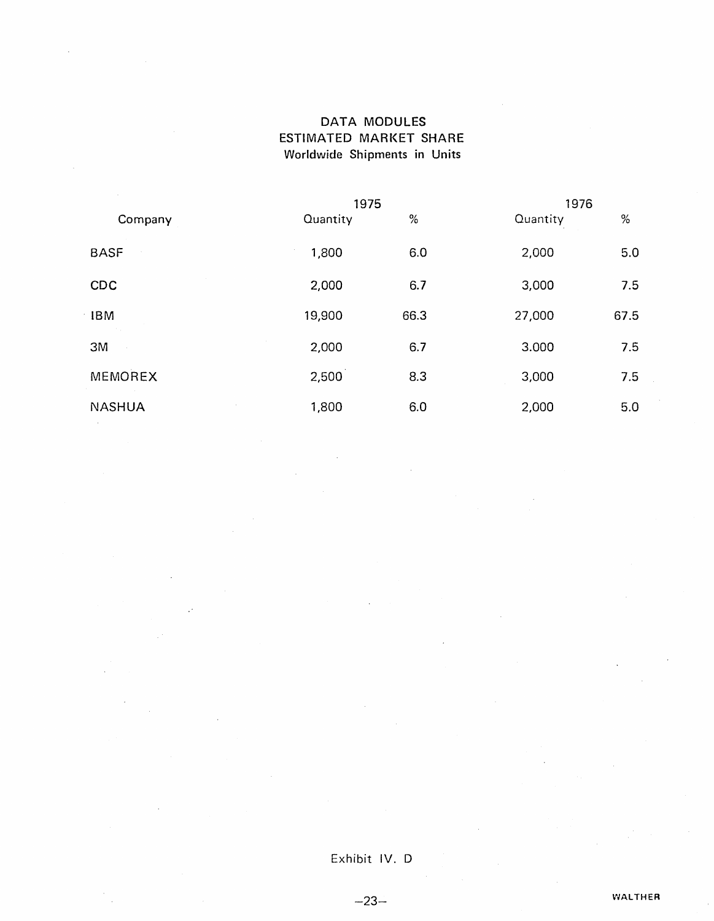## DATA MODULES
## ESTIMATED MARKET SHARE
### Worldwide Shipments in Units

| Company | 1975 | | 1976 | |
|---|---|---|---|---|
| | Quantity | % | Quantity | % |
| BASF | 1,800 | 6.0 | 2,000 | 5.0 |
| CDC | 2,000 | 6.7 | 3,000 | 7.5 |
| IBM | 19,900 | 66.3 | 27,000 | 67.5 |
| 3M | 2,000 | 6.7 | 3.000 | 7.5 |
| MEMOREX | 2,500 | 8.3 | 3,000 | 7.5 |
| NASHUA | 1,800 | 6.0 | 2,000 | 5.0 |

Exhibit IV. D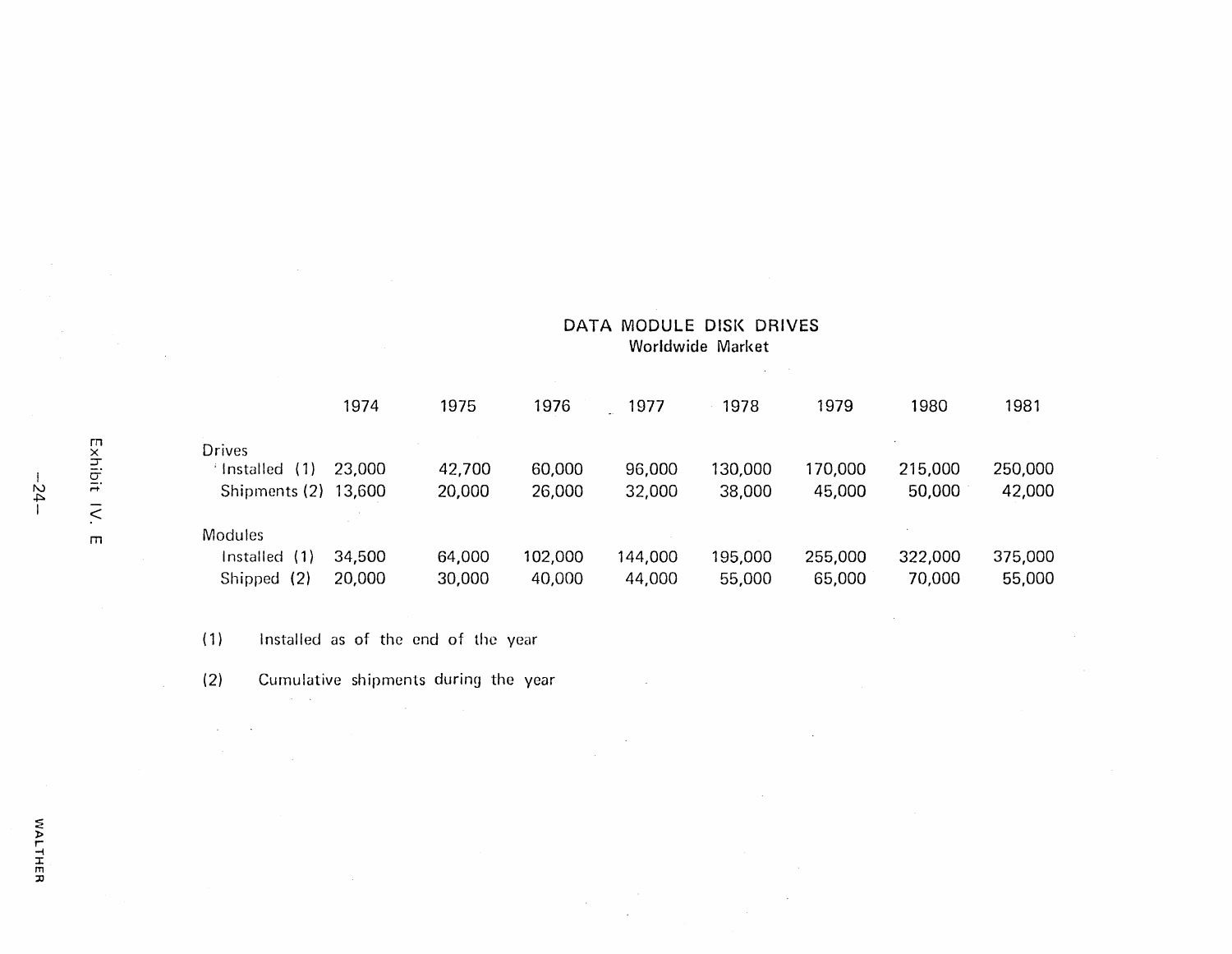Exhibit IV. E

## DATA MODULE DISK DRIVES

### Worldwide Market

| | 1974 | 1975 | 1976 | 1977 | 1978 | 1979 | 1980 | 1981 |
|---|---|---|---|---|---|---|---|---|
| **Drives** | | | | | | | | |
| Installed (1) | 23,000 | 42,700 | 60,000 | 96,000 | 130,000 | 170,000 | 215,000 | 250,000 |
| Shipments (2) | 13,600 | 20,000 | 26,000 | 32,000 | 38,000 | 45,000 | 50,000 | 42,000 |
| **Modules** | | | | | | | | |
| Installed (1) | 34,500 | 64,000 | 102,000 | 144,000 | 195,000 | 255,000 | 322,000 | 375,000 |
| Shipped (2) | 20,000 | 30,000 | 40,000 | 44,000 | 55,000 | 65,000 | 70,000 | 55,000 |

(1) Installed as of the end of the year

(2) Cumulative shipments during the year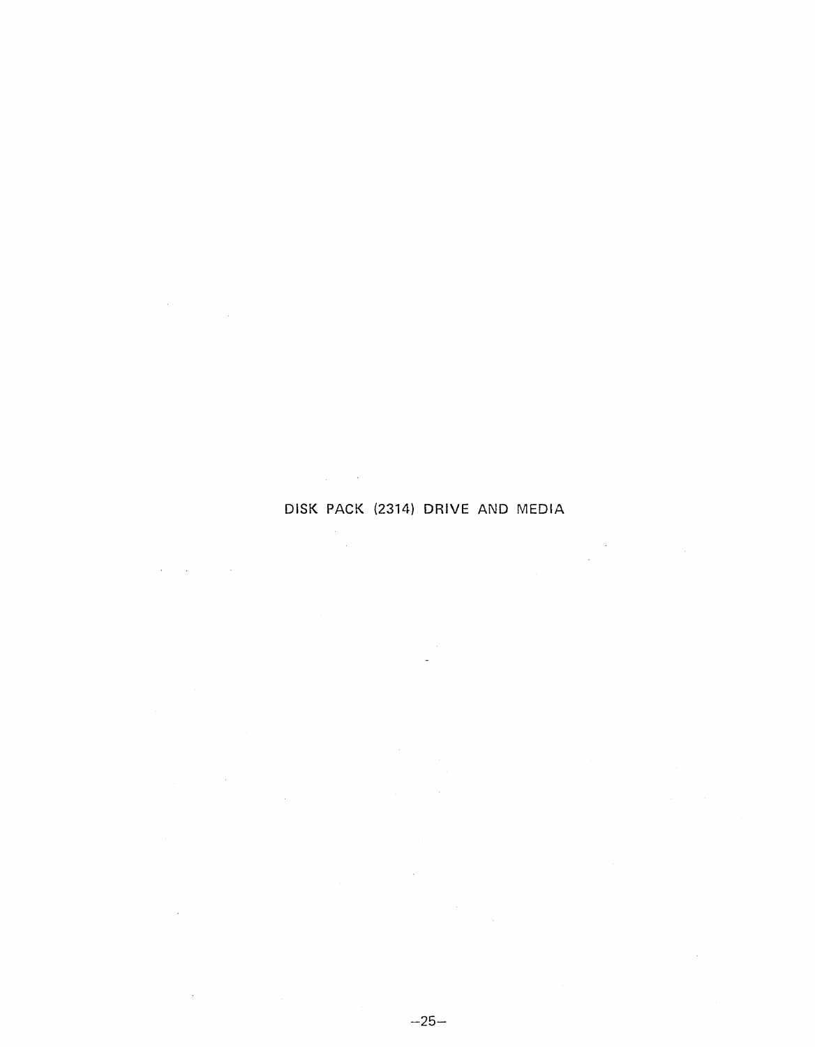# DISK PACK (2314) DRIVE AND MEDIA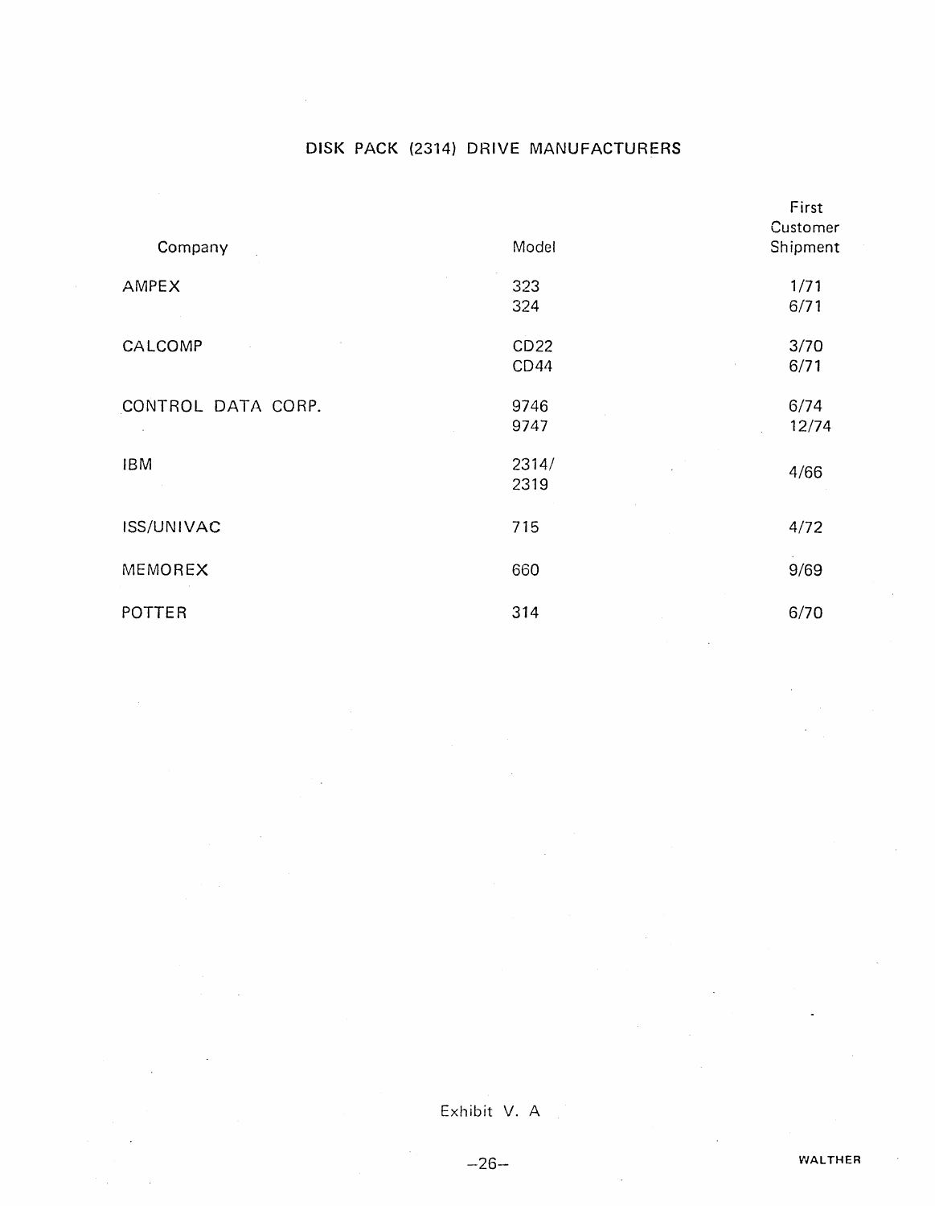## DISK PACK (2314) DRIVE MANUFACTURERS

| Company | Model | First Customer Shipment |
|---|---|---|
| AMPEX | 323 | 1/71 |
| | 324 | 6/71 |
| CALCOMP | CD22 | 3/70 |
| | CD44 | 6/71 |
| CONTROL DATA CORP. | 9746 | 6/74 |
| | 9747 | 12/74 |
| IBM | 2314/ 2319 | 4/66 |
| ISS/UNIVAC | 715 | 4/72 |
| MEMOREX | 660 | 9/69 |
| POTTER | 314 | 6/70 |

Exhibit V. A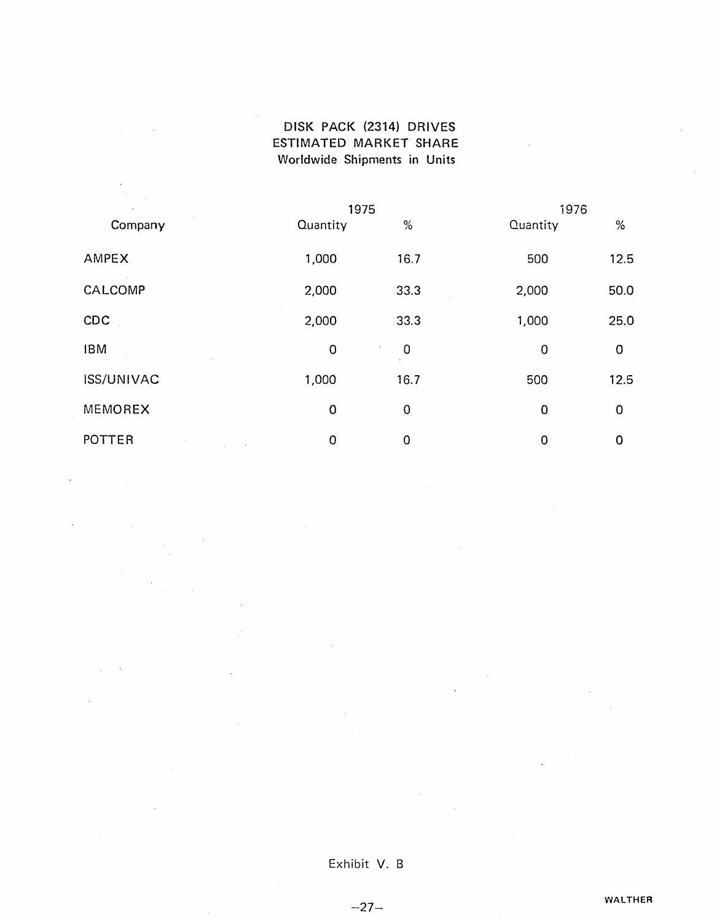# DISK PACK (2314) DRIVES
## ESTIMATED MARKET SHARE
### Worldwide Shipments in Units

| Company | 1975 | | 1976 | |
|---|---|---|---|---|
| | Quantity | % | Quantity | % |
| AMPEX | 1,000 | 16.7 | 500 | 12.5 |
| CALCOMP | 2,000 | 33.3 | 2,000 | 50.0 |
| CDC | 2,000 | 33.3 | 1,000 | 25.0 |
| IBM | 0 | 0 | 0 | 0 |
| ISS/UNIVAC | 1,000 | 16.7 | 500 | 12.5 |
| MEMOREX | 0 | 0 | 0 | 0 |
| POTTER | 0 | 0 | 0 | 0 |

Exhibit V. B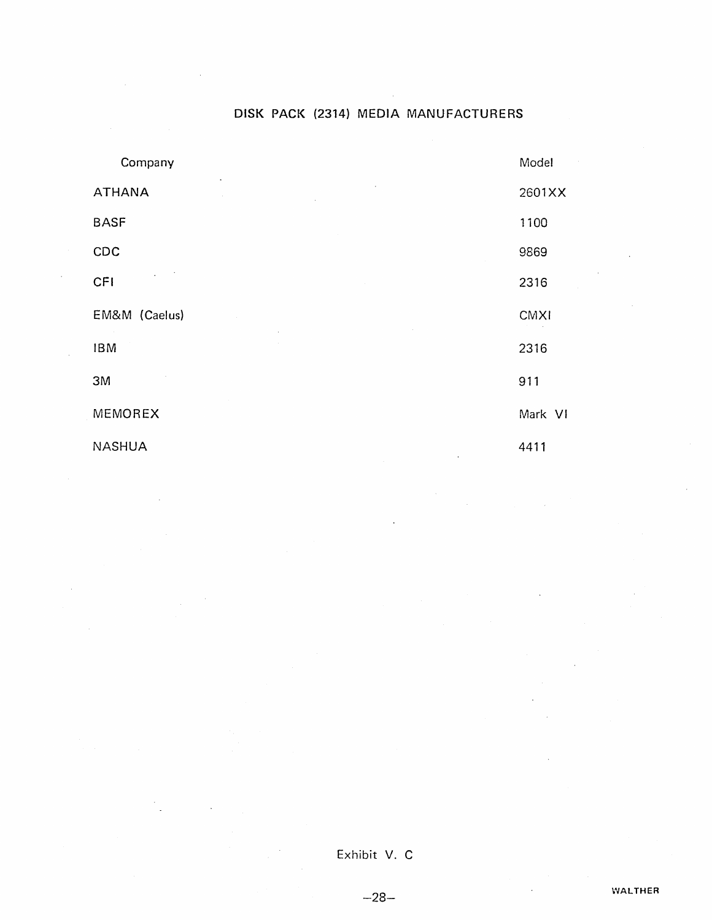# DISK PACK (2314) MEDIA MANUFACTURERS

| Company | Model |
|---|---|
| ATHANA | 2601XX |
| BASF | 1100 |
| CDC | 9869 |
| CFI | 2316 |
| EM&M (Caelus) | CMXI |
| IBM | 2316 |
| 3M | 911 |
| MEMOREX | Mark VI |
| NASHUA | 4411 |

Exhibit V. C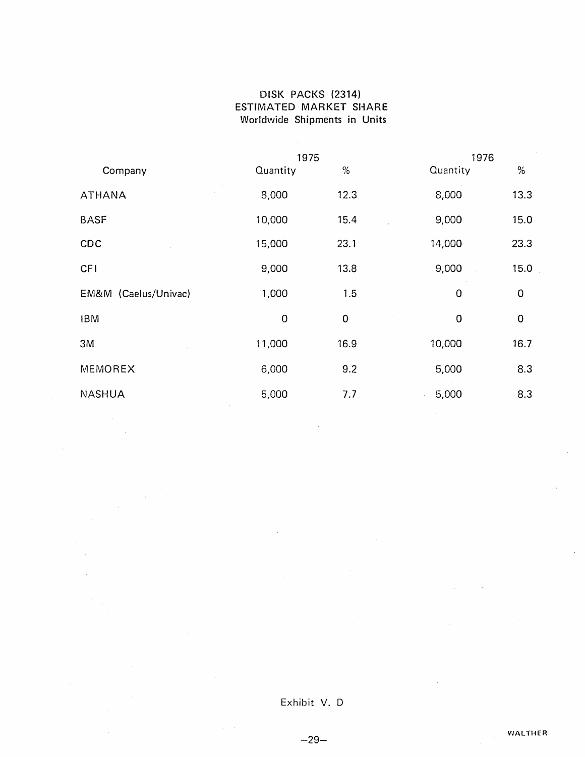# DISK PACKS (2314)
## ESTIMATED MARKET SHARE
### Worldwide Shipments in Units

| Company | 1975 | | 1976 | |
|---|---|---|---|---|
| | Quantity | % | Quantity | % |
| ATHANA | 8,000 | 12.3 | 8,000 | 13.3 |
| BASF | 10,000 | 15.4 | 9,000 | 15.0 |
| CDC | 15,000 | 23.1 | 14,000 | 23.3 |
| CFI | 9,000 | 13.8 | 9,000 | 15.0 |
| EM&M (Caelus/Univac) | 1,000 | 1.5 | 0 | 0 |
| IBM | 0 | 0 | 0 | 0 |
| 3M | 11,000 | 16.9 | 10,000 | 16.7 |
| MEMOREX | 6,000 | 9.2 | 5,000 | 8.3 |
| NASHUA | 5,000 | 7.7 | 5,000 | 8.3 |

Exhibit V. D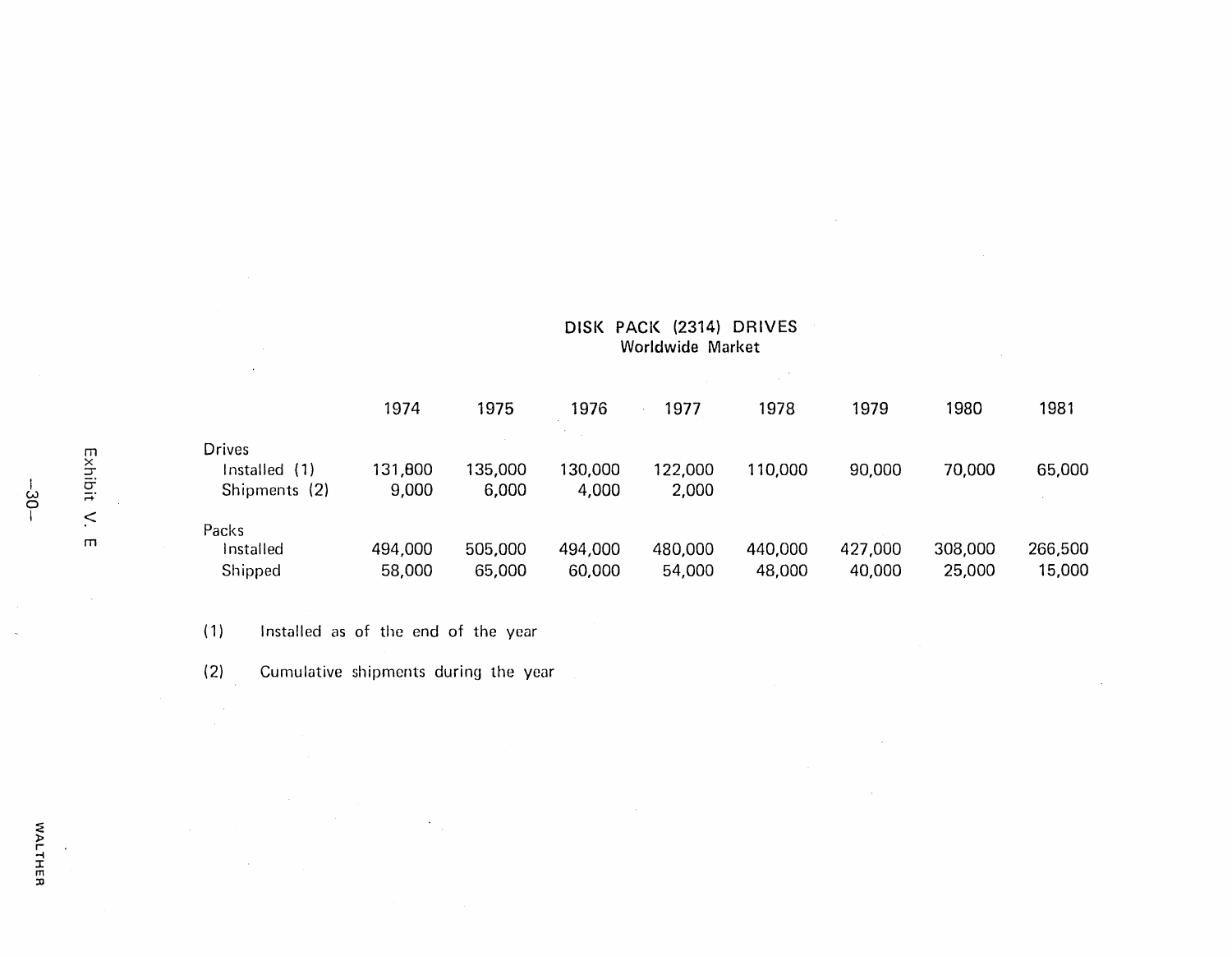Exhibit V. E

## DISK PACK (2314) DRIVES
### Worldwide Market

| | 1974 | 1975 | 1976 | 1977 | 1978 | 1979 | 1980 | 1981 |
|---|---|---|---|---|---|---|---|---|
| **Drives** | | | | | | | | |
| Installed (1) | 131,800 | 135,000 | 130,000 | 122,000 | 110,000 | 90,000 | 70,000 | 65,000 |
| Shipments (2) | 9,000 | 6,000 | 4,000 | 2,000 | | | | |
| **Packs** | | | | | | | | |
| Installed | 494,000 | 505,000 | 494,000 | 480,000 | 440,000 | 427,000 | 308,000 | 266,500 |
| Shipped | 58,000 | 65,000 | 60,000 | 54,000 | 48,000 | 40,000 | 25,000 | 15,000 |

(1) Installed as of the end of the year

(2) Cumulative shipments during the year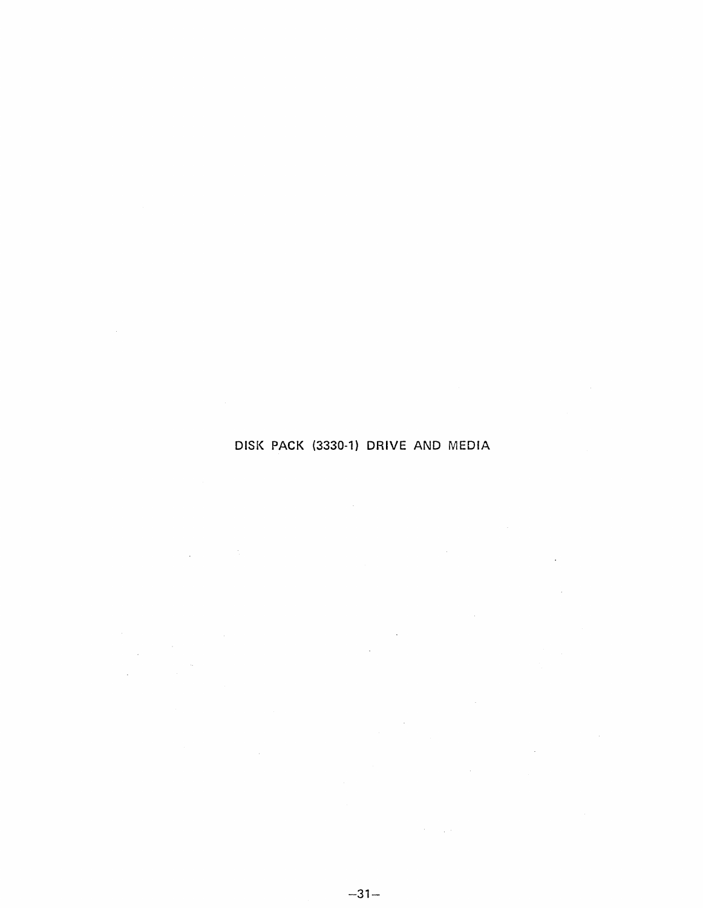# DISK PACK (3330-1) DRIVE AND MEDIA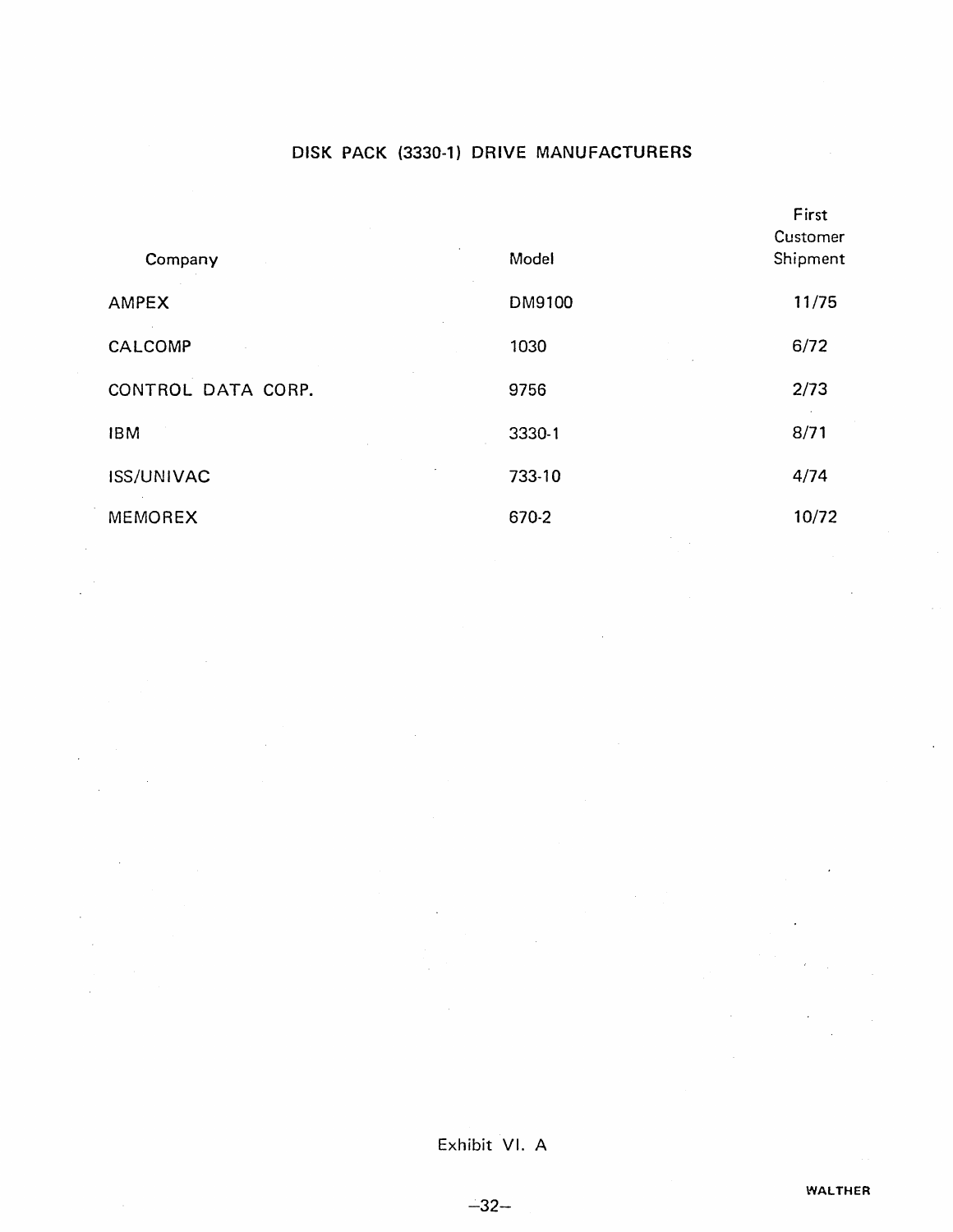## DISK PACK (3330-1) DRIVE MANUFACTURERS

| Company | Model | First Customer Shipment |
|---|---|---|
| AMPEX | DM9100 | 11/75 |
| CALCOMP | 1030 | 6/72 |
| CONTROL DATA CORP. | 9756 | 2/73 |
| IBM | 3330-1 | 8/71 |
| ISS/UNIVAC | 733-10 | 4/74 |
| MEMOREX | 670-2 | 10/72 |

Exhibit VI. A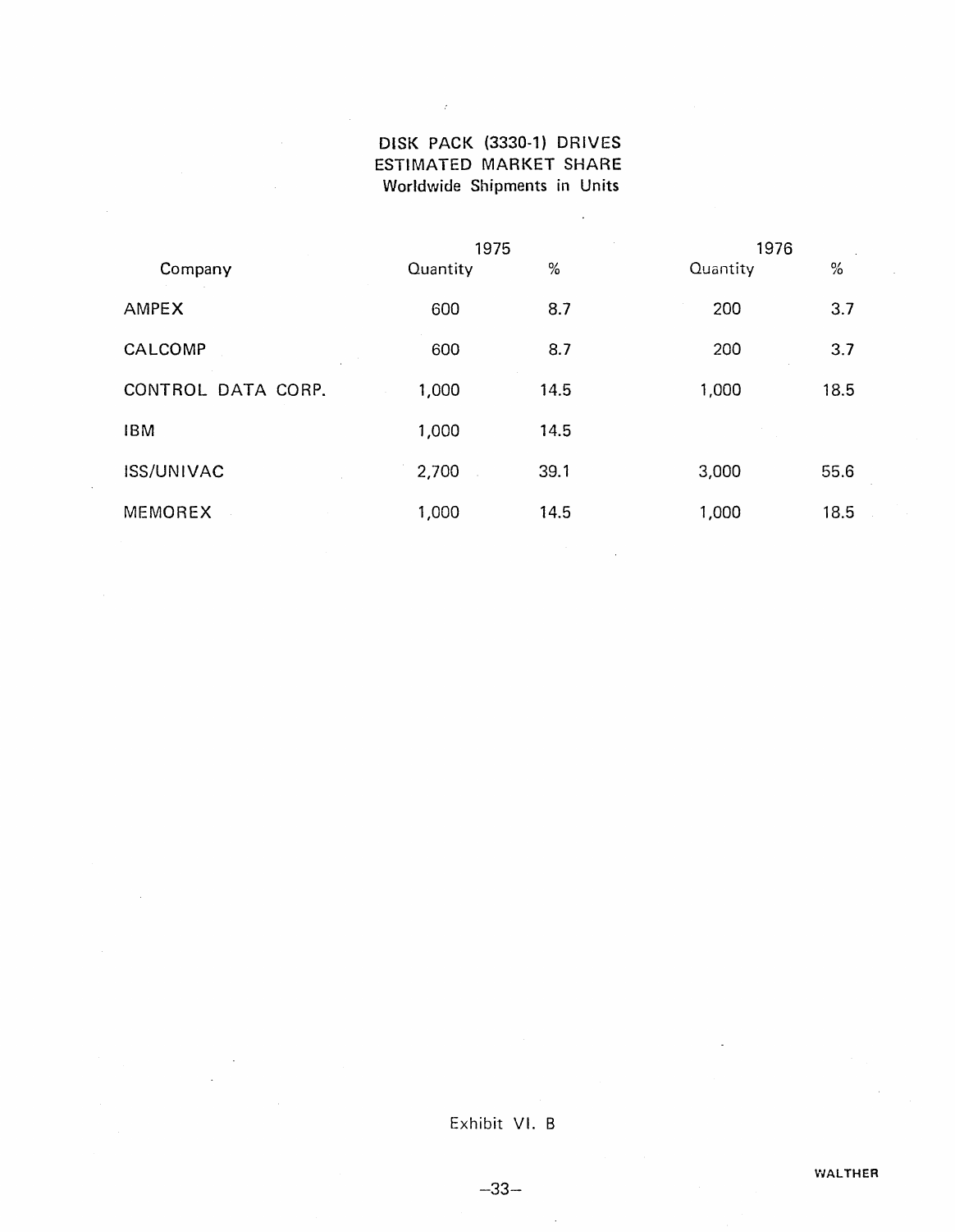# DISK PACK (3330-1) DRIVES
## ESTIMATED MARKET SHARE
### Worldwide Shipments in Units

| Company | 1975 | | 1976 | |
|---|---|---|---|---|
| | Quantity | % | Quantity | % |
| AMPEX | 600 | 8.7 | 200 | 3.7 |
| CALCOMP | 600 | 8.7 | 200 | 3.7 |
| CONTROL DATA CORP. | 1,000 | 14.5 | 1,000 | 18.5 |
| IBM | 1,000 | 14.5 | | |
| ISS/UNIVAC | 2,700 | 39.1 | 3,000 | 55.6 |
| MEMOREX | 1,000 | 14.5 | 1,000 | 18.5 |

Exhibit VI. B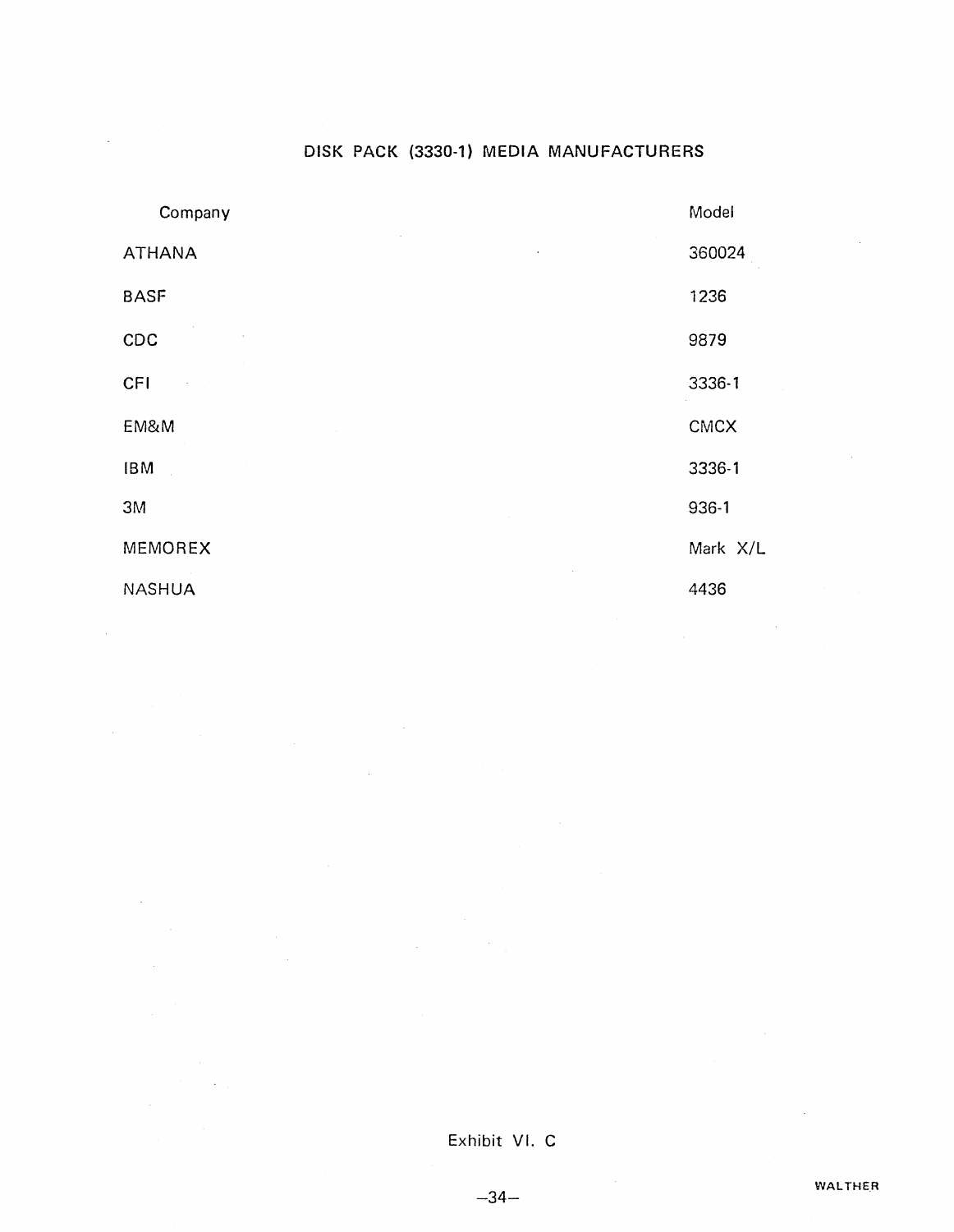## DISK PACK (3330-1) MEDIA MANUFACTURERS

| Company | Model |
|---|---|
| ATHANA | 360024 |
| BASF | 1236 |
| CDC | 9879 |
| CFI | 3336-1 |
| EM&M | CMCX |
| IBM | 3336-1 |
| 3M | 936-1 |
| MEMOREX | Mark X/L |
| NASHUA | 4436 |

Exhibit VI. C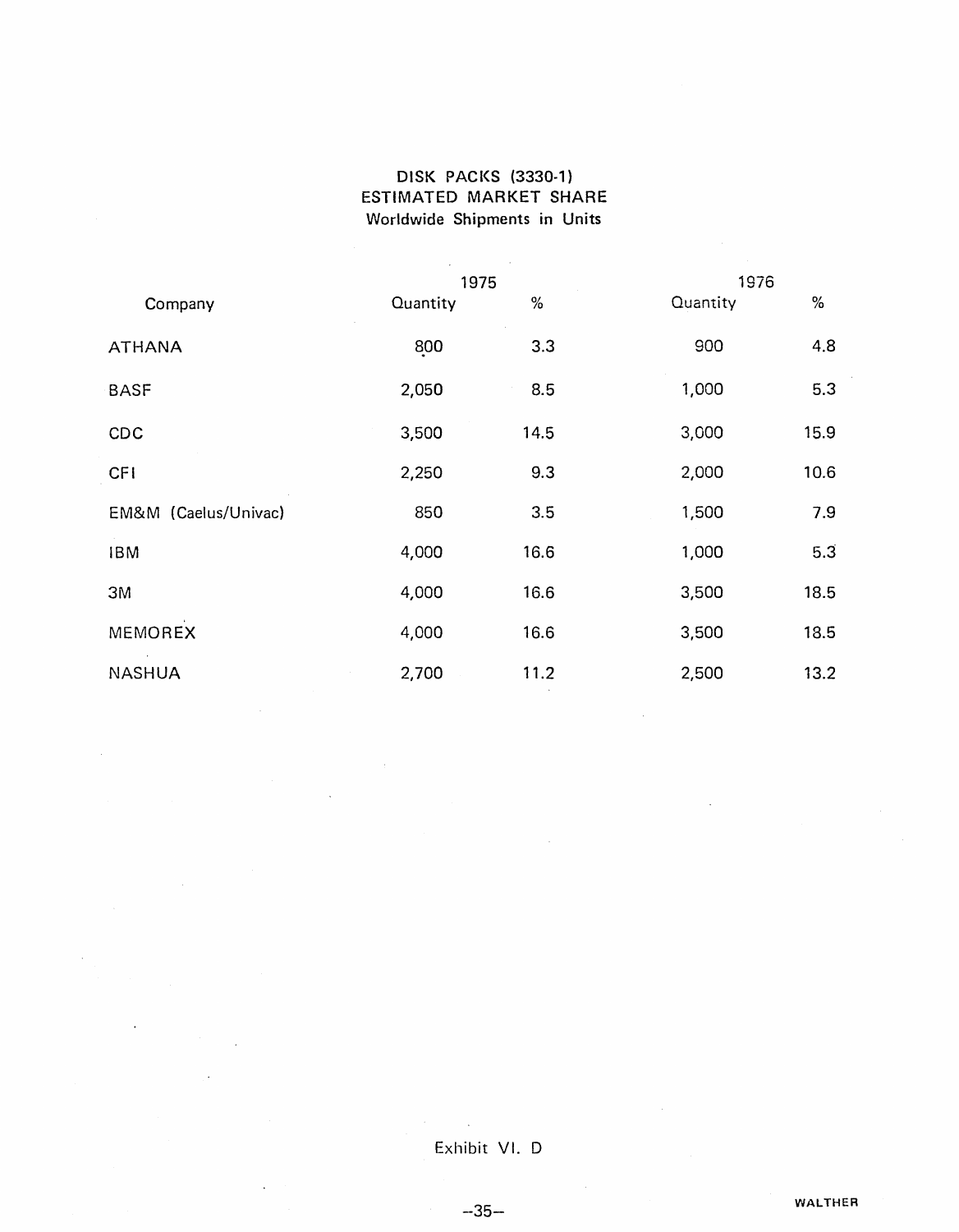## DISK PACKS (3330-1)
## ESTIMATED MARKET SHARE
### Worldwide Shipments in Units

| Company | 1975 | | 1976 | |
|---|---|---|---|---|
| | Quantity | % | Quantity | % |
| ATHANA | 800 | 3.3 | 900 | 4.8 |
| BASF | 2,050 | 8.5 | 1,000 | 5.3 |
| CDC | 3,500 | 14.5 | 3,000 | 15.9 |
| CFI | 2,250 | 9.3 | 2,000 | 10.6 |
| EM&M (Caelus/Univac) | 850 | 3.5 | 1,500 | 7.9 |
| IBM | 4,000 | 16.6 | 1,000 | 5.3 |
| 3M | 4,000 | 16.6 | 3,500 | 18.5 |
| MEMOREX | 4,000 | 16.6 | 3,500 | 18.5 |
| NASHUA | 2,700 | 11.2 | 2,500 | 13.2 |

Exhibit VI. D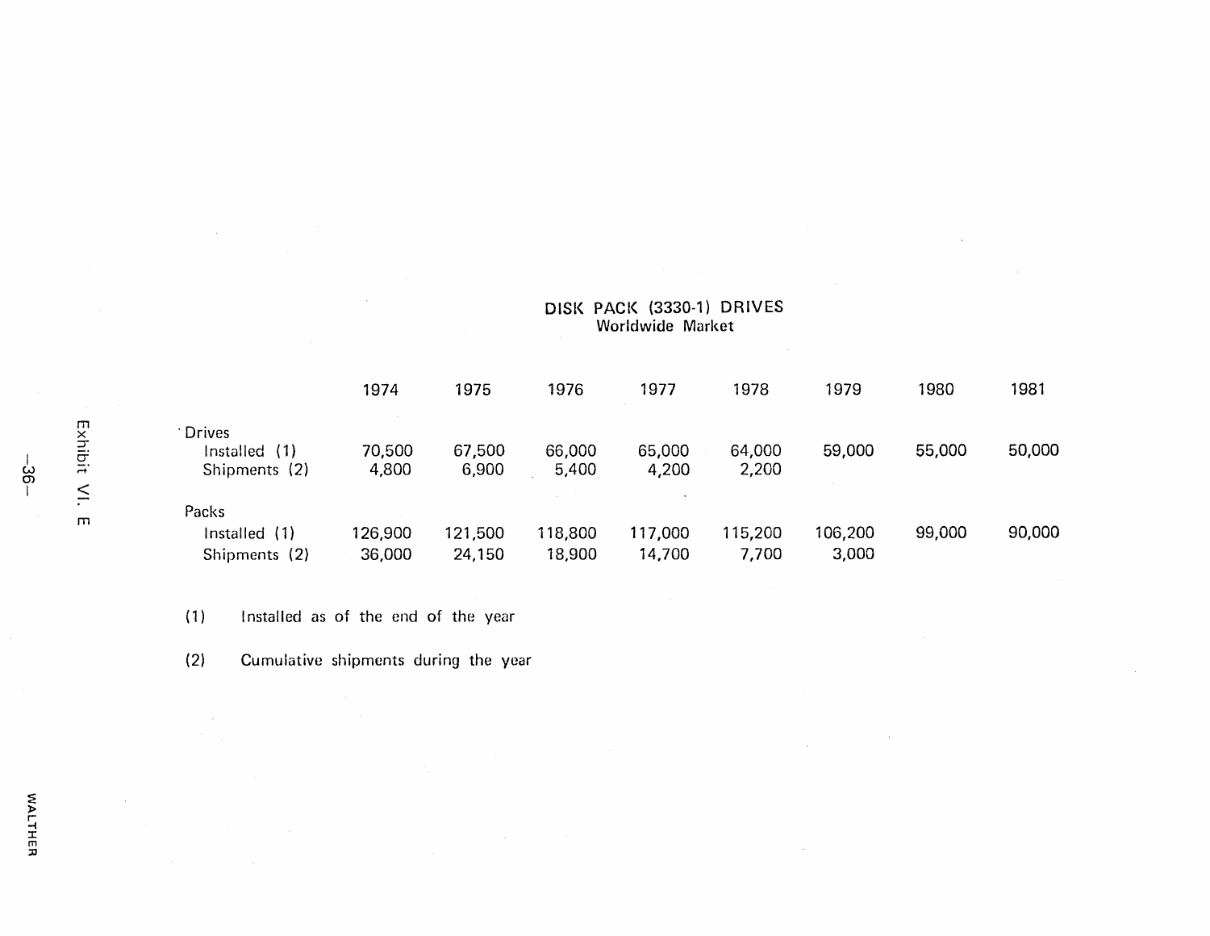Exhibit VI. E

# DISK PACK (3330-1) DRIVES
## Worldwide Market

| | 1974 | 1975 | 1976 | 1977 | 1978 | 1979 | 1980 | 1981 |
|---|---|---|---|---|---|---|---|---|
| **Drives** | | | | | | | | |
| Installed (1) | 70,500 | 67,500 | 66,000 | 65,000 | 64,000 | 59,000 | 55,000 | 50,000 |
| Shipments (2) | 4,800 | 6,900 | 5,400 | 4,200 | 2,200 | | | |
| **Packs** | | | | | | | | |
| Installed (1) | 126,900 | 121,500 | 118,800 | 117,000 | 115,200 | 106,200 | 99,000 | 90,000 |
| Shipments (2) | 36,000 | 24,150 | 18,900 | 14,700 | 7,700 | 3,000 | | |

(1) Installed as of the end of the year

(2) Cumulative shipments during the year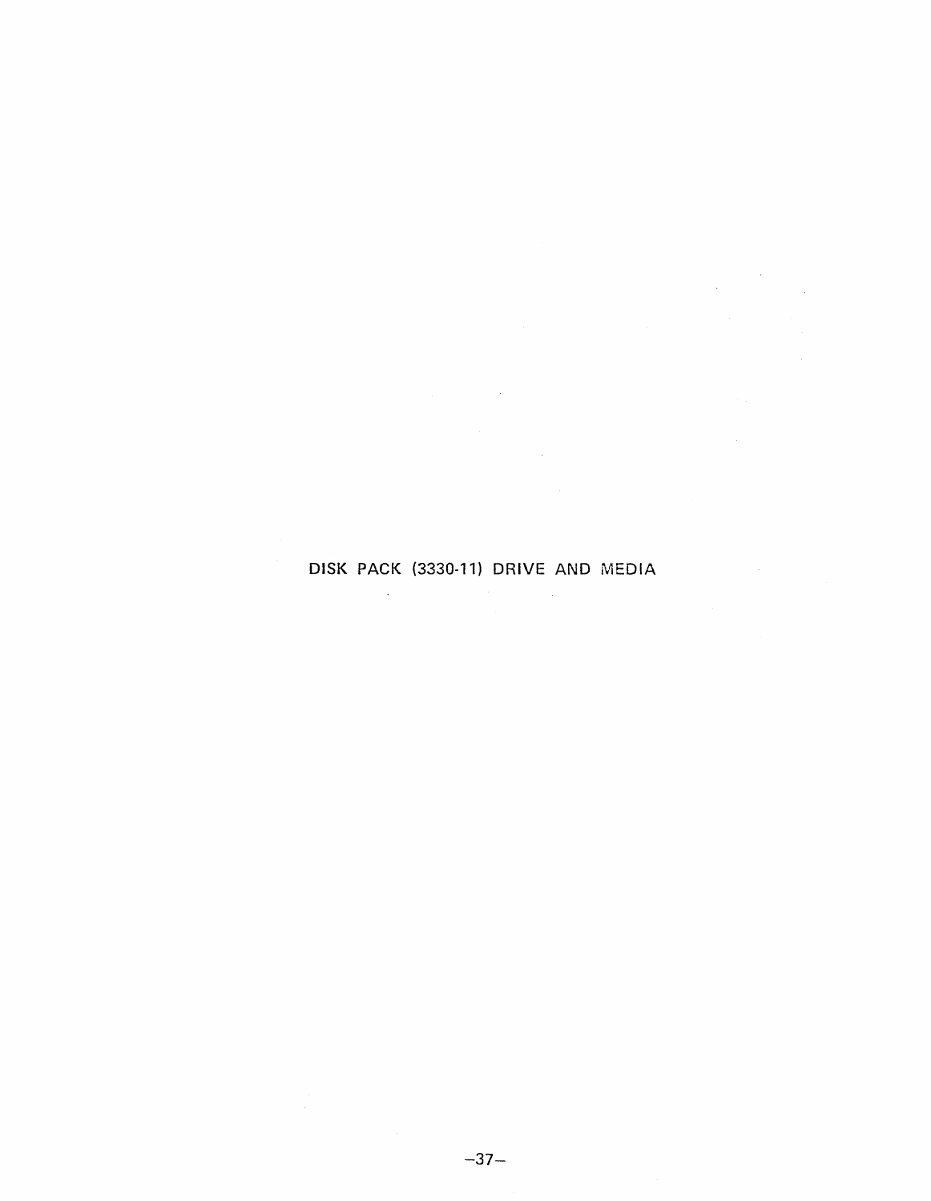# DISK PACK (3330-11) DRIVE AND MEDIA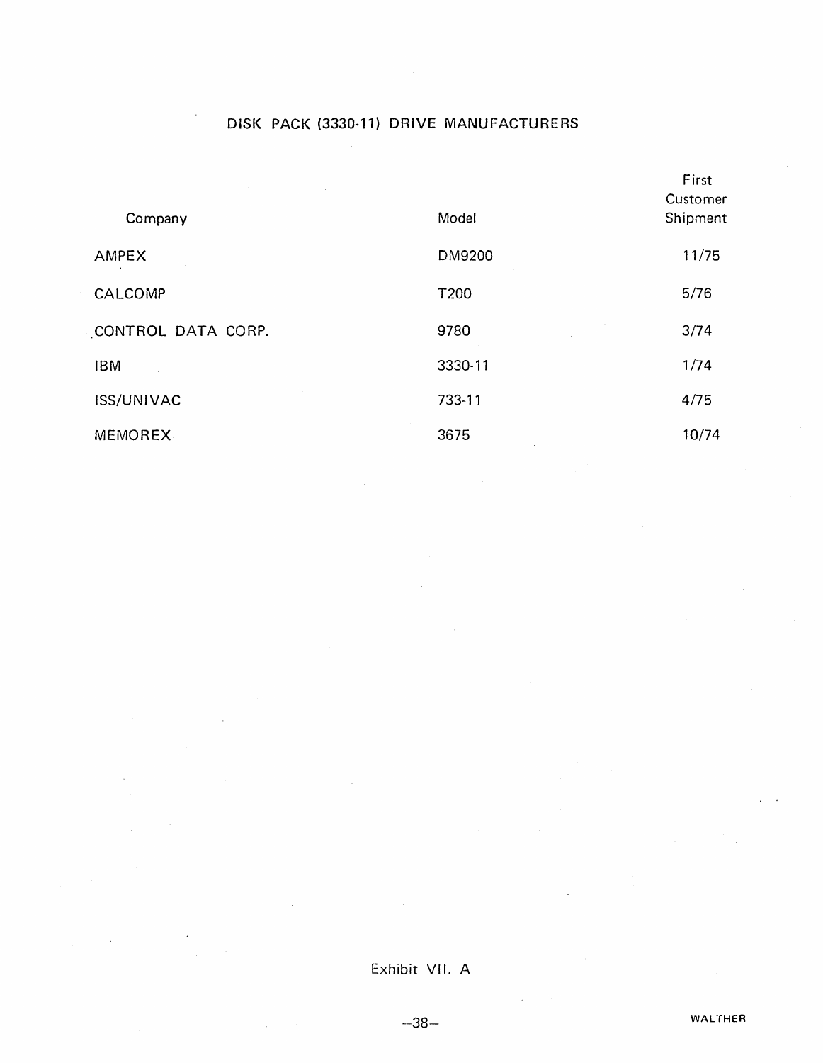## DISK PACK (3330-11) DRIVE MANUFACTURERS

| Company | Model | First Customer Shipment |
|---|---|---|
| AMPEX | DM9200 | 11/75 |
| CALCOMP | T200 | 5/76 |
| CONTROL DATA CORP. | 9780 | 3/74 |
| IBM | 3330-11 | 1/74 |
| ISS/UNIVAC | 733-11 | 4/75 |
| MEMOREX | 3675 | 10/74 |

Exhibit VII. A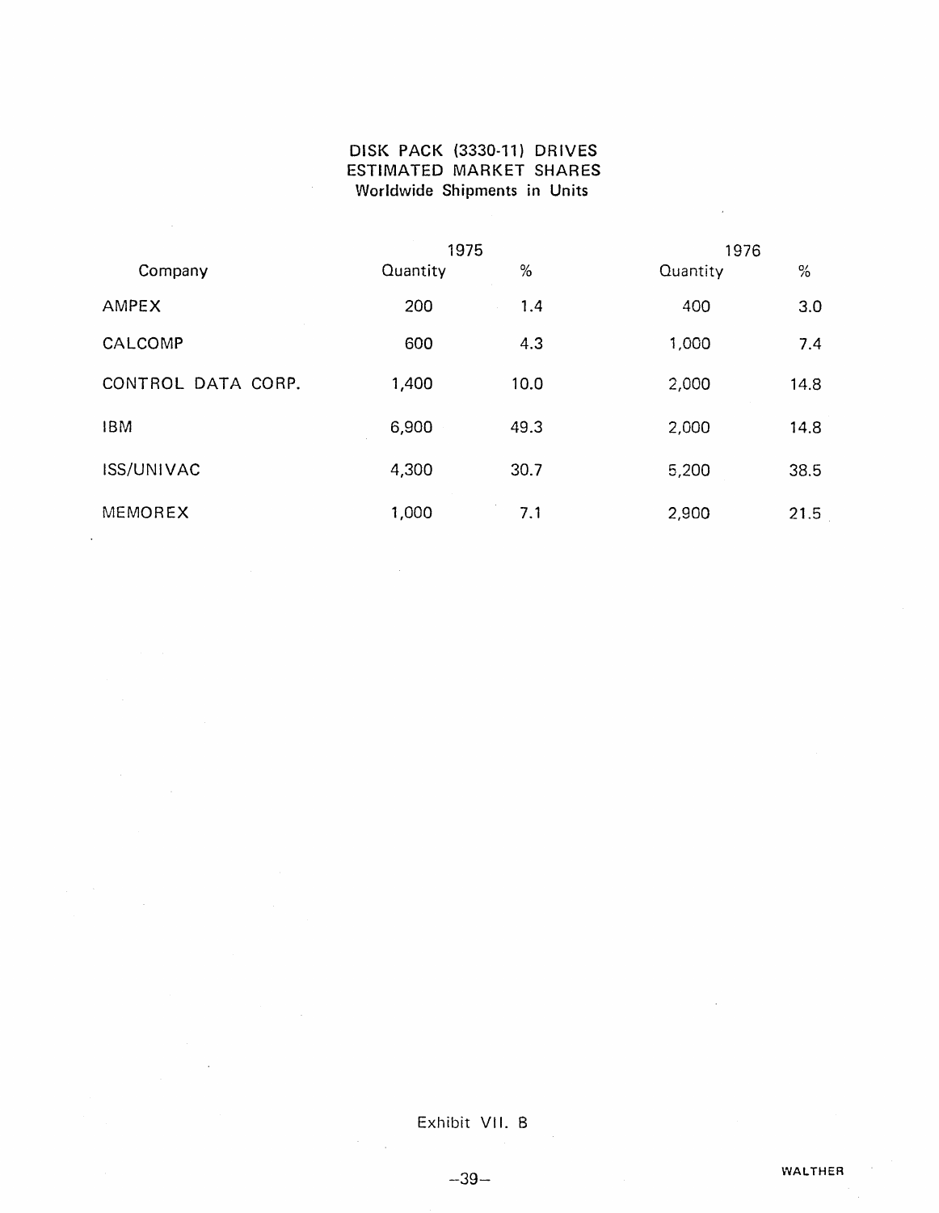# DISK PACK (3330-11) DRIVES
## ESTIMATED MARKET SHARES
### Worldwide Shipments in Units

| | 1975 | | 1976 | |
|---|---|---|---|---|
| Company | Quantity | % | Quantity | % |
| AMPEX | 200 | 1.4 | 400 | 3.0 |
| CALCOMP | 600 | 4.3 | 1,000 | 7.4 |
| CONTROL DATA CORP. | 1,400 | 10.0 | 2,000 | 14.8 |
| IBM | 6,900 | 49.3 | 2,000 | 14.8 |
| ISS/UNIVAC | 4,300 | 30.7 | 5,200 | 38.5 |
| MEMOREX | 1,000 | 7.1 | 2,900 | 21.5 |

Exhibit VII. B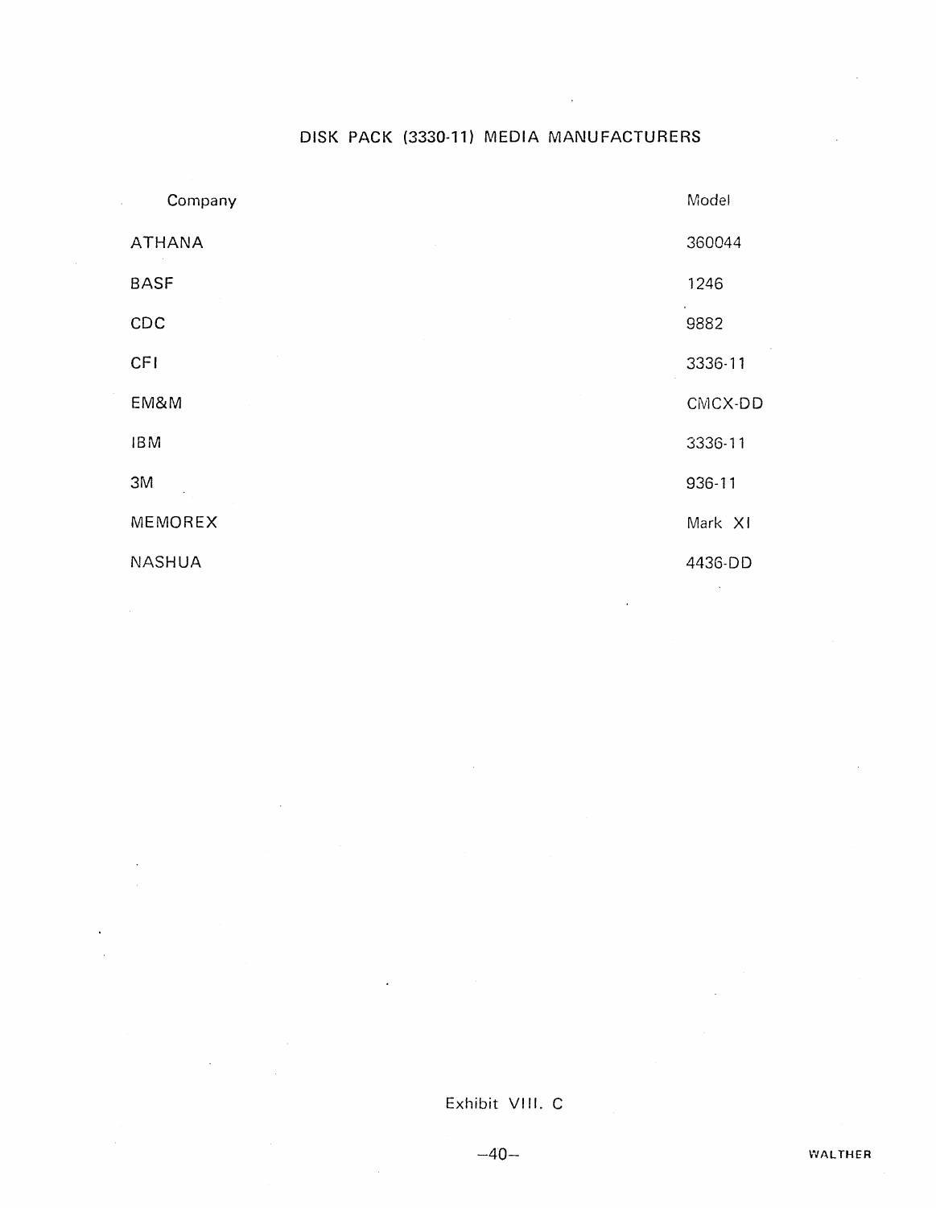# DISK PACK (3330-11) MEDIA MANUFACTURERS

| Company | Model |
|---|---|
| ATHANA | 360044 |
| BASF | 1246 |
| CDC | 9882 |
| CFI | 3336-11 |
| EM&M | CMCX-DD |
| IBM | 3336-11 |
| 3M | 936-11 |
| MEMOREX | Mark XI |
| NASHUA | 4436-DD |

Exhibit VIII. C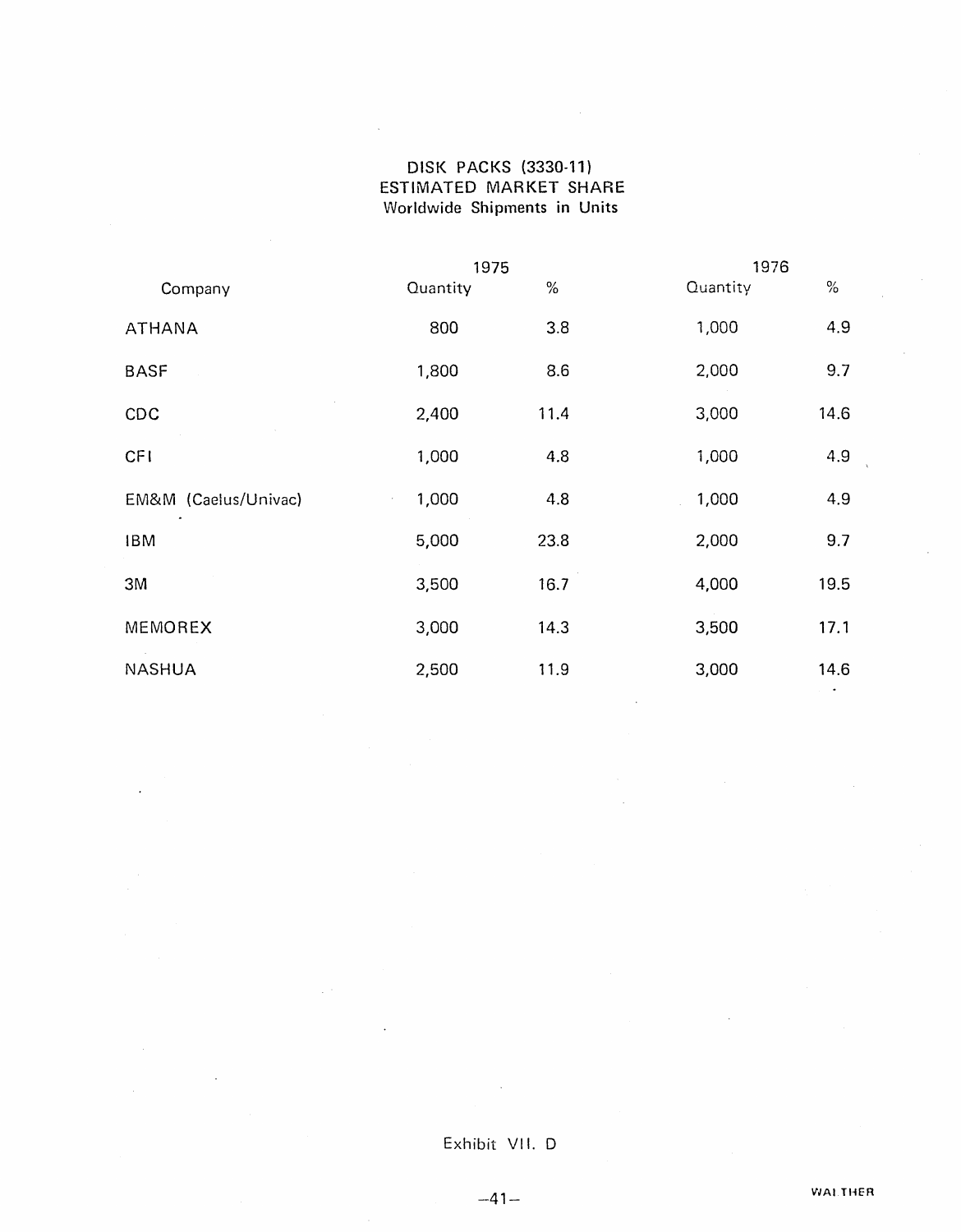# DISK PACKS (3330-11)
## ESTIMATED MARKET SHARE
### Worldwide Shipments in Units

| Company | 1975 Quantity | 1975 % | 1976 Quantity | 1976 % |
|---|---|---|---|---|
| ATHANA | 800 | 3.8 | 1,000 | 4.9 |
| BASF | 1,800 | 8.6 | 2,000 | 9.7 |
| CDC | 2,400 | 11.4 | 3,000 | 14.6 |
| CFI | 1,000 | 4.8 | 1,000 | 4.9 |
| EM&M (Caelus/Univac) | 1,000 | 4.8 | 1,000 | 4.9 |
| IBM | 5,000 | 23.8 | 2,000 | 9.7 |
| 3M | 3,500 | 16.7 | 4,000 | 19.5 |
| MEMOREX | 3,000 | 14.3 | 3,500 | 17.1 |
| NASHUA | 2,500 | 11.9 | 3,000 | 14.6 |

Exhibit VII. D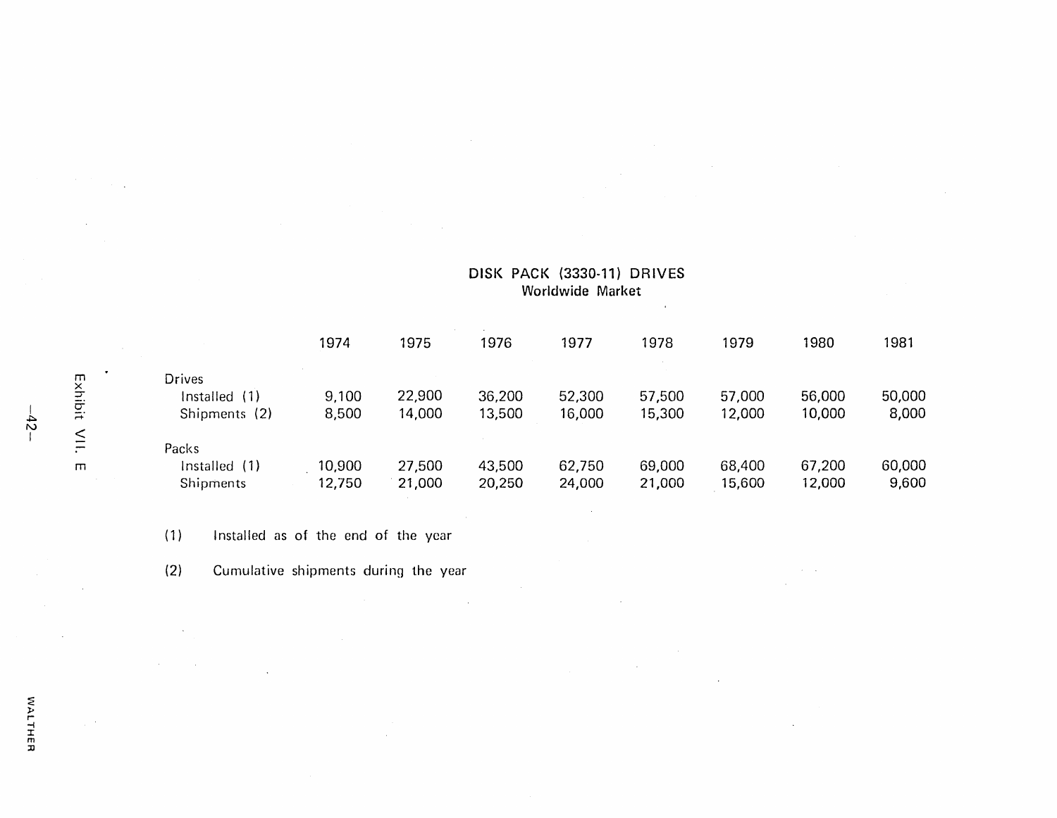Exhibit VII. E

## DISK PACK (3330-11) DRIVES
### Worldwide Market

| | 1974 | 1975 | 1976 | 1977 | 1978 | 1979 | 1980 | 1981 |
|---|---|---|---|---|---|---|---|---|
| Drives | | | | | | | | |
| Installed (1) | 9,100 | 22,900 | 36,200 | 52,300 | 57,500 | 57,000 | 56,000 | 50,000 |
| Shipments (2) | 8,500 | 14,000 | 13,500 | 16,000 | 15,300 | 12,000 | 10,000 | 8,000 |
| Packs | | | | | | | | |
| Installed (1) | 10,900 | 27,500 | 43,500 | 62,750 | 69,000 | 68,400 | 67,200 | 60,000 |
| Shipments | 12,750 | 21,000 | 20,250 | 24,000 | 21,000 | 15,600 | 12,000 | 9,600 |

(1) Installed as of the end of the year

(2) Cumulative shipments during the year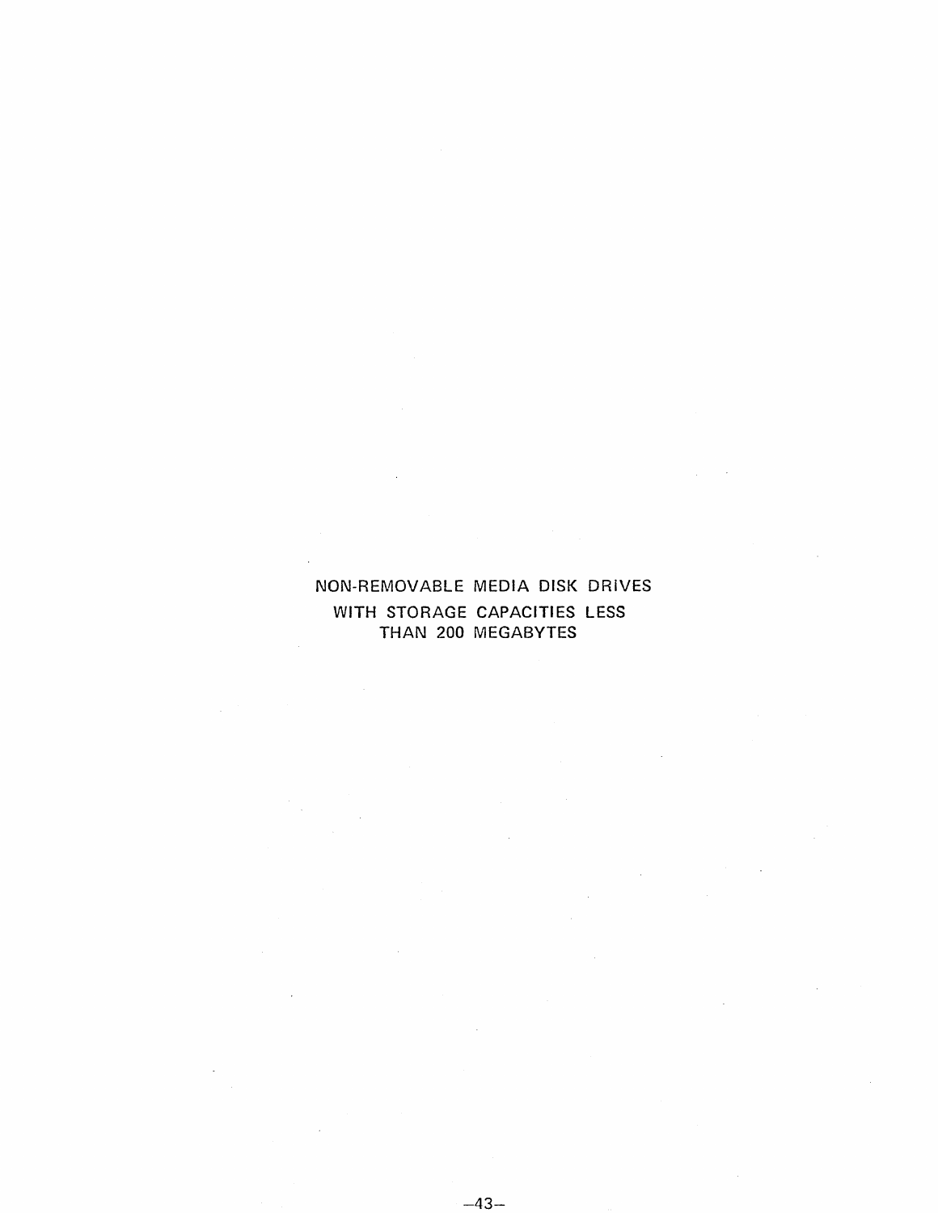# NON-REMOVABLE MEDIA DISK DRIVES WITH STORAGE CAPACITIES LESS THAN 200 MEGABYTES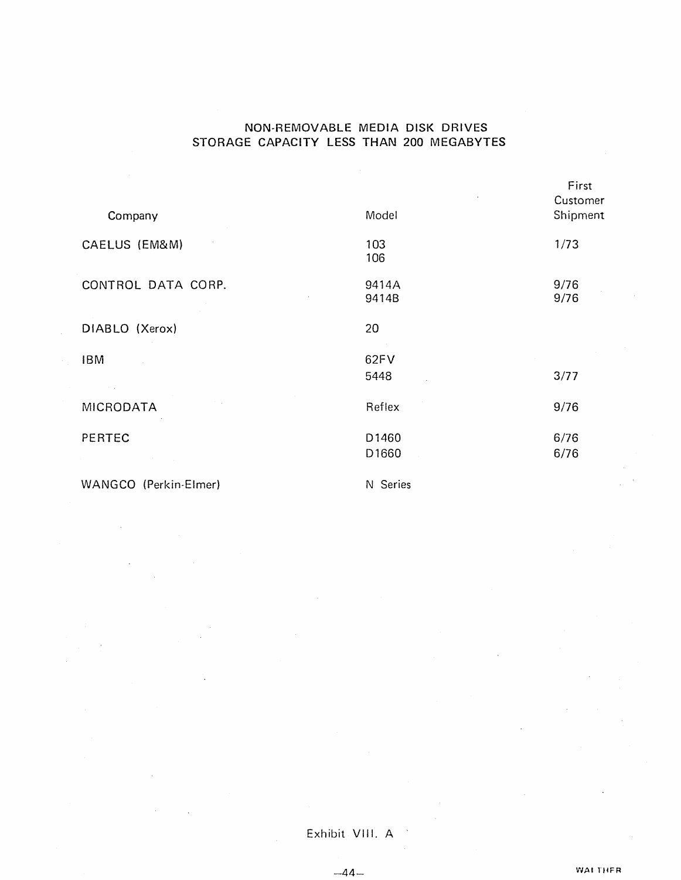## NON-REMOVABLE MEDIA DISK DRIVES
## STORAGE CAPACITY LESS THAN 200 MEGABYTES

| Company | Model | First Customer Shipment |
|---|---|---|
| CAELUS (EM&M) | 103 | 1/73 |
| | 106 | |
| CONTROL DATA CORP. | 9414A | 9/76 |
| | 9414B | 9/76 |
| DIABLO (Xerox) | 20 | |
| IBM | 62FV | |
| | 5448 | 3/77 |
| MICRODATA | Reflex | 9/76 |
| PERTEC | D1460 | 6/76 |
| | D1660 | 6/76 |
| WANGCO (Perkin-Elmer) | N Series | |

Exhibit VIII. A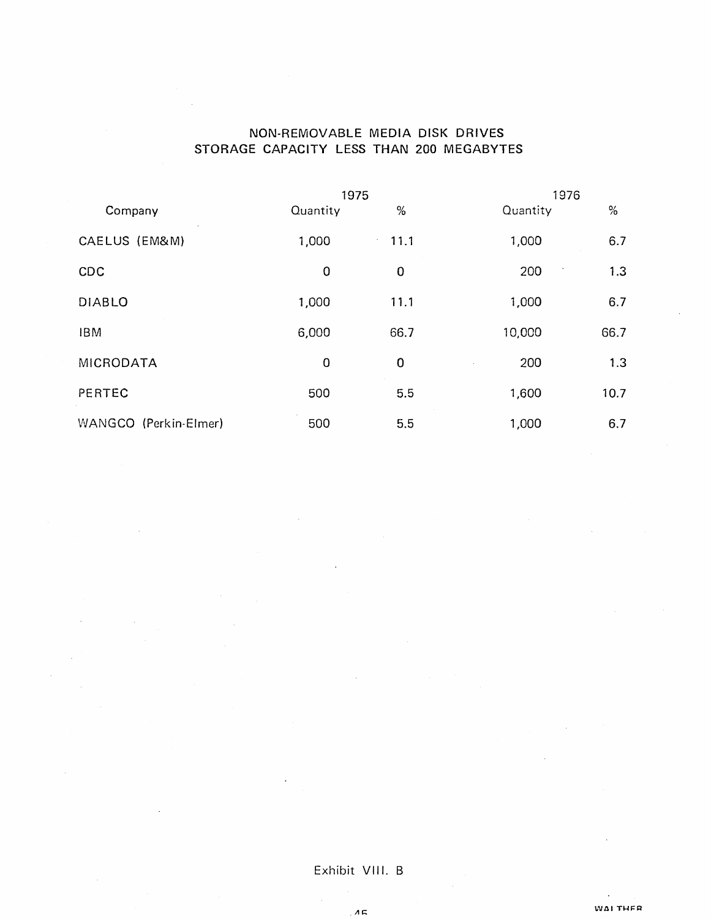## NON-REMOVABLE MEDIA DISK DRIVES
## STORAGE CAPACITY LESS THAN 200 MEGABYTES

| Company | 1975 Quantity | 1975 % | 1976 Quantity | 1976 % |
|---|---|---|---|---|
| CAELUS (EM&M) | 1,000 | 11.1 | 1,000 | 6.7 |
| CDC | 0 | 0 | 200 | 1.3 |
| DIABLO | 1,000 | 11.1 | 1,000 | 6.7 |
| IBM | 6,000 | 66.7 | 10,000 | 66.7 |
| MICRODATA | 0 | 0 | 200 | 1.3 |
| PERTEC | 500 | 5.5 | 1,600 | 10.7 |
| WANGCO (Perkin-Elmer) | 500 | 5.5 | 1,000 | 6.7 |

Exhibit VIII. B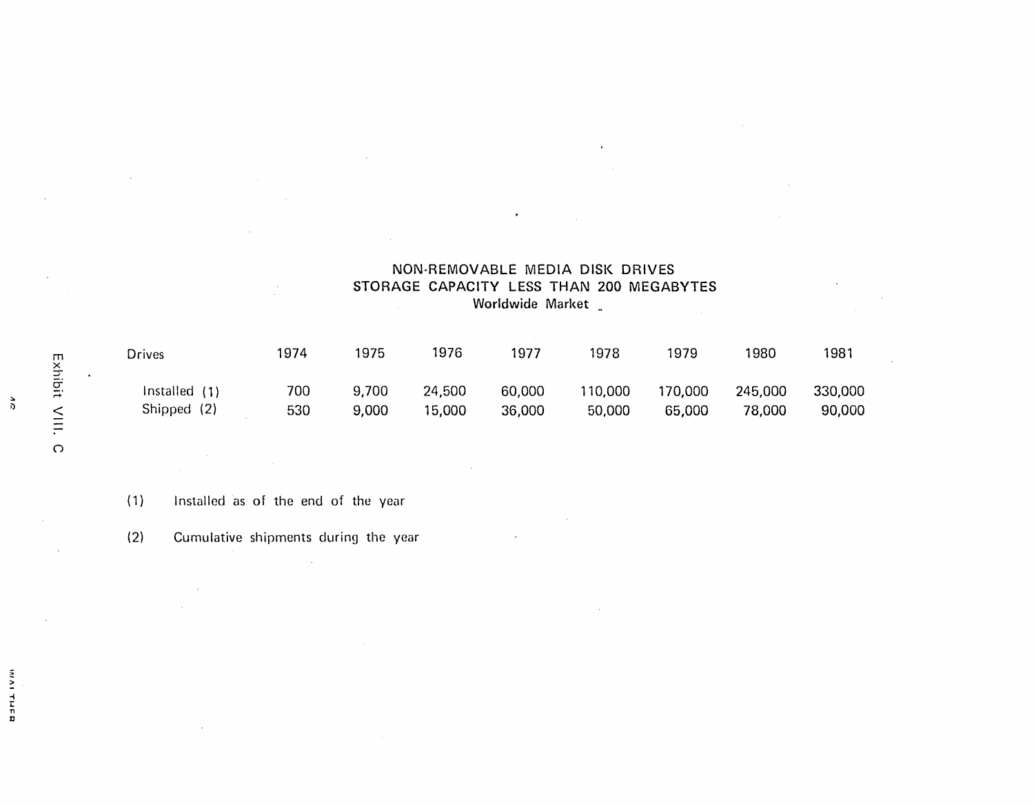# NON-REMOVABLE MEDIA DISK DRIVES
## STORAGE CAPACITY LESS THAN 200 MEGABYTES
### Worldwide Market

| Drives | 1974 | 1975 | 1976 | 1977 | 1978 | 1979 | 1980 | 1981 |
|---|---|---|---|---|---|---|---|---|
| Installed (1) | 700 | 9,700 | 24,500 | 60,000 | 110,000 | 170,000 | 245,000 | 330,000 |
| Shipped (2) | 530 | 9,000 | 15,000 | 36,000 | 50,000 | 65,000 | 78,000 | 90,000 |

(1) Installed as of the end of the year

(2) Cumulative shipments during the year

Exhibit VIII. C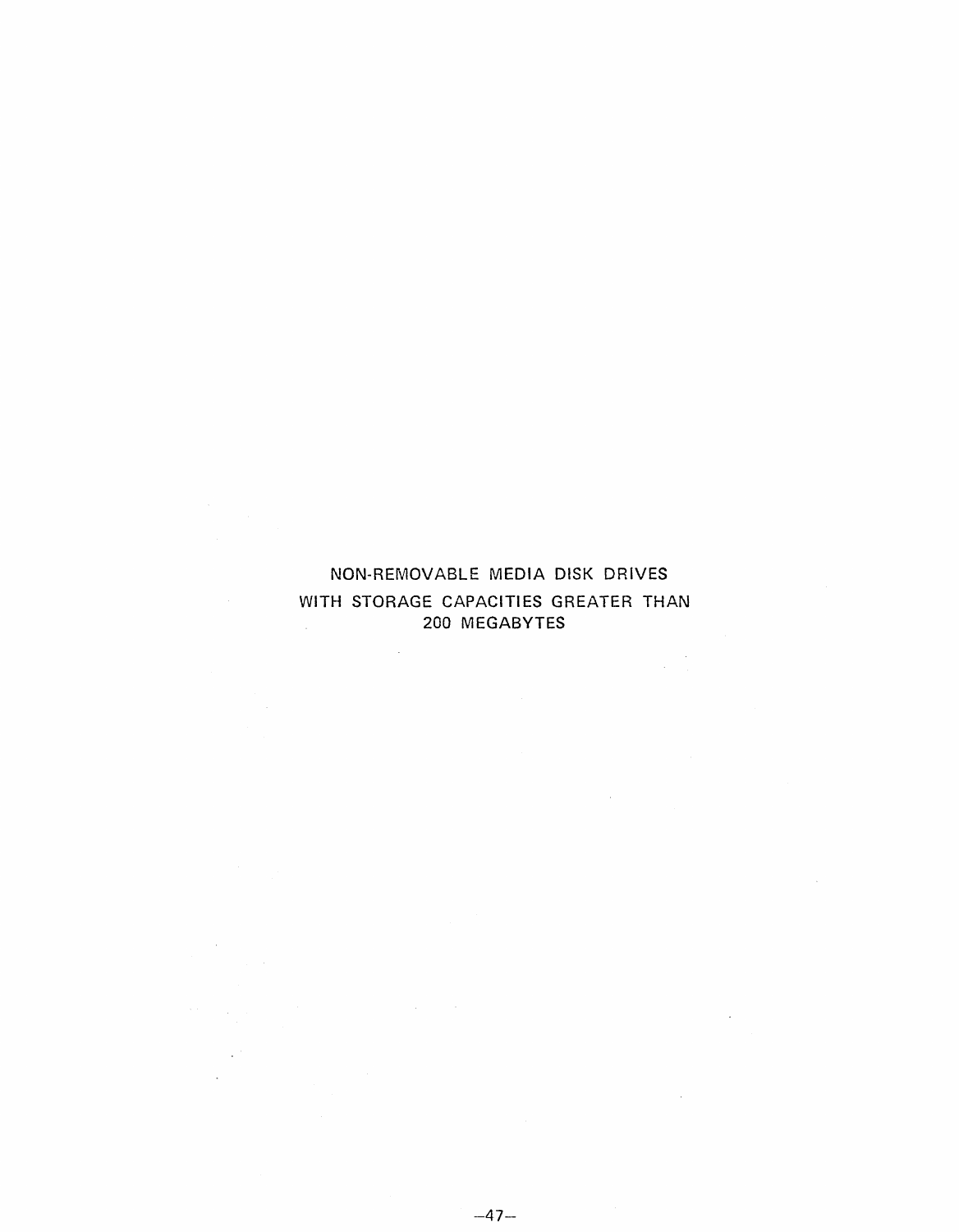# NON-REMOVABLE MEDIA DISK DRIVES WITH STORAGE CAPACITIES GREATER THAN 200 MEGABYTES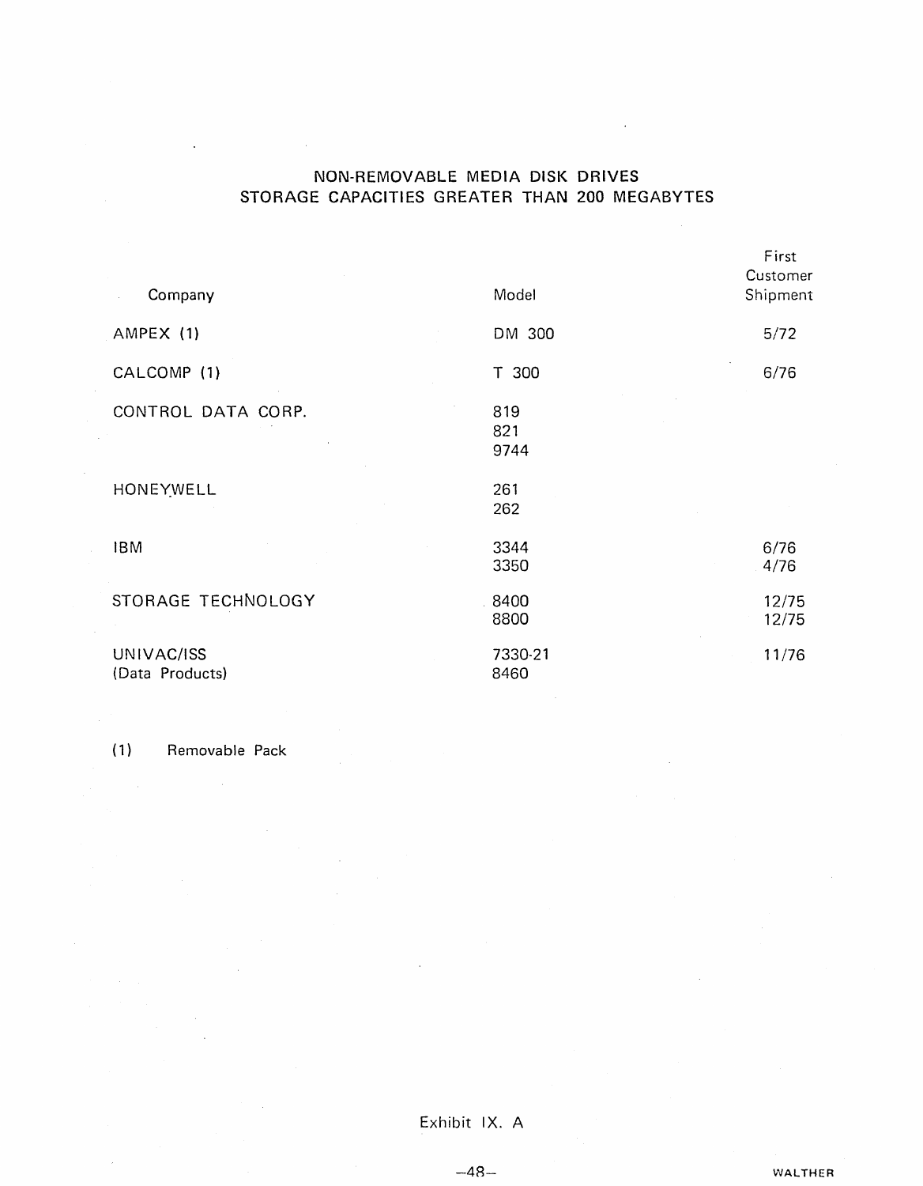# NON-REMOVABLE MEDIA DISK DRIVES
## STORAGE CAPACITIES GREATER THAN 200 MEGABYTES

| Company | Model | First Customer Shipment |
|---|---|---|
| AMPEX (1) | DM 300 | 5/72 |
| CALCOMP (1) | T 300 | 6/76 |
| CONTROL DATA CORP. | 819 | |
| | 821 | |
| | 9744 | |
| HONEYWELL | 261 | |
| | 262 | |
| IBM | 3344 | 6/76 |
| | 3350 | 4/76 |
| STORAGE TECHNOLOGY | 8400 | 12/75 |
| | 8800 | 12/75 |
| UNIVAC/ISS | 7330-21 | 11/76 |
| (Data Products) | 8460 | |

(1) Removable Pack

Exhibit IX. A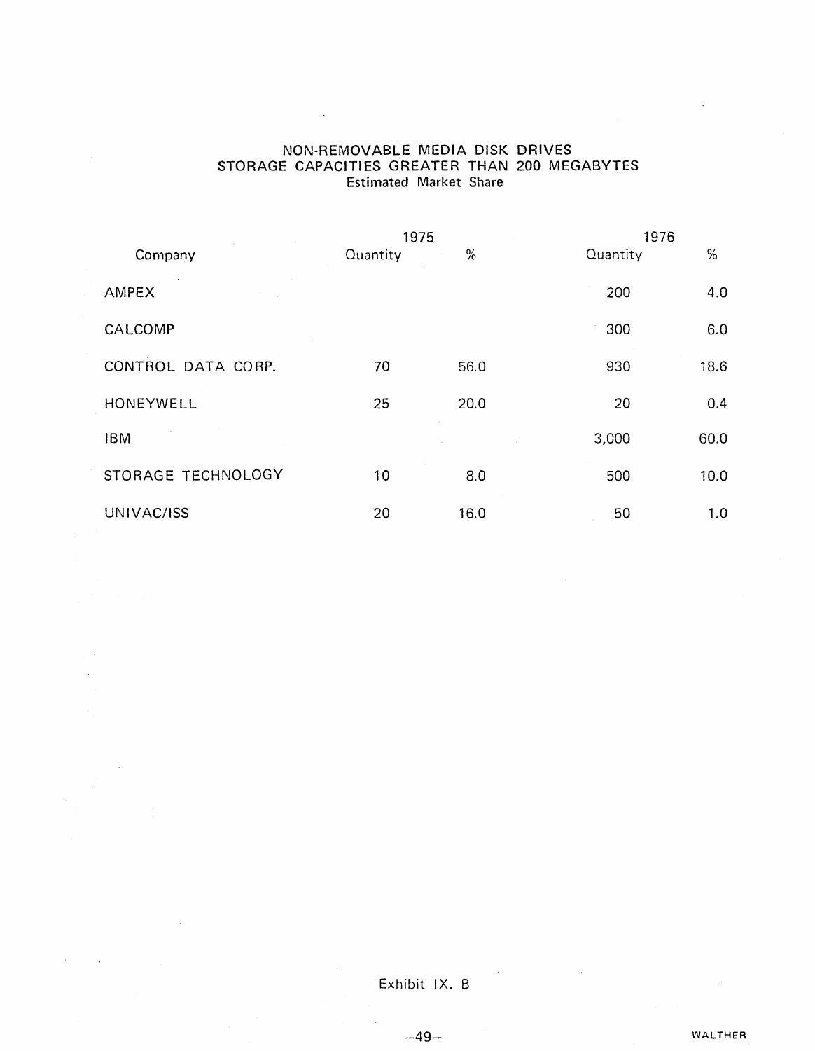# NON-REMOVABLE MEDIA DISK DRIVES
# STORAGE CAPACITIES GREATER THAN 200 MEGABYTES

**Estimated Market Share**

| Company | 1975 | | 1976 | |
|---|---|---|---|---|
| | Quantity | % | Quantity | % |
| AMPEX | | | 200 | 4.0 |
| CALCOMP | | | 300 | 6.0 |
| CONTROL DATA CORP. | 70 | 56.0 | 930 | 18.6 |
| HONEYWELL | 25 | 20.0 | 20 | 0.4 |
| IBM | | | 3,000 | 60.0 |
| STORAGE TECHNOLOGY | 10 | 8.0 | 500 | 10.0 |
| UNIVAC/ISS | 20 | 16.0 | 50 | 1.0 |

Exhibit IX. B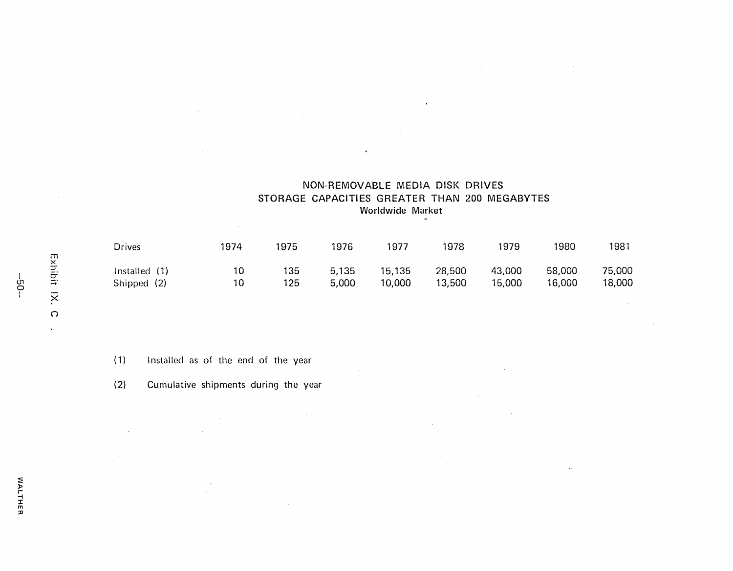# NON-REMOVABLE MEDIA DISK DRIVES
## STORAGE CAPACITIES GREATER THAN 200 MEGABYTES
### Worldwide Market

| Drives | 1974 | 1975 | 1976 | 1977 | 1978 | 1979 | 1980 | 1981 |
|---|---|---|---|---|---|---|---|---|
| Installed (1) | 10 | 135 | 5,135 | 15,135 | 28,500 | 43,000 | 58,000 | 75,000 |
| Shipped (2) | 10 | 125 | 5,000 | 10,000 | 13,500 | 15,000 | 16,000 | 18,000 |

(1) Installed as of the end of the year

(2) Cumulative shipments during the year

Exhibit IX. C.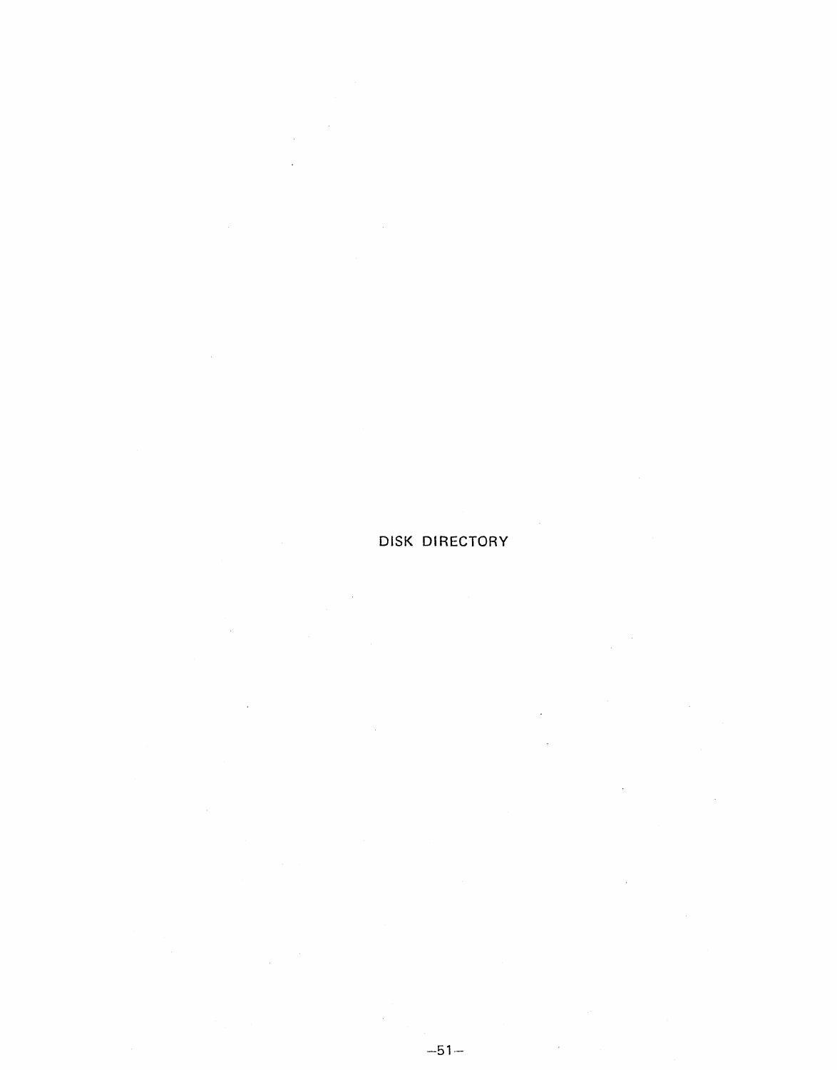# DISK DIRECTORY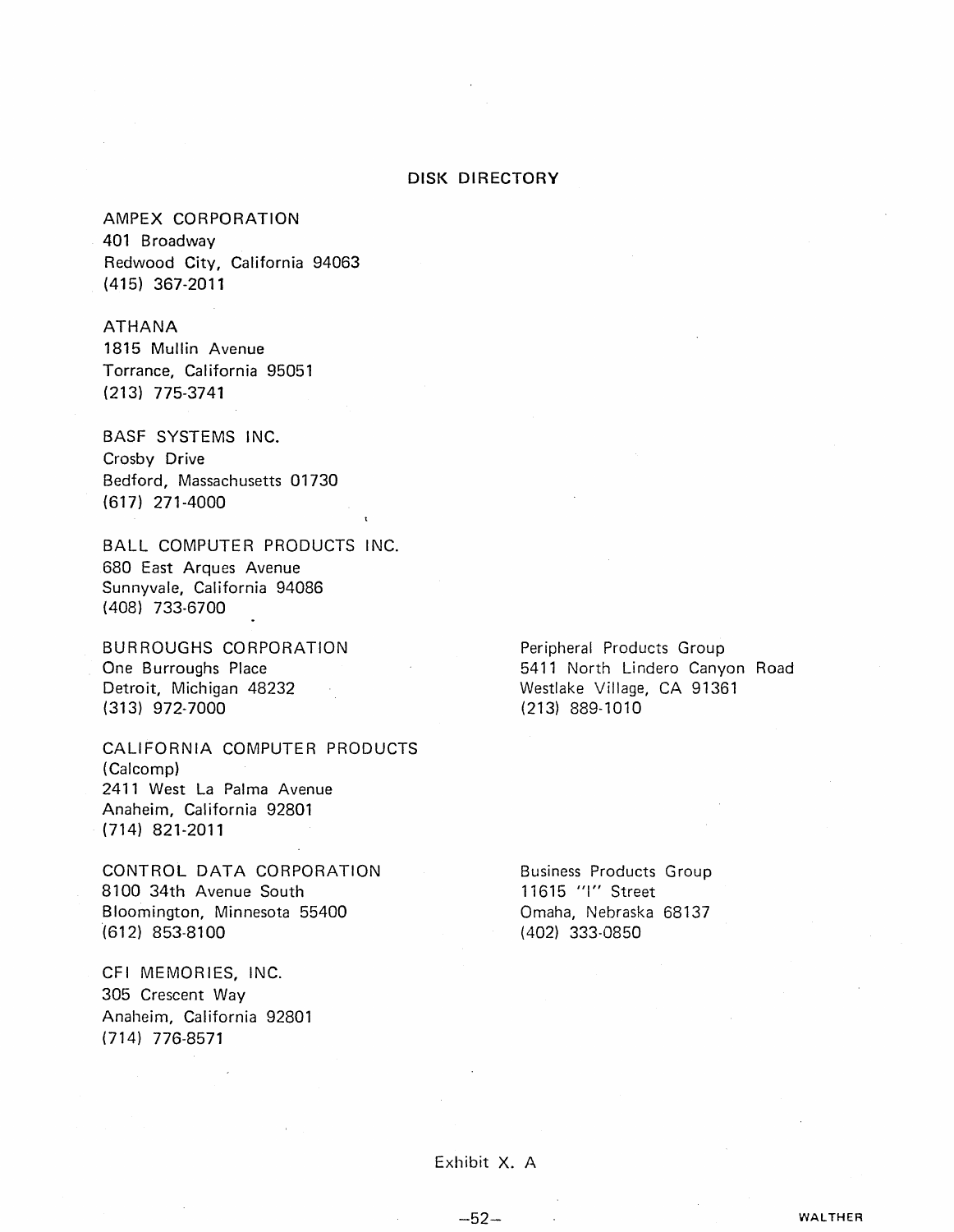# DISK DIRECTORY

AMPEX CORPORATION
401 Broadway
Redwood City, California 94063
(415) 367-2011

ATHANA
1815 Mullin Avenue
Torrance, California 95051
(213) 775-3741

BASF SYSTEMS INC.
Crosby Drive
Bedford, Massachusetts 01730
(617) 271-4000

BALL COMPUTER PRODUCTS INC.
680 East Arques Avenue
Sunnyvale, California 94086
(408) 733-6700

BURROUGHS CORPORATION
One Burroughs Place
Detroit, Michigan 48232
(313) 972-7000

Peripheral Products Group
5411 North Lindero Canyon Road
Westlake Village, CA 91361
(213) 889-1010

CALIFORNIA COMPUTER PRODUCTS
(Calcomp)
2411 West La Palma Avenue
Anaheim, California 92801
(714) 821-2011

CONTROL DATA CORPORATION
8100 34th Avenue South
Bloomington, Minnesota 55400
(612) 853-8100

Business Products Group
11615 "I" Street
Omaha, Nebraska 68137
(402) 333-0850

CFI MEMORIES, INC.
305 Crescent Way
Anaheim, California 92801
(714) 776-8571

Exhibit X. A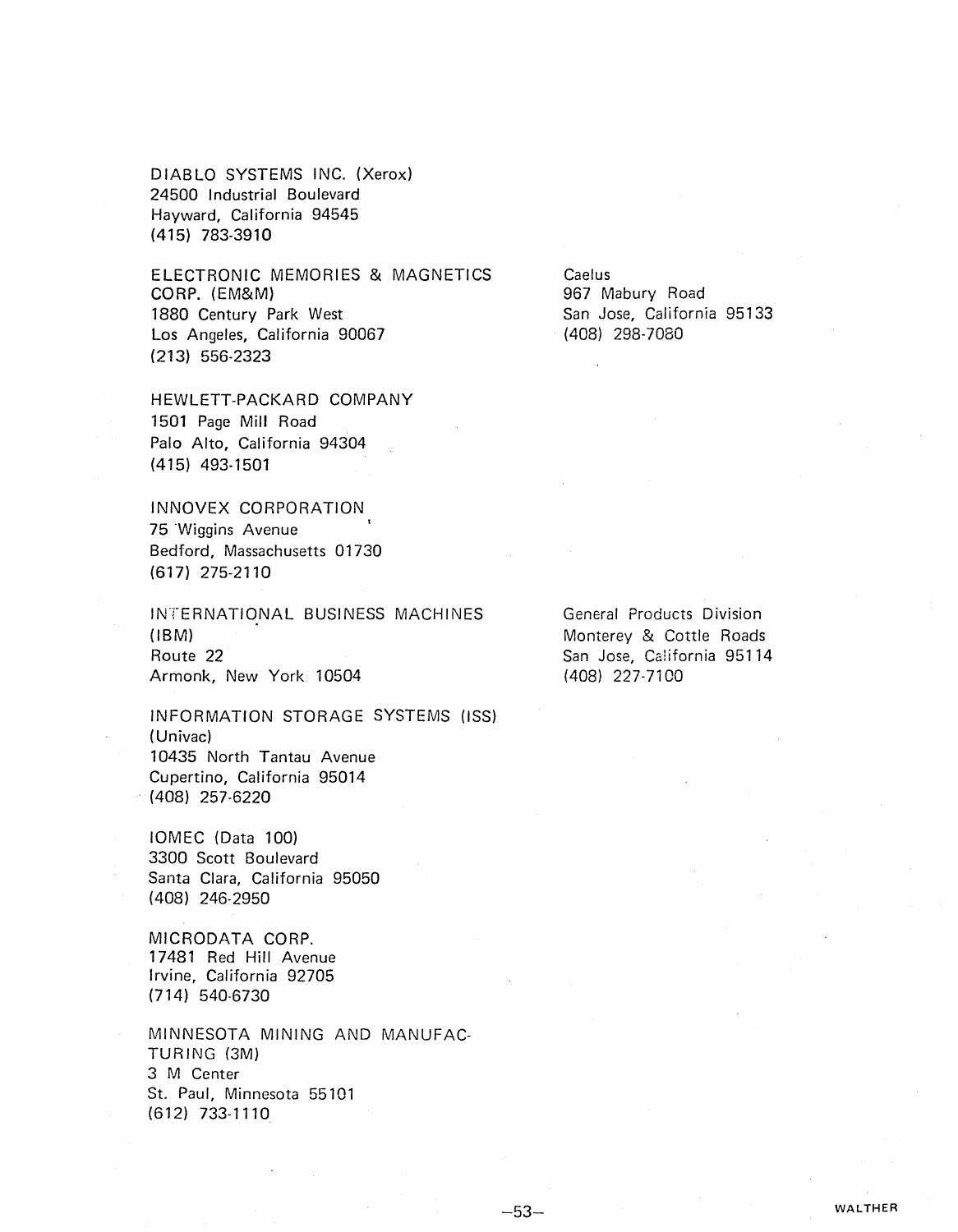DIABLO SYSTEMS INC. (Xerox)
24500 Industrial Boulevard
Hayward, California 94545
(415) 783-3910

ELECTRONIC MEMORIES & MAGNETICS CORP. (EM&M)
1880 Century Park West
Los Angeles, California 90067
(213) 556-2323

Caelus
967 Mabury Road
San Jose, California 95133
(408) 298-7080

HEWLETT-PACKARD COMPANY
1501 Page Mill Road
Palo Alto, California 94304
(415) 493-1501

INNOVEX CORPORATION
75 Wiggins Avenue
Bedford, Massachusetts 01730
(617) 275-2110

INTERNATIONAL BUSINESS MACHINES (IBM)
Route 22
Armonk, New York 10504

General Products Division
Monterey & Cottle Roads
San Jose, California 95114
(408) 227-7100

INFORMATION STORAGE SYSTEMS (ISS) (Univac)
10435 North Tantau Avenue
Cupertino, California 95014
(408) 257-6220

IOMEC (Data 100)
3300 Scott Boulevard
Santa Clara, California 95050
(408) 246-2950

MICRODATA CORP.
17481 Red Hill Avenue
Irvine, California 92705
(714) 540-6730

MINNESOTA MINING AND MANUFACTURING (3M)
3 M Center
St. Paul, Minnesota 55101
(612) 733-1110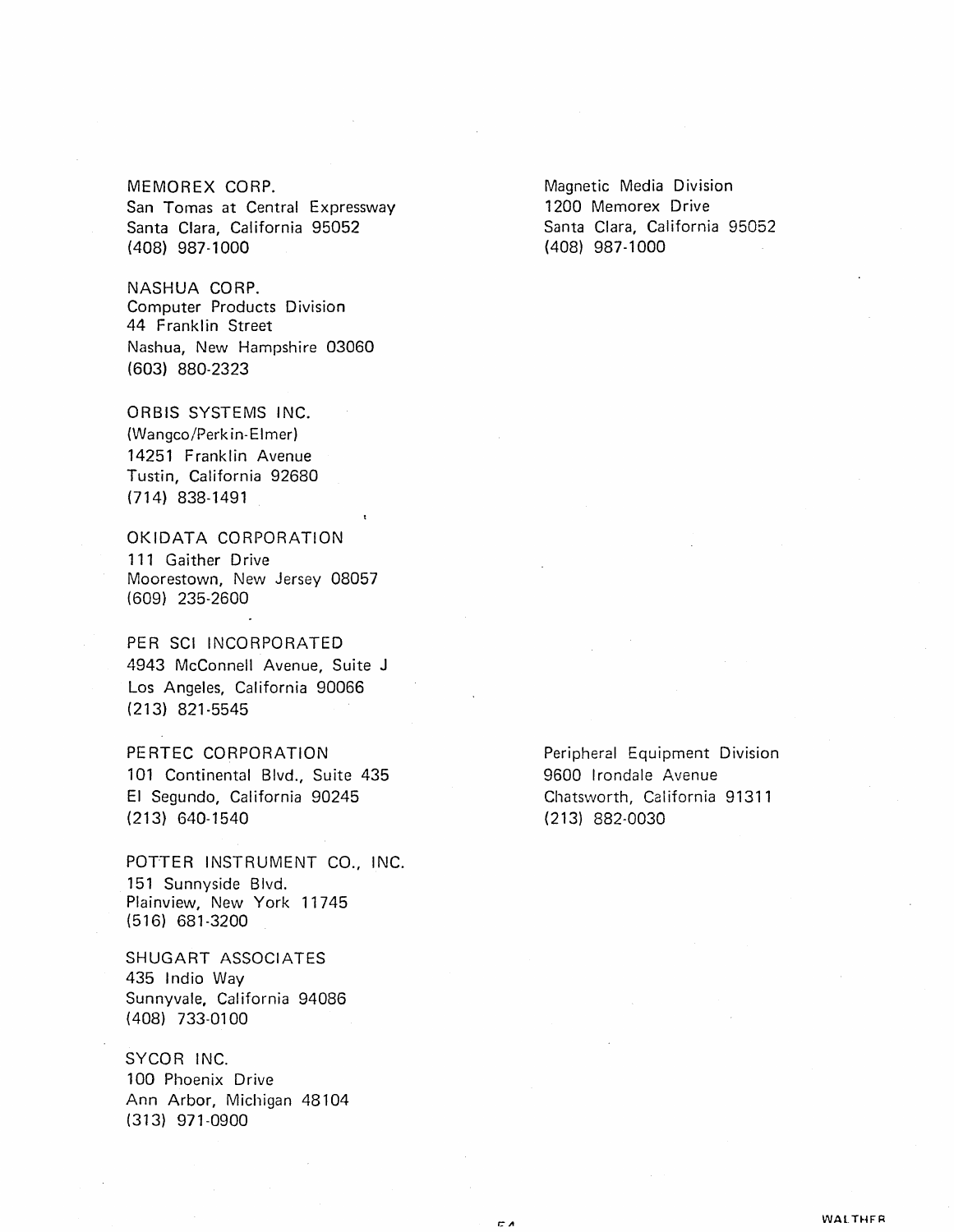MEMOREX CORP.
San Tomas at Central Expressway
Santa Clara, California 95052
(408) 987-1000

Magnetic Media Division
1200 Memorex Drive
Santa Clara, California 95052
(408) 987-1000

NASHUA CORP.
Computer Products Division
44 Franklin Street
Nashua, New Hampshire 03060
(603) 880-2323

ORBIS SYSTEMS INC.
(Wangco/Perkin-Elmer)
14251 Franklin Avenue
Tustin, California 92680
(714) 838-1491

OKIDATA CORPORATION
111 Gaither Drive
Moorestown, New Jersey 08057
(609) 235-2600

PER SCI INCORPORATED
4943 McConnell Avenue, Suite J
Los Angeles, California 90066
(213) 821-5545

PERTEC CORPORATION
101 Continental Blvd., Suite 435
El Segundo, California 90245
(213) 640-1540

Peripheral Equipment Division
9600 Irondale Avenue
Chatsworth, California 91311
(213) 882-0030

POTTER INSTRUMENT CO., INC.
151 Sunnyside Blvd.
Plainview, New York 11745
(516) 681-3200

SHUGART ASSOCIATES
435 Indio Way
Sunnyvale, California 94086
(408) 733-0100

SYCOR INC.
100 Phoenix Drive
Ann Arbor, Michigan 48104
(313) 971-0900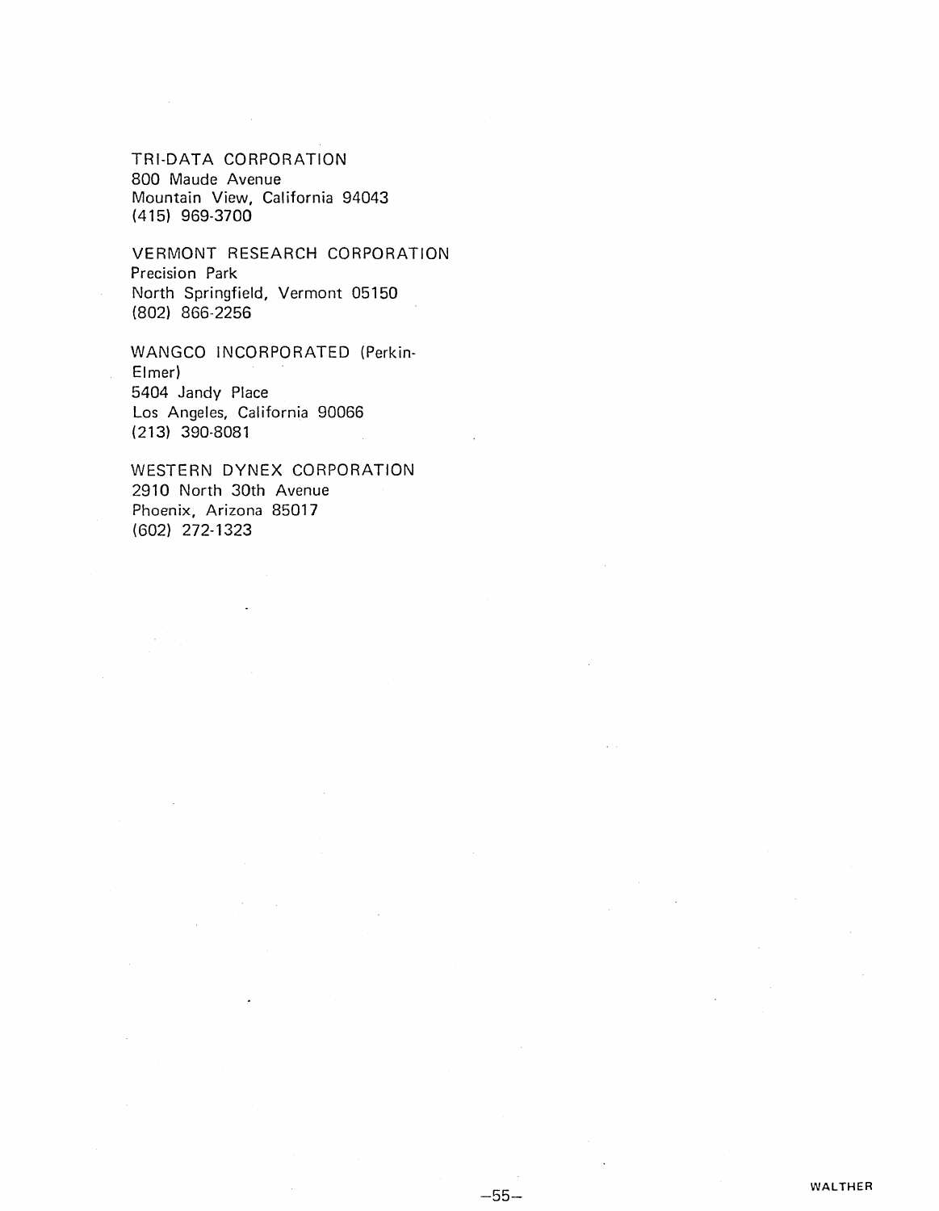TRI-DATA CORPORATION
800 Maude Avenue
Mountain View, California 94043
(415) 969-3700

VERMONT RESEARCH CORPORATION
Precision Park
North Springfield, Vermont 05150
(802) 866-2256

WANGCO INCORPORATED (Perkin-Elmer)
5404 Jandy Place
Los Angeles, California 90066
(213) 390-8081

WESTERN DYNEX CORPORATION
2910 North 30th Avenue
Phoenix, Arizona 85017
(602) 272-1323